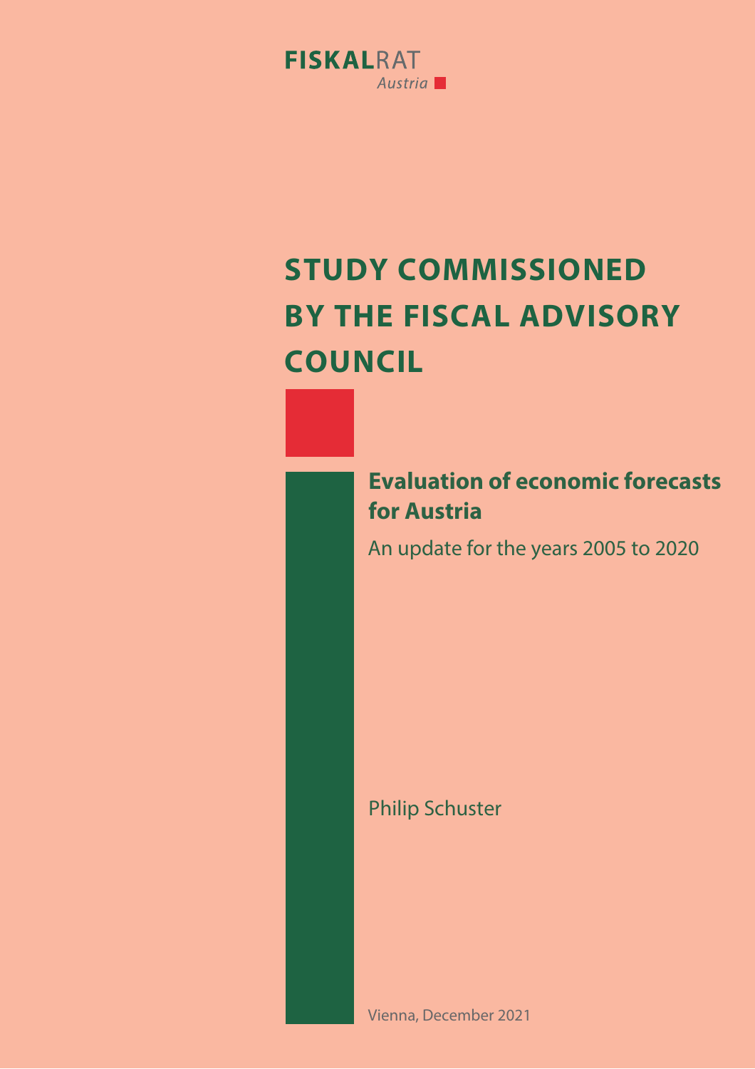FISKALRAT
*Austria*

# STUDY COMMISSIONED BY THE FISCAL ADVISORY COUNCIL

## Evaluation of economic forecasts for Austria

An update for the years 2005 to 2020

Philip Schuster

Vienna, December 2021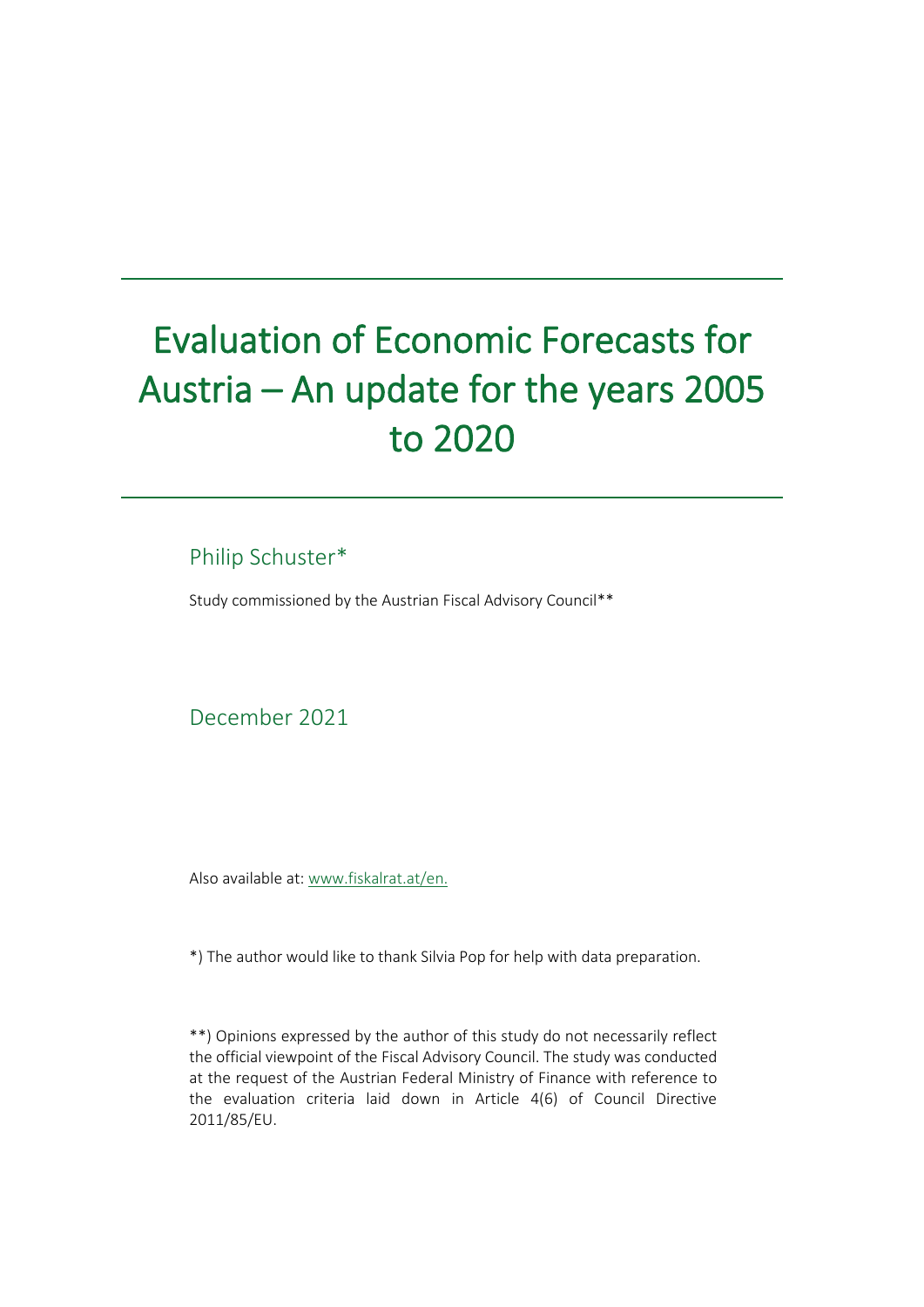# Evaluation of Economic Forecasts for Austria – An update for the years 2005 to 2020

Philip Schuster*

Study commissioned by the Austrian Fiscal Advisory Council**

December 2021

Also available at: www.fiskalrat.at/en.

*) The author would like to thank Silvia Pop for help with data preparation.

**) Opinions expressed by the author of this study do not necessarily reflect the official viewpoint of the Fiscal Advisory Council. The study was conducted at the request of the Austrian Federal Ministry of Finance with reference to the evaluation criteria laid down in Article 4(6) of Council Directive 2011/85/EU.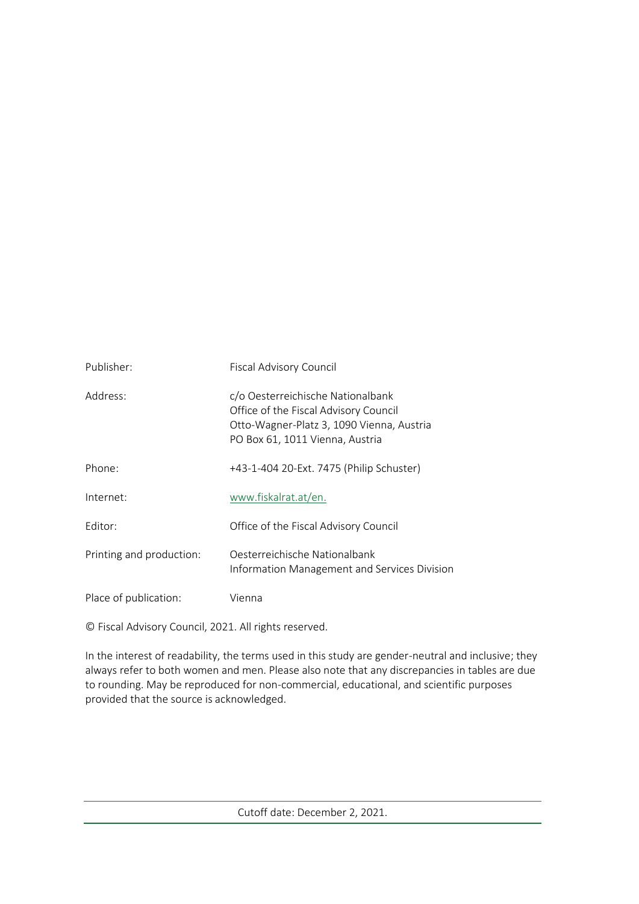| | |
|---|---|
| Publisher: | Fiscal Advisory Council |
| Address: | c/o Oesterreichische Nationalbank<br>Office of the Fiscal Advisory Council<br>Otto-Wagner-Platz 3, 1090 Vienna, Austria<br>PO Box 61, 1011 Vienna, Austria |
| Phone: | +43-1-404 20-Ext. 7475 (Philip Schuster) |
| Internet: | www.fiskalrat.at/en. |
| Editor: | Office of the Fiscal Advisory Council |
| Printing and production: | Oesterreichische Nationalbank<br>Information Management and Services Division |
| Place of publication: | Vienna |

© Fiscal Advisory Council, 2021. All rights reserved.

In the interest of readability, the terms used in this study are gender-neutral and inclusive; they always refer to both women and men. Please also note that any discrepancies in tables are due to rounding. May be reproduced for non-commercial, educational, and scientific purposes provided that the source is acknowledged.

Cutoff date: December 2, 2021.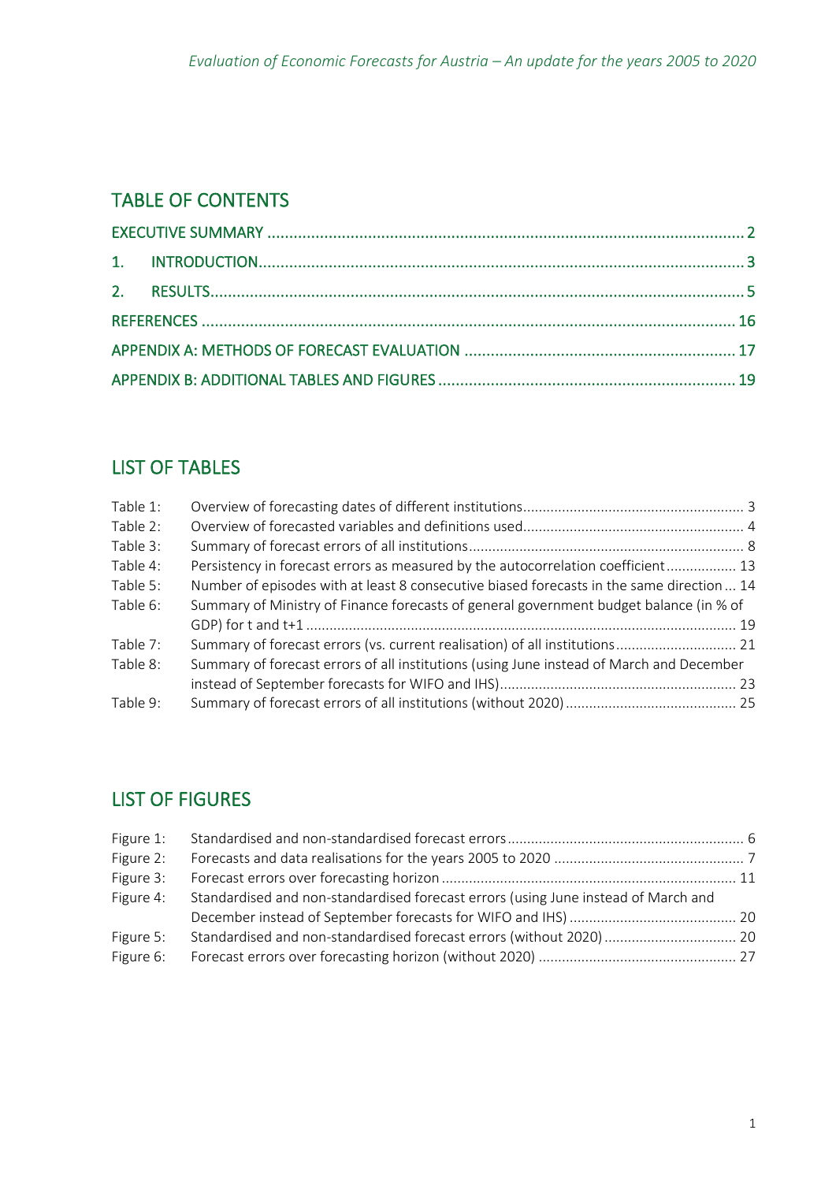## TABLE OF CONTENTS

EXECUTIVE SUMMARY ........................................................................................................... 2

1. INTRODUCTION............................................................................................................... 3

2. RESULTS.......................................................................................................................... 5

REFERENCES ......................................................................................................................... 16

APPENDIX A: METHODS OF FORECAST EVALUATION ............................................................. 17

APPENDIX B: ADDITIONAL TABLES AND FIGURES ................................................................... 19

## LIST OF TABLES

| | | |
|---|---|---|
| Table 1: | Overview of forecasting dates of different institutions | 3 |
| Table 2: | Overview of forecasted variables and definitions used | 4 |
| Table 3: | Summary of forecast errors of all institutions | 8 |
| Table 4: | Persistency in forecast errors as measured by the autocorrelation coefficient | 13 |
| Table 5: | Number of episodes with at least 8 consecutive biased forecasts in the same direction | 14 |
| Table 6: | Summary of Ministry of Finance forecasts of general government budget balance (in % of GDP) for t and t+1 | 19 |
| Table 7: | Summary of forecast errors (vs. current realisation) of all institutions | 21 |
| Table 8: | Summary of forecast errors of all institutions (using June instead of March and December instead of September forecasts for WIFO and IHS) | 23 |
| Table 9: | Summary of forecast errors of all institutions (without 2020) | 25 |

## LIST OF FIGURES

| | | |
|---|---|---|
| Figure 1: | Standardised and non-standardised forecast errors | 6 |
| Figure 2: | Forecasts and data realisations for the years 2005 to 2020 | 7 |
| Figure 3: | Forecast errors over forecasting horizon | 11 |
| Figure 4: | Standardised and non-standardised forecast errors (using June instead of March and December instead of September forecasts for WIFO and IHS) | 20 |
| Figure 5: | Standardised and non-standardised forecast errors (without 2020) | 20 |
| Figure 6: | Forecast errors over forecasting horizon (without 2020) | 27 |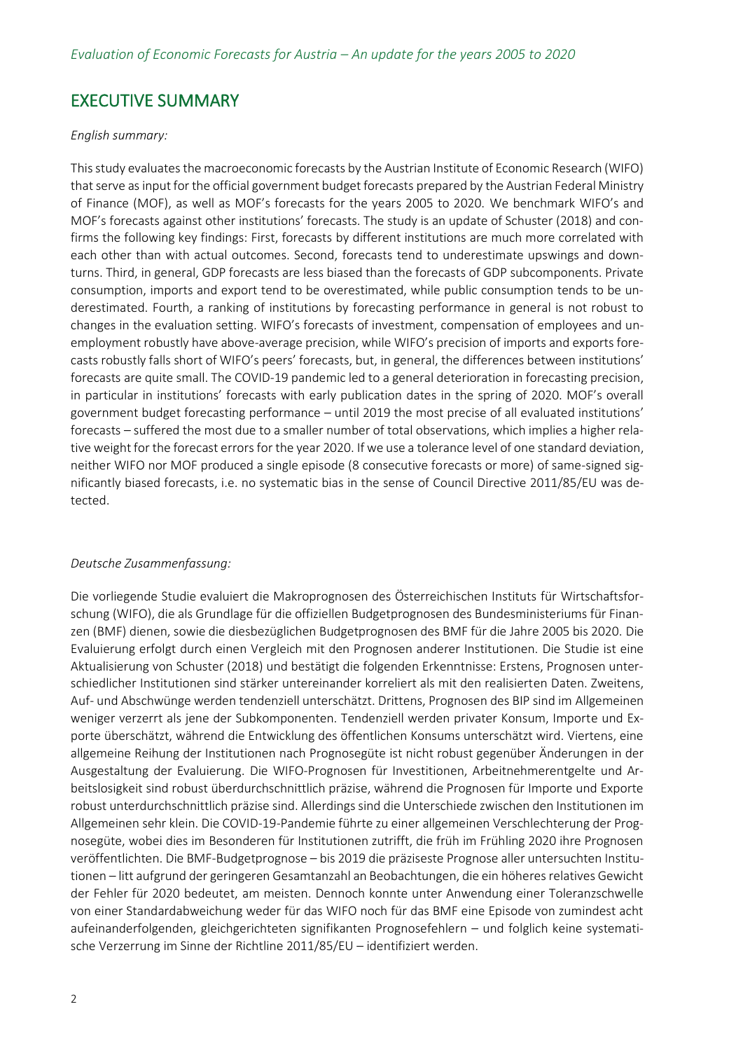## EXECUTIVE SUMMARY

*English summary:*

This study evaluates the macroeconomic forecasts by the Austrian Institute of Economic Research (WIFO) that serve as input for the official government budget forecasts prepared by the Austrian Federal Ministry of Finance (MOF), as well as MOF's forecasts for the years 2005 to 2020. We benchmark WIFO's and MOF's forecasts against other institutions' forecasts. The study is an update of Schuster (2018) and confirms the following key findings: First, forecasts by different institutions are much more correlated with each other than with actual outcomes. Second, forecasts tend to underestimate upswings and downturns. Third, in general, GDP forecasts are less biased than the forecasts of GDP subcomponents. Private consumption, imports and export tend to be overestimated, while public consumption tends to be underestimated. Fourth, a ranking of institutions by forecasting performance in general is not robust to changes in the evaluation setting. WIFO's forecasts of investment, compensation of employees and unemployment robustly have above-average precision, while WIFO's precision of imports and exports forecasts robustly falls short of WIFO's peers' forecasts, but, in general, the differences between institutions' forecasts are quite small. The COVID-19 pandemic led to a general deterioration in forecasting precision, in particular in institutions' forecasts with early publication dates in the spring of 2020. MOF's overall government budget forecasting performance – until 2019 the most precise of all evaluated institutions' forecasts – suffered the most due to a smaller number of total observations, which implies a higher relative weight for the forecast errors for the year 2020. If we use a tolerance level of one standard deviation, neither WIFO nor MOF produced a single episode (8 consecutive forecasts or more) of same-signed significantly biased forecasts, i.e. no systematic bias in the sense of Council Directive 2011/85/EU was detected.

*Deutsche Zusammenfassung:*

Die vorliegende Studie evaluiert die Makroprognosen des Österreichischen Instituts für Wirtschaftsforschung (WIFO), die als Grundlage für die offiziellen Budgetprognosen des Bundesministeriums für Finanzen (BMF) dienen, sowie die diesbezüglichen Budgetprognosen des BMF für die Jahre 2005 bis 2020. Die Evaluierung erfolgt durch einen Vergleich mit den Prognosen anderer Institutionen. Die Studie ist eine Aktualisierung von Schuster (2018) und bestätigt die folgenden Erkenntnisse: Erstens, Prognosen unterschiedlicher Institutionen sind stärker untereinander korreliert als mit den realisierten Daten. Zweitens, Auf- und Abschwünge werden tendenziell unterschätzt. Drittens, Prognosen des BIP sind im Allgemeinen weniger verzerrt als jene der Subkomponenten. Tendenziell werden privater Konsum, Importe und Exporte überschätzt, während die Entwicklung des öffentlichen Konsums unterschätzt wird. Viertens, eine allgemeine Reihung der Institutionen nach Prognosegüte ist nicht robust gegenüber Änderungen in der Ausgestaltung der Evaluierung. Die WIFO-Prognosen für Investitionen, Arbeitnehmerentgelte und Arbeitslosigkeit sind robust überdurchschnittlich präzise, während die Prognosen für Importe und Exporte robust unterdurchschnittlich präzise sind. Allerdings sind die Unterschiede zwischen den Institutionen im Allgemeinen sehr klein. Die COVID-19-Pandemie führte zu einer allgemeinen Verschlechterung der Prognosegüte, wobei dies im Besonderen für Institutionen zutrifft, die früh im Frühling 2020 ihre Prognosen veröffentlichten. Die BMF-Budgetprognose – bis 2019 die präziseste Prognose aller untersuchten Institutionen – litt aufgrund der geringeren Gesamtanzahl an Beobachtungen, die ein höheres relatives Gewicht der Fehler für 2020 bedeutet, am meisten. Dennoch konnte unter Anwendung einer Toleranzschwelle von einer Standardabweichung weder für das WIFO noch für das BMF eine Episode von zumindest acht aufeinanderfolgenden, gleichgerichteten signifikanten Prognosefehlern – und folglich keine systematische Verzerrung im Sinne der Richtlinie 2011/85/EU – identifiziert werden.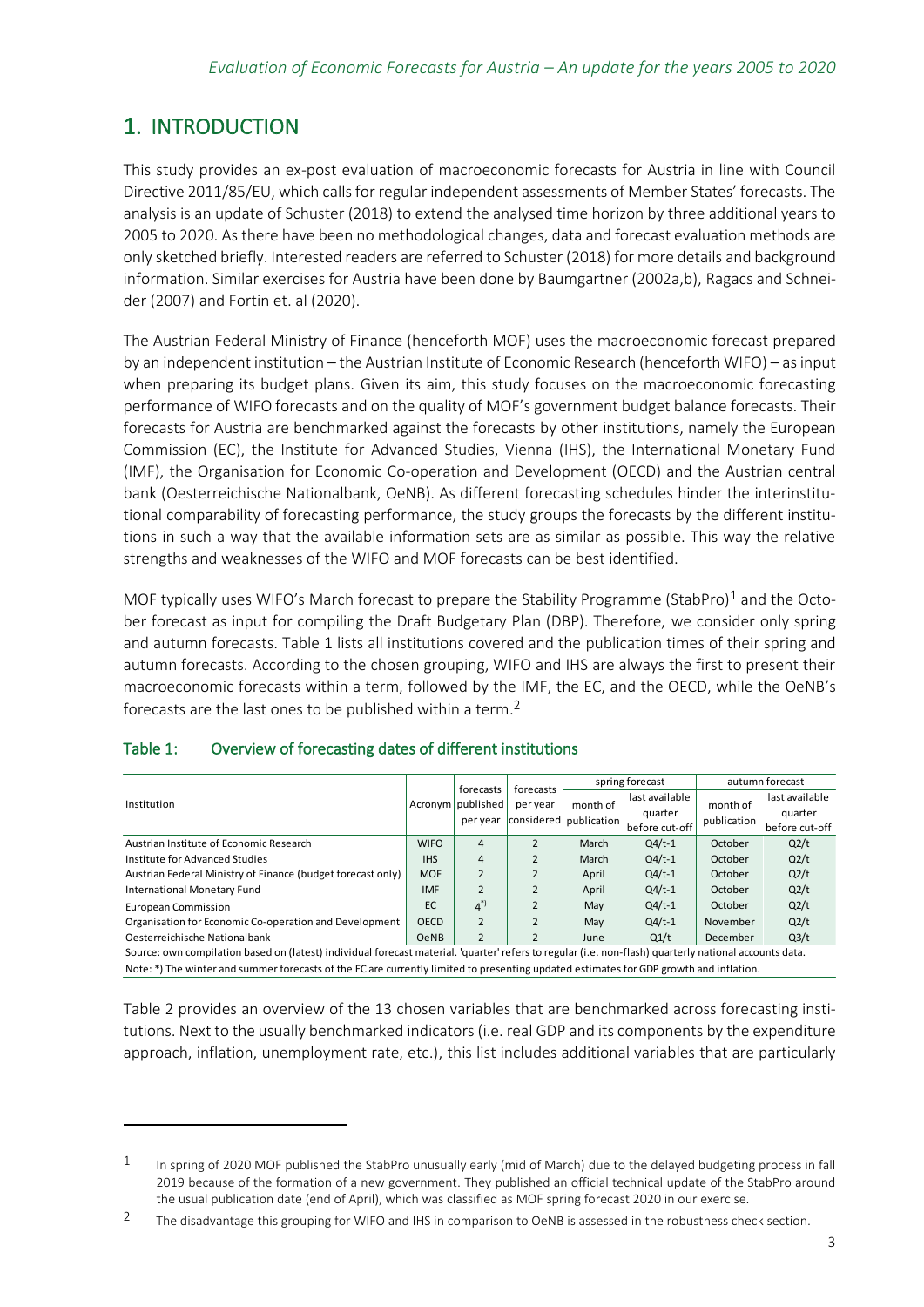# 1. INTRODUCTION

This study provides an ex-post evaluation of macroeconomic forecasts for Austria in line with Council Directive 2011/85/EU, which calls for regular independent assessments of Member States' forecasts. The analysis is an update of Schuster (2018) to extend the analysed time horizon by three additional years to 2005 to 2020. As there have been no methodological changes, data and forecast evaluation methods are only sketched briefly. Interested readers are referred to Schuster (2018) for more details and background information. Similar exercises for Austria have been done by Baumgartner (2002a,b), Ragacs and Schneider (2007) and Fortin et. al (2020).

The Austrian Federal Ministry of Finance (henceforth MOF) uses the macroeconomic forecast prepared by an independent institution – the Austrian Institute of Economic Research (henceforth WIFO) – as input when preparing its budget plans. Given its aim, this study focuses on the macroeconomic forecasting performance of WIFO forecasts and on the quality of MOF's government budget balance forecasts. Their forecasts for Austria are benchmarked against the forecasts by other institutions, namely the European Commission (EC), the Institute for Advanced Studies, Vienna (IHS), the International Monetary Fund (IMF), the Organisation for Economic Co-operation and Development (OECD) and the Austrian central bank (Oesterreichische Nationalbank, OeNB). As different forecasting schedules hinder the interinstitutional comparability of forecasting performance, the study groups the forecasts by the different institutions in such a way that the available information sets are as similar as possible. This way the relative strengths and weaknesses of the WIFO and MOF forecasts can be best identified.

MOF typically uses WIFO's March forecast to prepare the Stability Programme (StabPro)[1] and the October forecast as input for compiling the Draft Budgetary Plan (DBP). Therefore, we consider only spring and autumn forecasts. Table 1 lists all institutions covered and the publication times of their spring and autumn forecasts. According to the chosen grouping, WIFO and IHS are always the first to present their macroeconomic forecasts within a term, followed by the IMF, the EC, and the OECD, while the OeNB's forecasts are the last ones to be published within a term.[2]

## Table 1: Overview of forecasting dates of different institutions

| Institution | Acronym | forecasts published per year | forecasts per year considered | spring forecast | | autumn forecast | |
|---|---|---|---|---|---|---|---|
| | | | | month of publication | last available quarter before cut-off | month of publication | last available quarter before cut-off |
| Austrian Institute of Economic Research | WIFO | 4 | 2 | March | Q4/t-1 | October | Q2/t |
| Institute for Advanced Studies | IHS | 4 | 2 | March | Q4/t-1 | October | Q2/t |
| Austrian Federal Ministry of Finance (budget forecast only) | MOF | 2 | 2 | April | Q4/t-1 | October | Q2/t |
| International Monetary Fund | IMF | 2 | 2 | April | Q4/t-1 | October | Q2/t |
| European Commission | EC | 4*) | 2 | May | Q4/t-1 | October | Q2/t |
| Organisation for Economic Co-operation and Development | OECD | 2 | 2 | May | Q4/t-1 | November | Q2/t |
| Oesterreichische Nationalbank | OeNB | 2 | 2 | June | Q1/t | December | Q3/t |

Source: own compilation based on (latest) individual forecast material. 'quarter' refers to regular (i.e. non-flash) quarterly national accounts data.
Note: *) The winter and summer forecasts of the EC are currently limited to presenting updated estimates for GDP growth and inflation.

Table 2 provides an overview of the 13 chosen variables that are benchmarked across forecasting institutions. Next to the usually benchmarked indicators (i.e. real GDP and its components by the expenditure approach, inflation, unemployment rate, etc.), this list includes additional variables that are particularly

---

[1] In spring of 2020 MOF published the StabPro unusually early (mid of March) due to the delayed budgeting process in fall 2019 because of the formation of a new government. They published an official technical update of the StabPro around the usual publication date (end of April), which was classified as MOF spring forecast 2020 in our exercise.

[2] The disadvantage this grouping for WIFO and IHS in comparison to OeNB is assessed in the robustness check section.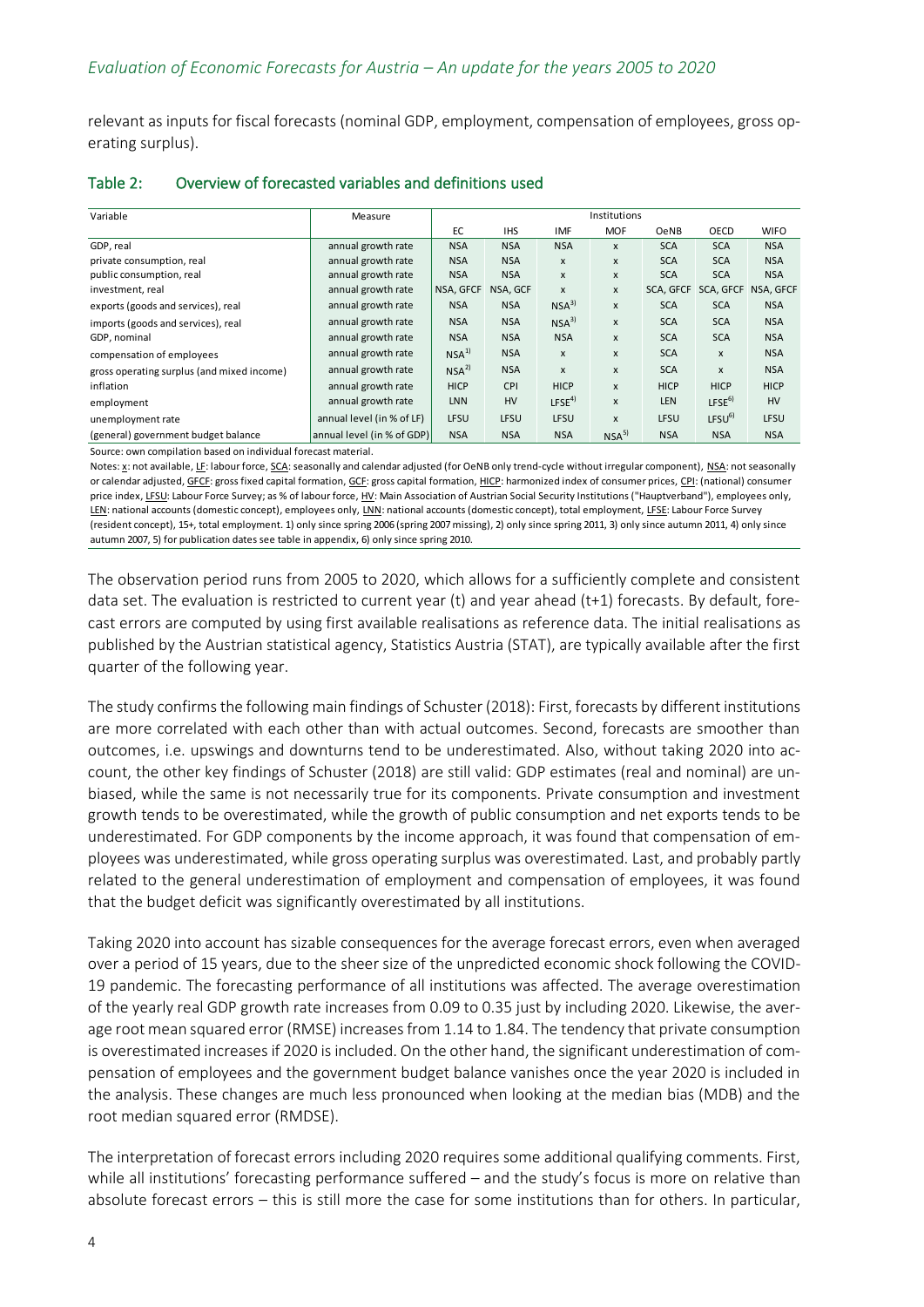relevant as inputs for fiscal forecasts (nominal GDP, employment, compensation of employees, gross operating surplus).

## Table 2: Overview of forecasted variables and definitions used

| Variable | Measure | Institutions | | | | | | |
|---|---|---|---|---|---|---|---|---|
| | | EC | IHS | IMF | MOF | OeNB | OECD | WIFO |
| GDP, real | annual growth rate | NSA | NSA | NSA | x | SCA | SCA | NSA |
| private consumption, real | annual growth rate | NSA | NSA | x | x | SCA | SCA | NSA |
| public consumption, real | annual growth rate | NSA | NSA | x | x | SCA | SCA | NSA |
| investment, real | annual growth rate | NSA, GFCF | NSA, GCF | x | x | SCA, GFCF | SCA, GFCF | NSA, GFCF |
| exports (goods and services), real | annual growth rate | NSA | NSA | NSA[3)] | x | SCA | SCA | NSA |
| imports (goods and services), real | annual growth rate | NSA | NSA | NSA[3)] | x | SCA | SCA | NSA |
| GDP, nominal | annual growth rate | NSA | NSA | NSA | x | SCA | SCA | NSA |
| compensation of employees | annual growth rate | NSA[1)] | NSA | x | x | SCA | x | NSA |
| gross operating surplus (and mixed income) | annual growth rate | NSA[2)] | NSA | x | x | SCA | x | NSA |
| inflation | annual growth rate | HICP | CPI | HICP | x | HICP | HICP | HICP |
| employment | annual growth rate | LNN | HV | LFSE[4)] | x | LEN | LFSE[6)] | HV |
| unemployment rate | annual level (in % of LF) | LFSU | LFSU | LFSU | x | LFSU | LFSU[6)] | LFSU |
| (general) government budget balance | annual level (in % of GDP) | NSA | NSA | NSA | NSA[5)] | NSA | NSA | NSA |

Source: own compilation based on individual forecast material.

Notes: x: not available, LF: labour force, SCA: seasonally and calendar adjusted (for OeNB only trend-cycle without irregular component), NSA: not seasonally or calendar adjusted, GFCF: gross fixed capital formation, GCF: gross capital formation, HICP: harmonized index of consumer prices, CPI: (national) consumer price index, LFSU: Labour Force Survey; as % of labour force, HV: Main Association of Austrian Social Security Institutions ("Hauptverband"), employees only, LEN: national accounts (domestic concept), employees only, LNN: national accounts (domestic concept), total employment, LFSE: Labour Force Survey (resident concept), 15+, total employment. 1) only since spring 2006 (spring 2007 missing), 2) only since spring 2011, 3) only since autumn 2011, 4) only since autumn 2007, 5) for publication dates see table in appendix, 6) only since spring 2010.

The observation period runs from 2005 to 2020, which allows for a sufficiently complete and consistent data set. The evaluation is restricted to current year (t) and year ahead (t+1) forecasts. By default, forecast errors are computed by using first available realisations as reference data. The initial realisations as published by the Austrian statistical agency, Statistics Austria (STAT), are typically available after the first quarter of the following year.

The study confirms the following main findings of Schuster (2018): First, forecasts by different institutions are more correlated with each other than with actual outcomes. Second, forecasts are smoother than outcomes, i.e. upswings and downturns tend to be underestimated. Also, without taking 2020 into account, the other key findings of Schuster (2018) are still valid: GDP estimates (real and nominal) are unbiased, while the same is not necessarily true for its components. Private consumption and investment growth tends to be overestimated, while the growth of public consumption and net exports tends to be underestimated. For GDP components by the income approach, it was found that compensation of employees was underestimated, while gross operating surplus was overestimated. Last, and probably partly related to the general underestimation of employment and compensation of employees, it was found that the budget deficit was significantly overestimated by all institutions.

Taking 2020 into account has sizable consequences for the average forecast errors, even when averaged over a period of 15 years, due to the sheer size of the unpredicted economic shock following the COVID-19 pandemic. The forecasting performance of all institutions was affected. The average overestimation of the yearly real GDP growth rate increases from 0.09 to 0.35 just by including 2020. Likewise, the average root mean squared error (RMSE) increases from 1.14 to 1.84. The tendency that private consumption is overestimated increases if 2020 is included. On the other hand, the significant underestimation of compensation of employees and the government budget balance vanishes once the year 2020 is included in the analysis. These changes are much less pronounced when looking at the median bias (MDB) and the root median squared error (RMDSE).

The interpretation of forecast errors including 2020 requires some additional qualifying comments. First, while all institutions' forecasting performance suffered – and the study's focus is more on relative than absolute forecast errors – this is still more the case for some institutions than for others. In particular,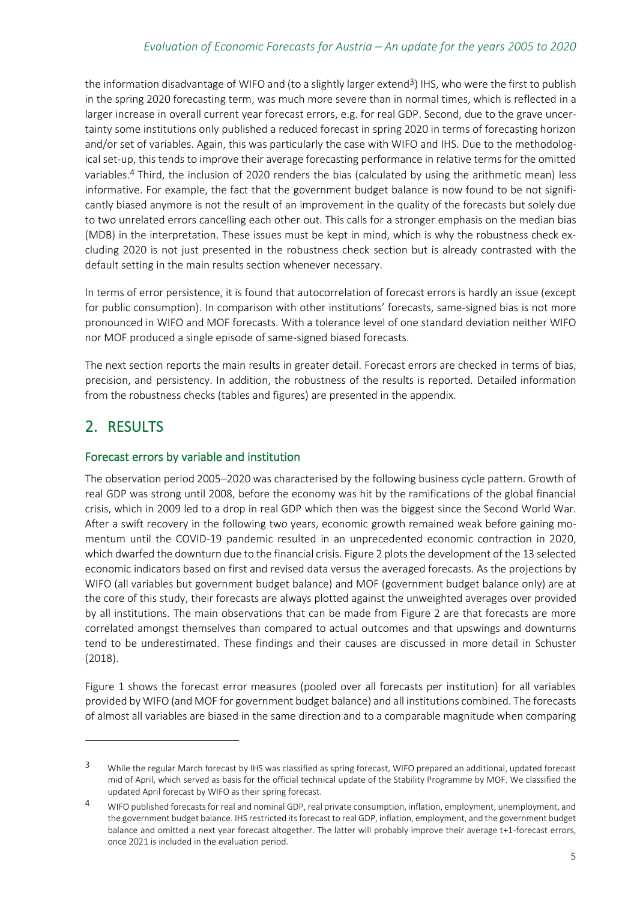the information disadvantage of WIFO and (to a slightly larger extend[3]) IHS, who were the first to publish in the spring 2020 forecasting term, was much more severe than in normal times, which is reflected in a larger increase in overall current year forecast errors, e.g. for real GDP. Second, due to the grave uncertainty some institutions only published a reduced forecast in spring 2020 in terms of forecasting horizon and/or set of variables. Again, this was particularly the case with WIFO and IHS. Due to the methodological set-up, this tends to improve their average forecasting performance in relative terms for the omitted variables.[4] Third, the inclusion of 2020 renders the bias (calculated by using the arithmetic mean) less informative. For example, the fact that the government budget balance is now found to be not significantly biased anymore is not the result of an improvement in the quality of the forecasts but solely due to two unrelated errors cancelling each other out. This calls for a stronger emphasis on the median bias (MDB) in the interpretation. These issues must be kept in mind, which is why the robustness check excluding 2020 is not just presented in the robustness check section but is already contrasted with the default setting in the main results section whenever necessary.

In terms of error persistence, it is found that autocorrelation of forecast errors is hardly an issue (except for public consumption). In comparison with other institutions' forecasts, same-signed bias is not more pronounced in WIFO and MOF forecasts. With a tolerance level of one standard deviation neither WIFO nor MOF produced a single episode of same-signed biased forecasts.

The next section reports the main results in greater detail. Forecast errors are checked in terms of bias, precision, and persistency. In addition, the robustness of the results is reported. Detailed information from the robustness checks (tables and figures) are presented in the appendix.

## 2. RESULTS

### Forecast errors by variable and institution

The observation period 2005–2020 was characterised by the following business cycle pattern. Growth of real GDP was strong until 2008, before the economy was hit by the ramifications of the global financial crisis, which in 2009 led to a drop in real GDP which then was the biggest since the Second World War. After a swift recovery in the following two years, economic growth remained weak before gaining momentum until the COVID-19 pandemic resulted in an unprecedented economic contraction in 2020, which dwarfed the downturn due to the financial crisis. Figure 2 plots the development of the 13 selected economic indicators based on first and revised data versus the averaged forecasts. As the projections by WIFO (all variables but government budget balance) and MOF (government budget balance only) are at the core of this study, their forecasts are always plotted against the unweighted averages over provided by all institutions. The main observations that can be made from Figure 2 are that forecasts are more correlated amongst themselves than compared to actual outcomes and that upswings and downturns tend to be underestimated. These findings and their causes are discussed in more detail in Schuster (2018).

Figure 1 shows the forecast error measures (pooled over all forecasts per institution) for all variables provided by WIFO (and MOF for government budget balance) and all institutions combined. The forecasts of almost all variables are biased in the same direction and to a comparable magnitude when comparing

---

[3] While the regular March forecast by IHS was classified as spring forecast, WIFO prepared an additional, updated forecast mid of April, which served as basis for the official technical update of the Stability Programme by MOF. We classified the updated April forecast by WIFO as their spring forecast.

[4] WIFO published forecasts for real and nominal GDP, real private consumption, inflation, employment, unemployment, and the government budget balance. IHS restricted its forecast to real GDP, inflation, employment, and the government budget balance and omitted a next year forecast altogether. The latter will probably improve their average t+1-forecast errors, once 2021 is included in the evaluation period.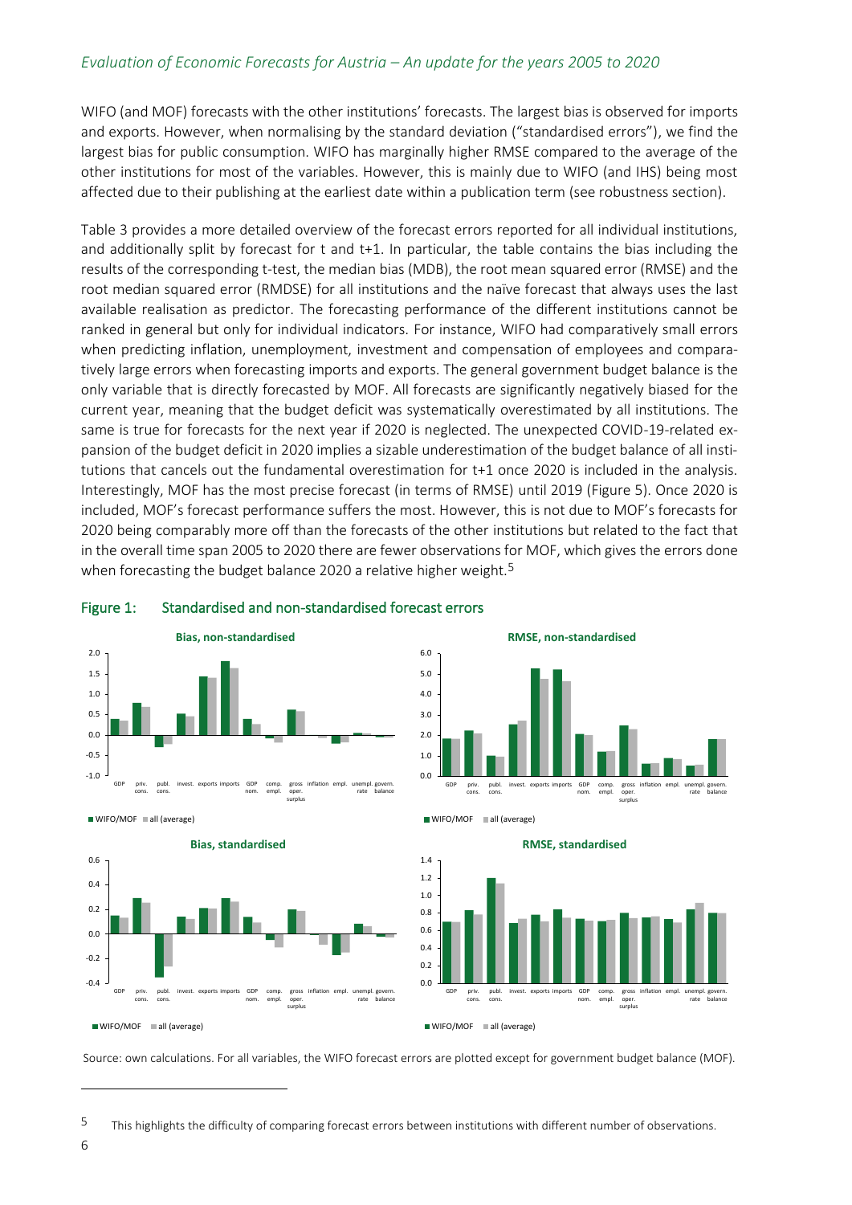WIFO (and MOF) forecasts with the other institutions' forecasts. The largest bias is observed for imports and exports. However, when normalising by the standard deviation ("standardised errors"), we find the largest bias for public consumption. WIFO has marginally higher RMSE compared to the average of the other institutions for most of the variables. However, this is mainly due to WIFO (and IHS) being most affected due to their publishing at the earliest date within a publication term (see robustness section).

Table 3 provides a more detailed overview of the forecast errors reported for all individual institutions, and additionally split by forecast for t and t+1. In particular, the table contains the bias including the results of the corresponding t-test, the median bias (MDB), the root mean squared error (RMSE) and the root median squared error (RMDSE) for all institutions and the naïve forecast that always uses the last available realisation as predictor. The forecasting performance of the different institutions cannot be ranked in general but only for individual indicators. For instance, WIFO had comparatively small errors when predicting inflation, unemployment, investment and compensation of employees and comparatively large errors when forecasting imports and exports. The general government budget balance is the only variable that is directly forecasted by MOF. All forecasts are significantly negatively biased for the current year, meaning that the budget deficit was systematically overestimated by all institutions. The same is true for forecasts for the next year if 2020 is neglected. The unexpected COVID-19-related expansion of the budget deficit in 2020 implies a sizable underestimation of the budget balance of all institutions that cancels out the fundamental overestimation for t+1 once 2020 is included in the analysis. Interestingly, MOF has the most precise forecast (in terms of RMSE) until 2019 (Figure 5). Once 2020 is included, MOF's forecast performance suffers the most. However, this is not due to MOF's forecasts for 2020 being comparably more off than the forecasts of the other institutions but related to the fact that in the overall time span 2005 to 2020 there are fewer observations for MOF, which gives the errors done when forecasting the budget balance 2020 a relative higher weight.[5]

Figure 1: Standardised and non-standardised forecast errors

Source: own calculations. For all variables, the WIFO forecast errors are plotted except for government budget balance (MOF).

[5] This highlights the difficulty of comparing forecast errors between institutions with different number of observations.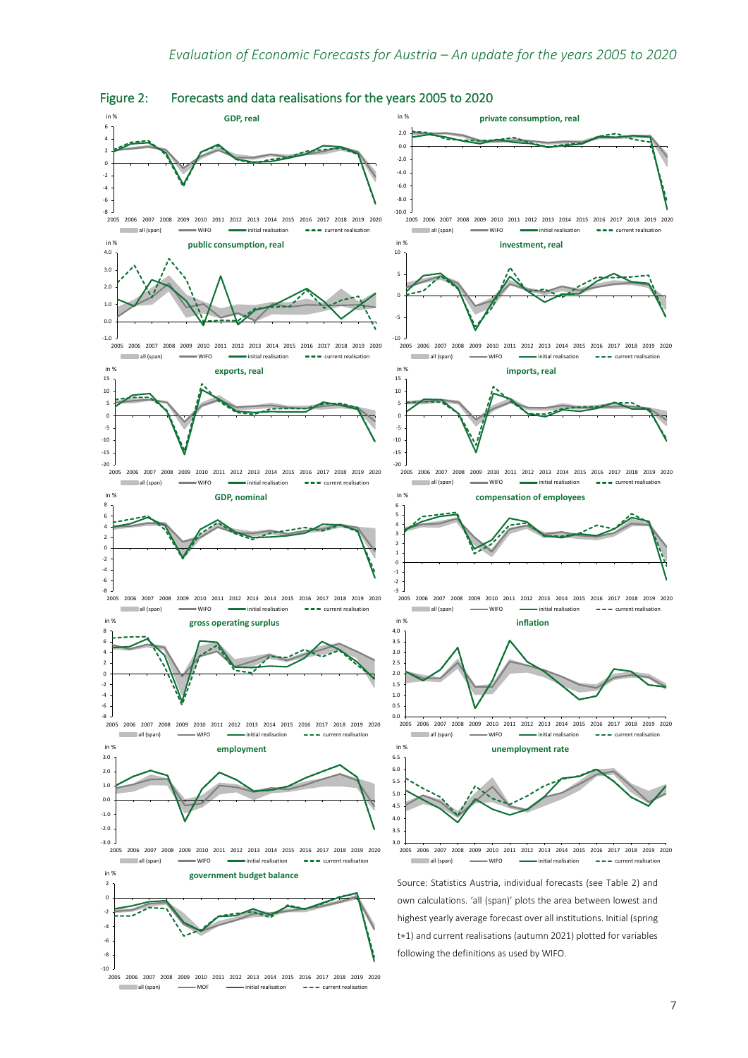## Figure 2: Forecasts and data realisations for the years 2005 to 2020

Source: Statistics Austria, individual forecasts (see Table 2) and own calculations. 'all (span)' plots the area between lowest and highest yearly average forecast over all institutions. Initial (spring t+1) and current realisations (autumn 2021) plotted for variables following the definitions as used by WIFO.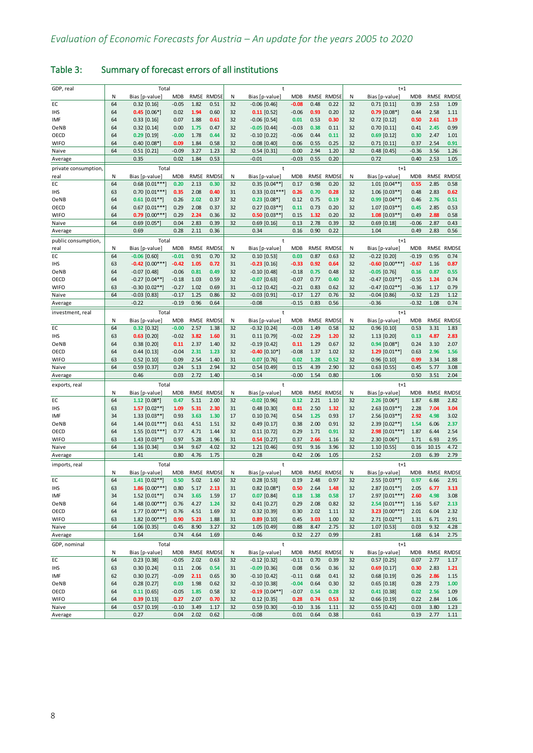## Table 3: Summary of forecast errors of all institutions

| GDP, real | Total | | | | | t | | | | | t+1 | | | | |
|---|---|---|---|---|---|---|---|---|---|---|---|---|---|---|---|
| | N | Bias [p-value] | MDB | RMSE | RMDSE | N | Bias [p-value] | MDB | RMSE | RMDSE | N | Bias [p-value] | MDB | RMSE | RMDSE |
| EC | 64 | 0.32 [0.16] | -0.05 | 1.82 | 0.51 | 32 | -0.06 [0.46] | -0.08 | 0.48 | 0.22 | 32 | 0.71 [0.11] | 0.39 | 2.53 | 1.09 |
| IHS | 64 | 0.45 [0.06*] | 0.02 | 1.94 | 0.60 | 32 | 0.11 [0.52] | -0.06 | 0.93 | 0.20 | 32 | 0.79 [0.08*] | 0.44 | 2.58 | 1.11 |
| IMF | 64 | 0.33 [0.16] | 0.07 | 1.88 | 0.61 | 32 | -0.06 [0.54] | 0.01 | 0.53 | 0.30 | 32 | 0.72 [0.12] | 0.50 | 2.61 | 1.19 |
| OeNB | 64 | 0.32 [0.14] | 0.00 | 1.75 | 0.47 | 32 | -0.05 [0.44] | -0.03 | 0.38 | 0.11 | 32 | 0.70 [0.11] | 0.41 | 2.45 | 0.99 |
| OECD | 64 | 0.29 [0.19] | -0.00 | 1.78 | 0.44 | 32 | -0.10 [0.22] | -0.06 | 0.44 | 0.11 | 32 | 0.69 [0.12] | 0.30 | 2.47 | 1.01 |
| WIFO | 64 | 0.40 [0.08*] | 0.09 | 1.84 | 0.58 | 32 | 0.08 [0.40] | 0.06 | 0.55 | 0.25 | 32 | 0.71 [0.11] | 0.37 | 2.54 | 0.91 |
| Naive | 64 | 0.51 [0.21] | -0.09 | 3.27 | 1.23 | 32 | 0.54 [0.31] | 0.00 | 2.94 | 1.20 | 32 | 0.48 [0.45] | -0.36 | 3.56 | 1.26 |
| Average | | 0.35 | 0.02 | 1.84 | 0.53 | | -0.01 | -0.03 | 0.55 | 0.20 | | 0.72 | 0.40 | 2.53 | 1.05 |

| private consumption, real | Total | | | | | t | | | | | t+1 | | | | |
|---|---|---|---|---|---|---|---|---|---|---|---|---|---|---|---|
| | N | Bias [p-value] | MDB | RMSE | RMDSE | N | Bias [p-value] | MDB | RMSE | RMDSE | N | Bias [p-value] | MDB | RMSE | RMDSE |
| EC | 64 | 0.68 [0.01***] | 0.20 | 2.13 | 0.30 | 32 | 0.35 [0.04**] | 0.17 | 0.98 | 0.20 | 32 | 1.01 [0.04**] | 0.55 | 2.85 | 0.58 |
| IHS | 63 | 0.70 [0.01***] | 0.35 | 2.08 | 0.40 | 31 | 0.33 [0.01***] | 0.26 | 0.70 | 0.28 | 32 | 1.06 [0.03**] | 0.48 | 2.83 | 0.62 |
| OeNB | 64 | 0.61 [0.01**] | 0.26 | 2.02 | 0.37 | 32 | 0.23 [0.08*] | 0.12 | 0.75 | 0.19 | 32 | 0.99 [0.04**] | 0.46 | 2.76 | 0.51 |
| OECD | 64 | 0.67 [0.01***] | 0.29 | 2.08 | 0.37 | 32 | 0.27 [0.03**] | 0.11 | 0.73 | 0.20 | 32 | 1.07 [0.03**] | 0.45 | 2.85 | 0.53 |
| WIFO | 64 | 0.79 [0.00***] | 0.29 | 2.24 | 0.36 | 32 | 0.50 [0.03**] | 0.15 | 1.32 | 0.20 | 32 | 1.08 [0.03**] | 0.49 | 2.88 | 0.58 |
| Naive | 64 | 0.69 [0.05*] | 0.04 | 2.83 | 0.39 | 32 | 0.69 [0.16] | 0.13 | 2.78 | 0.39 | 32 | 0.69 [0.18] | -0.06 | 2.87 | 0.43 |
| Average | | 0.69 | 0.28 | 2.11 | 0.36 | | 0.34 | 0.16 | 0.90 | 0.22 | | 1.04 | 0.49 | 2.83 | 0.56 |

| public consumption, real | Total | | | | | t | | | | | t+1 | | | | |
|---|---|---|---|---|---|---|---|---|---|---|---|---|---|---|---|
| | N | Bias [p-value] | MDB | RMSE | RMDSE | N | Bias [p-value] | MDB | RMSE | RMDSE | N | Bias [p-value] | MDB | RMSE | RMDSE |
| EC | 64 | -0.06 [0.60] | -0.01 | 0.91 | 0.70 | 32 | 0.10 [0.53] | 0.03 | 0.87 | 0.63 | 32 | -0.22 [0.20] | -0.19 | 0.95 | 0.74 |
| IHS | 63 | -0.42 [0.00***] | -0.42 | 1.05 | 0.72 | 31 | -0.23 [0.16] | -0.33 | 0.92 | 0.64 | 32 | -0.60 [0.00***] | -0.67 | 1.16 | 0.87 |
| OeNB | 64 | -0.07 [0.48] | -0.06 | 0.81 | 0.49 | 32 | -0.10 [0.48] | -0.18 | 0.75 | 0.48 | 32 | -0.05 [0.76] | 0.16 | 0.87 | 0.55 |
| OECD | 64 | -0.27 [0.04**] | -0.18 | 1.03 | 0.59 | 32 | -0.07 [0.63] | -0.07 | 0.77 | 0.40 | 32 | -0.47 [0.03**] | -0.55 | 1.24 | 0.74 |
| WIFO | 63 | -0.30 [0.02**] | -0.27 | 1.02 | 0.69 | 31 | -0.12 [0.42] | -0.21 | 0.83 | 0.62 | 32 | -0.47 [0.02**] | -0.36 | 1.17 | 0.79 |
| Naive | 64 | -0.03 [0.83] | -0.17 | 1.25 | 0.86 | 32 | -0.03 [0.91] | -0.17 | 1.27 | 0.76 | 32 | -0.04 [0.86] | -0.32 | 1.23 | 1.12 |
| Average | | -0.22 | -0.19 | 0.96 | 0.64 | | -0.08 | -0.15 | 0.83 | 0.56 | | -0.36 | -0.32 | 1.08 | 0.74 |

| investment, real | Total | | | | | t | | | | | t+1 | | | | |
|---|---|---|---|---|---|---|---|---|---|---|---|---|---|---|---|
| | N | Bias [p-value] | MDB | RMSE | RMDSE | N | Bias [p-value] | MDB | RMSE | RMDSE | N | Bias [p-value] | MDB | RMSE | RMDSE |
| EC | 64 | 0.32 [0.32] | -0.00 | 2.57 | 1.38 | 32 | -0.32 [0.24] | -0.03 | 1.49 | 0.58 | 32 | 0.96 [0.10] | 0.53 | 3.31 | 1.83 |
| IHS | 63 | 0.63 [0.20] | -0.02 | 3.82 | 1.60 | 31 | 0.11 [0.79] | -0.02 | 2.29 | 1.20 | 32 | 1.13 [0.20] | 0.13 | 4.87 | 2.83 |
| OeNB | 64 | 0.38 [0.20] | 0.11 | 2.37 | 1.40 | 32 | -0.19 [0.42] | 0.11 | 1.29 | 0.67 | 32 | 0.94 [0.08*] | 0.24 | 3.10 | 2.07 |
| OECD | 64 | 0.44 [0.13] | -0.04 | 2.31 | 1.23 | 32 | -0.40 [0.10*] | -0.08 | 1.37 | 1.02 | 32 | 1.29 [0.01**] | 0.63 | 2.96 | 1.56 |
| WIFO | 63 | 0.52 [0.10] | 0.09 | 2.54 | 1.40 | 31 | 0.07 [0.76] | 0.02 | 1.28 | 0.52 | 32 | 0.96 [0.10] | 0.99 | 3.34 | 1.88 |
| Naive | 64 | 0.59 [0.37] | 0.24 | 5.13 | 2.94 | 32 | 0.54 [0.49] | 0.15 | 4.39 | 2.90 | 32 | 0.63 [0.55] | 0.45 | 5.77 | 3.08 |
| Average | | 0.46 | 0.03 | 2.72 | 1.40 | | -0.14 | -0.00 | 1.54 | 0.80 | | 1.06 | 0.50 | 3.51 | 2.04 |

| exports, real | Total | | | | | t | | | | | t+1 | | | | |
|---|---|---|---|---|---|---|---|---|---|---|---|---|---|---|---|
| | N | Bias [p-value] | MDB | RMSE | RMDSE | N | Bias [p-value] | MDB | RMSE | RMDSE | N | Bias [p-value] | MDB | RMSE | RMDSE |
| EC | 64 | 1.12 [0.08*] | 0.47 | 5.11 | 2.00 | 32 | -0.02 [0.96] | 0.12 | 2.21 | 1.10 | 32 | 2.26 [0.06*] | 1.87 | 6.88 | 2.82 |
| IHS | 63 | 1.57 [0.02**] | 1.09 | 5.31 | 2.30 | 31 | 0.48 [0.30] | 0.81 | 2.50 | 1.32 | 32 | 2.63 [0.03**] | 2.28 | 7.04 | 3.04 |
| IMF | 34 | 1.33 [0.03**] | 0.93 | 3.63 | 1.30 | 17 | 0.10 [0.74] | 0.54 | 1.25 | 0.93 | 17 | 2.56 [0.03**] | 2.92 | 4.98 | 3.02 |
| OeNB | 64 | 1.44 [0.01***] | 0.61 | 4.51 | 1.51 | 32 | 0.49 [0.17] | 0.38 | 2.00 | 0.91 | 32 | 2.39 [0.02**] | 1.54 | 6.06 | 2.37 |
| OECD | 64 | 1.55 [0.01***] | 0.77 | 4.71 | 1.44 | 32 | 0.11 [0.72] | 0.29 | 1.71 | 0.91 | 32 | 2.98 [0.01***] | 1.87 | 6.44 | 2.54 |
| WIFO | 63 | 1.43 [0.03**] | 0.97 | 5.28 | 1.96 | 31 | 0.54 [0.27] | 0.37 | 2.66 | 1.16 | 32 | 2.30 [0.06*] | 1.71 | 6.93 | 2.95 |
| Naive | 64 | 1.16 [0.34] | 0.34 | 9.67 | 4.02 | 32 | 1.21 [0.46] | 0.91 | 9.16 | 3.96 | 32 | 1.10 [0.55] | 0.16 | 10.15 | 4.72 |
| Average | | 1.41 | 0.80 | 4.76 | 1.75 | | 0.28 | 0.42 | 2.06 | 1.05 | | 2.52 | 2.03 | 6.39 | 2.79 |

| imports, real | Total | | | | | t | | | | | t+1 | | | | |
|---|---|---|---|---|---|---|---|---|---|---|---|---|---|---|---|
| | N | Bias [p-value] | MDB | RMSE | RMDSE | N | Bias [p-value] | MDB | RMSE | RMDSE | N | Bias [p-value] | MDB | RMSE | RMDSE |
| EC | 64 | 1.41 [0.02**] | 0.50 | 5.02 | 1.60 | 32 | 0.28 [0.53] | 0.19 | 2.48 | 0.97 | 32 | 2.55 [0.03**] | 0.97 | 6.66 | 2.91 |
| IHS | 63 | 1.86 [0.00***] | 0.80 | 5.17 | 2.13 | 31 | 0.82 [0.08*] | 0.50 | 2.64 | 1.48 | 32 | 2.87 [0.01**] | 2.05 | 6.77 | 3.13 |
| IMF | 34 | 1.52 [0.01**] | 0.74 | 3.65 | 1.59 | 17 | 0.07 [0.84] | 0.18 | 1.38 | 0.58 | 17 | 2.97 [0.01***] | 2.60 | 4.98 | 3.08 |
| OeNB | 64 | 1.48 [0.00***] | 0.76 | 4.27 | 1.24 | 32 | 0.41 [0.27] | 0.29 | 2.08 | 0.82 | 32 | 2.54 [0.01***] | 1.16 | 5.67 | 2.13 |
| OECD | 64 | 1.77 [0.00***] | 0.76 | 4.51 | 1.69 | 32 | 0.32 [0.39] | 0.30 | 2.02 | 1.11 | 32 | 3.23 [0.00***] | 2.01 | 6.04 | 2.32 |
| WIFO | 63 | 1.82 [0.00***] | 0.90 | 5.23 | 1.88 | 31 | 0.89 [0.10] | 0.45 | 3.03 | 1.00 | 32 | 2.71 [0.02**] | 1.31 | 6.71 | 2.91 |
| Naive | 64 | 1.06 [0.35] | 0.45 | 8.90 | 3.27 | 32 | 1.05 [0.49] | 0.88 | 8.47 | 2.75 | 32 | 1.07 [0.53] | 0.03 | 9.32 | 4.28 |
| Average | | 1.64 | 0.74 | 4.64 | 1.69 | | 0.46 | 0.32 | 2.27 | 0.99 | | 2.81 | 1.68 | 6.14 | 2.75 |

| GDP, nominal | Total | | | | | t | | | | | t+1 | | | | |
|---|---|---|---|---|---|---|---|---|---|---|---|---|---|---|---|
| | N | Bias [p-value] | MDB | RMSE | RMDSE | N | Bias [p-value] | MDB | RMSE | RMDSE | N | Bias [p-value] | MDB | RMSE | RMDSE |
| EC | 64 | 0.23 [0.38] | -0.05 | 2.02 | 0.63 | 32 | -0.12 [0.32] | -0.11 | 0.70 | 0.39 | 32 | 0.57 [0.25] | 0.07 | 2.77 | 1.17 |
| IHS | 63 | 0.30 [0.24] | 0.11 | 2.06 | 0.54 | 31 | -0.09 [0.36] | 0.08 | 0.56 | 0.36 | 32 | 0.69 [0.17] | 0.30 | 2.83 | 1.21 |
| IMF | 62 | 0.30 [0.27] | -0.09 | 2.11 | 0.65 | 30 | -0.10 [0.42] | -0.11 | 0.68 | 0.41 | 32 | 0.68 [0.19] | 0.26 | 2.86 | 1.15 |
| OeNB | 64 | 0.28 [0.27] | 0.03 | 1.98 | 0.62 | 32 | -0.10 [0.38] | -0.04 | 0.64 | 0.30 | 32 | 0.65 [0.18] | 0.28 | 2.73 | 1.00 |
| OECD | 64 | 0.11 [0.65] | -0.05 | 1.85 | 0.58 | 32 | -0.19 [0.04**] | -0.07 | 0.54 | 0.28 | 32 | 0.41 [0.38] | 0.02 | 2.56 | 1.09 |
| WIFO | 64 | 0.39 [0.13] | 0.27 | 2.07 | 0.70 | 32 | 0.12 [0.35] | 0.28 | 0.74 | 0.53 | 32 | 0.66 [0.19] | 0.22 | 2.84 | 1.06 |
| Naive | 64 | 0.57 [0.19] | -0.10 | 3.49 | 1.17 | 32 | 0.59 [0.30] | -0.10 | 3.16 | 1.11 | 32 | 0.55 [0.42] | 0.03 | 3.80 | 1.23 |
| Average | | 0.27 | 0.04 | 2.02 | 0.62 | | -0.08 | 0.01 | 0.64 | 0.38 | | 0.61 | 0.19 | 2.77 | 1.11 |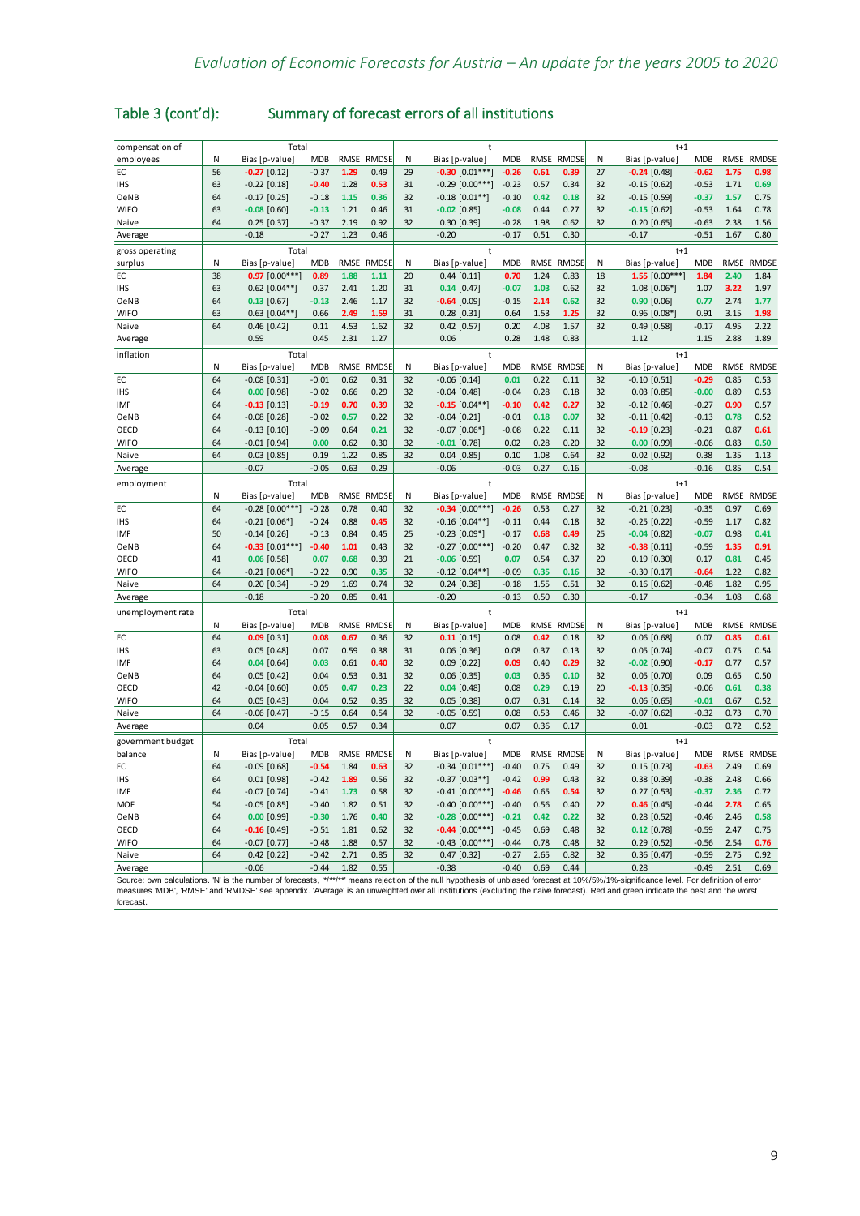## Table 3 (cont'd): Summary of forecast errors of all institutions

| compensation of employees | Total | | | | | t | | | | | t+1 | | | | |
|---|---|---|---|---|---|---|---|---|---|---|---|---|---|---|---|
| | N | Bias [p-value] | MDB | RMSE | RMDSE | N | Bias [p-value] | MDB | RMSE | RMDSE | N | Bias [p-value] | MDB | RMSE | RMDSE |
| EC | 56 | -0.27 [0.12] | -0.37 | 1.29 | 0.49 | 29 | -0.30 [0.01***] | -0.26 | 0.61 | 0.39 | 27 | -0.24 [0.48] | -0.62 | 1.75 | 0.98 |
| IHS | 63 | -0.22 [0.18] | -0.40 | 1.28 | 0.53 | 31 | -0.29 [0.00***] | -0.23 | 0.57 | 0.34 | 32 | -0.15 [0.62] | -0.53 | 1.71 | 0.69 |
| OeNB | 64 | -0.17 [0.25] | -0.18 | 1.15 | 0.36 | 32 | -0.18 [0.01**] | -0.10 | 0.42 | 0.18 | 32 | -0.15 [0.59] | -0.37 | 1.57 | 0.75 |
| WIFO | 63 | -0.08 [0.60] | -0.13 | 1.21 | 0.46 | 31 | -0.02 [0.85] | -0.08 | 0.44 | 0.27 | 32 | -0.15 [0.62] | -0.53 | 1.64 | 0.78 |
| Naive | 64 | 0.25 [0.37] | -0.37 | 2.19 | 0.92 | 32 | 0.30 [0.39] | -0.28 | 1.98 | 0.62 | 32 | 0.20 [0.65] | -0.63 | 2.38 | 1.56 |
| Average | | -0.18 | -0.27 | 1.23 | 0.46 | | -0.20 | -0.17 | 0.51 | 0.30 | | -0.17 | -0.51 | 1.67 | 0.80 |

| gross operating surplus | Total | | | | | t | | | | | t+1 | | | | |
|---|---|---|---|---|---|---|---|---|---|---|---|---|---|---|---|
| | N | Bias [p-value] | MDB | RMSE | RMDSE | N | Bias [p-value] | MDB | RMSE | RMDSE | N | Bias [p-value] | MDB | RMSE | RMDSE |
| EC | 38 | 0.97 [0.00***] | 0.89 | 1.88 | 1.11 | 20 | 0.44 [0.11] | 0.70 | 1.24 | 0.83 | 18 | 1.55 [0.00***] | 1.84 | 2.40 | 1.84 |
| IHS | 63 | 0.62 [0.04**] | 0.37 | 2.41 | 1.20 | 31 | 0.14 [0.47] | -0.07 | 1.03 | 0.62 | 32 | 1.08 [0.06*] | 1.07 | 3.22 | 1.97 |
| OeNB | 64 | 0.13 [0.67] | -0.13 | 2.46 | 1.17 | 32 | -0.64 [0.09] | -0.15 | 2.14 | 0.62 | 32 | 0.90 [0.06] | 0.77 | 2.74 | 1.77 |
| WIFO | 63 | 0.63 [0.04**] | 0.66 | 2.49 | 1.59 | 31 | 0.28 [0.31] | 0.64 | 1.53 | 1.25 | 32 | 0.96 [0.08*] | 0.91 | 3.15 | 1.98 |
| Naive | 64 | 0.46 [0.42] | 0.11 | 4.53 | 1.62 | 32 | 0.42 [0.57] | 0.20 | 4.08 | 1.57 | 32 | 0.49 [0.58] | -0.17 | 4.95 | 2.22 |
| Average | | 0.59 | 0.45 | 2.31 | 1.27 | | 0.06 | 0.28 | 1.48 | 0.83 | | 1.12 | 1.15 | 2.88 | 1.89 |

| inflation | Total | | | | | t | | | | | t+1 | | | | |
|---|---|---|---|---|---|---|---|---|---|---|---|---|---|---|---|
| | N | Bias [p-value] | MDB | RMSE | RMDSE | N | Bias [p-value] | MDB | RMSE | RMDSE | N | Bias [p-value] | MDB | RMSE | RMDSE |
| EC | 64 | -0.08 [0.31] | -0.01 | 0.62 | 0.31 | 32 | -0.06 [0.14] | 0.01 | 0.22 | 0.11 | 32 | -0.10 [0.51] | -0.29 | 0.85 | 0.53 |
| IHS | 64 | 0.00 [0.98] | -0.02 | 0.66 | 0.29 | 32 | -0.04 [0.48] | -0.04 | 0.28 | 0.18 | 32 | 0.03 [0.85] | -0.00 | 0.89 | 0.53 |
| IMF | 64 | -0.13 [0.13] | -0.19 | 0.70 | 0.39 | 32 | -0.15 [0.04**] | -0.10 | 0.42 | 0.27 | 32 | -0.12 [0.46] | -0.27 | 0.90 | 0.57 |
| OeNB | 64 | -0.08 [0.28] | -0.02 | 0.57 | 0.22 | 32 | -0.04 [0.21] | -0.01 | 0.18 | 0.07 | 32 | -0.11 [0.42] | -0.13 | 0.78 | 0.52 |
| OECD | 64 | -0.13 [0.10] | -0.09 | 0.64 | 0.21 | 32 | -0.07 [0.06*] | -0.08 | 0.22 | 0.11 | 32 | -0.19 [0.23] | -0.21 | 0.87 | 0.61 |
| WIFO | 64 | -0.01 [0.94] | 0.00 | 0.62 | 0.30 | 32 | -0.01 [0.78] | 0.02 | 0.28 | 0.20 | 32 | 0.00 [0.99] | -0.06 | 0.83 | 0.50 |
| Naive | 64 | 0.03 [0.85] | 0.19 | 1.22 | 0.85 | 32 | 0.04 [0.85] | 0.10 | 1.08 | 0.64 | 32 | 0.02 [0.92] | 0.38 | 1.35 | 1.13 |
| Average | | -0.07 | -0.05 | 0.63 | 0.29 | | -0.06 | -0.03 | 0.27 | 0.16 | | -0.08 | -0.16 | 0.85 | 0.54 |

| employment | Total | | | | | t | | | | | t+1 | | | | |
|---|---|---|---|---|---|---|---|---|---|---|---|---|---|---|---|
| | N | Bias [p-value] | MDB | RMSE | RMDSE | N | Bias [p-value] | MDB | RMSE | RMDSE | N | Bias [p-value] | MDB | RMSE | RMDSE |
| EC | 64 | -0.28 [0.00***] | -0.28 | 0.78 | 0.40 | 32 | -0.34 [0.00***] | -0.26 | 0.53 | 0.27 | 32 | -0.21 [0.23] | -0.35 | 0.97 | 0.69 |
| IHS | 64 | -0.21 [0.06*] | -0.24 | 0.88 | 0.45 | 32 | -0.16 [0.04**] | -0.11 | 0.44 | 0.18 | 32 | -0.25 [0.22] | -0.59 | 1.17 | 0.82 |
| IMF | 50 | -0.14 [0.26] | -0.13 | 0.84 | 0.45 | 25 | -0.23 [0.09*] | -0.17 | 0.68 | 0.49 | 25 | -0.04 [0.82] | -0.07 | 0.98 | 0.41 |
| OeNB | 64 | -0.33 [0.01***] | -0.40 | 1.01 | 0.43 | 32 | -0.27 [0.00***] | -0.20 | 0.47 | 0.32 | 32 | -0.38 [0.11] | -0.59 | 1.35 | 0.91 |
| OECD | 41 | 0.06 [0.58] | 0.07 | 0.68 | 0.39 | 21 | -0.06 [0.59] | 0.07 | 0.54 | 0.37 | 20 | 0.19 [0.30] | 0.17 | 0.81 | 0.45 |
| WIFO | 64 | -0.21 [0.06*] | -0.22 | 0.90 | 0.35 | 32 | -0.12 [0.04**] | -0.09 | 0.35 | 0.16 | 32 | -0.30 [0.17] | -0.64 | 1.22 | 0.82 |
| Naive | 64 | 0.20 [0.34] | -0.29 | 1.69 | 0.74 | 32 | 0.24 [0.38] | -0.18 | 1.55 | 0.51 | 32 | 0.16 [0.62] | -0.48 | 1.82 | 0.95 |
| Average | | -0.18 | -0.20 | 0.85 | 0.41 | | -0.20 | -0.13 | 0.50 | 0.30 | | -0.17 | -0.34 | 1.08 | 0.68 |

| unemployment rate | Total | | | | | t | | | | | t+1 | | | | |
|---|---|---|---|---|---|---|---|---|---|---|---|---|---|---|---|
| | N | Bias [p-value] | MDB | RMSE | RMDSE | N | Bias [p-value] | MDB | RMSE | RMDSE | N | Bias [p-value] | MDB | RMSE | RMDSE |
| EC | 64 | 0.09 [0.31] | 0.08 | 0.67 | 0.36 | 32 | 0.11 [0.15] | 0.08 | 0.42 | 0.18 | 32 | 0.06 [0.68] | 0.07 | 0.85 | 0.61 |
| IHS | 63 | 0.05 [0.48] | 0.07 | 0.59 | 0.38 | 31 | 0.06 [0.36] | 0.08 | 0.37 | 0.13 | 32 | 0.05 [0.74] | -0.07 | 0.75 | 0.54 |
| IMF | 64 | 0.04 [0.64] | 0.03 | 0.61 | 0.40 | 32 | 0.09 [0.22] | 0.09 | 0.40 | 0.29 | 32 | -0.02 [0.90] | -0.17 | 0.77 | 0.57 |
| OeNB | 64 | 0.05 [0.42] | 0.04 | 0.53 | 0.31 | 32 | 0.06 [0.35] | 0.03 | 0.36 | 0.10 | 32 | 0.05 [0.70] | 0.09 | 0.65 | 0.50 |
| OECD | 42 | -0.04 [0.60] | 0.05 | 0.47 | 0.23 | 22 | 0.04 [0.48] | 0.08 | 0.29 | 0.19 | 20 | -0.13 [0.35] | -0.06 | 0.61 | 0.38 |
| WIFO | 64 | 0.05 [0.43] | 0.04 | 0.52 | 0.35 | 32 | 0.05 [0.38] | 0.07 | 0.31 | 0.14 | 32 | 0.06 [0.65] | -0.01 | 0.67 | 0.52 |
| Naive | 64 | -0.06 [0.47] | -0.15 | 0.64 | 0.54 | 32 | -0.05 [0.59] | 0.08 | 0.53 | 0.46 | 32 | -0.07 [0.62] | -0.32 | 0.73 | 0.70 |
| Average | | 0.04 | 0.05 | 0.57 | 0.34 | | 0.07 | 0.07 | 0.36 | 0.17 | | 0.01 | -0.03 | 0.72 | 0.52 |

| government budget balance | Total | | | | | t | | | | | t+1 | | | | |
|---|---|---|---|---|---|---|---|---|---|---|---|---|---|---|---|
| | N | Bias [p-value] | MDB | RMSE | RMDSE | N | Bias [p-value] | MDB | RMSE | RMDSE | N | Bias [p-value] | MDB | RMSE | RMDSE |
| EC | 64 | -0.09 [0.68] | -0.54 | 1.84 | 0.63 | 32 | -0.34 [0.01***] | -0.40 | 0.75 | 0.49 | 32 | 0.15 [0.73] | -0.63 | 2.49 | 0.69 |
| IHS | 64 | 0.01 [0.98] | -0.42 | 1.89 | 0.56 | 32 | -0.37 [0.03**] | -0.42 | 0.99 | 0.43 | 32 | 0.38 [0.39] | -0.38 | 2.48 | 0.66 |
| IMF | 64 | -0.07 [0.74] | -0.41 | 1.73 | 0.58 | 32 | -0.41 [0.00***] | -0.46 | 0.65 | 0.54 | 32 | 0.27 [0.53] | -0.37 | 2.36 | 0.72 |
| MOF | 54 | -0.05 [0.85] | -0.40 | 1.82 | 0.51 | 32 | -0.40 [0.00***] | -0.40 | 0.56 | 0.40 | 22 | 0.46 [0.45] | -0.44 | 2.78 | 0.65 |
| OeNB | 64 | 0.00 [0.99] | -0.30 | 1.76 | 0.40 | 32 | -0.28 [0.00***] | -0.21 | 0.42 | 0.22 | 32 | 0.28 [0.52] | -0.46 | 2.46 | 0.58 |
| OECD | 64 | -0.16 [0.49] | -0.51 | 1.81 | 0.62 | 32 | -0.44 [0.00***] | -0.45 | 0.69 | 0.48 | 32 | 0.12 [0.78] | -0.59 | 2.47 | 0.75 |
| WIFO | 64 | -0.07 [0.77] | -0.48 | 1.88 | 0.57 | 32 | -0.43 [0.00***] | -0.44 | 0.78 | 0.48 | 32 | 0.29 [0.52] | -0.56 | 2.54 | 0.76 |
| Naive | 64 | 0.42 [0.22] | -0.42 | 2.71 | 0.85 | 32 | 0.47 [0.32] | -0.27 | 2.65 | 0.82 | 32 | 0.36 [0.47] | -0.59 | 2.75 | 0.92 |
| Average | | -0.06 | -0.44 | 1.82 | 0.55 | | -0.38 | -0.40 | 0.69 | 0.44 | | 0.28 | -0.49 | 2.51 | 0.69 |

Source: own calculations. 'N' is the number of forecasts, '*/**/***' means rejection of the null hypothesis of unbiased forecast at 10%/5%/1%-significance level. For definition of error measures 'MDB', 'RMSE' and 'RMDSE' see appendix. 'Average' is an unweighted over all institutions (excluding the naive forecast). Red and green indicate the best and the worst forecast.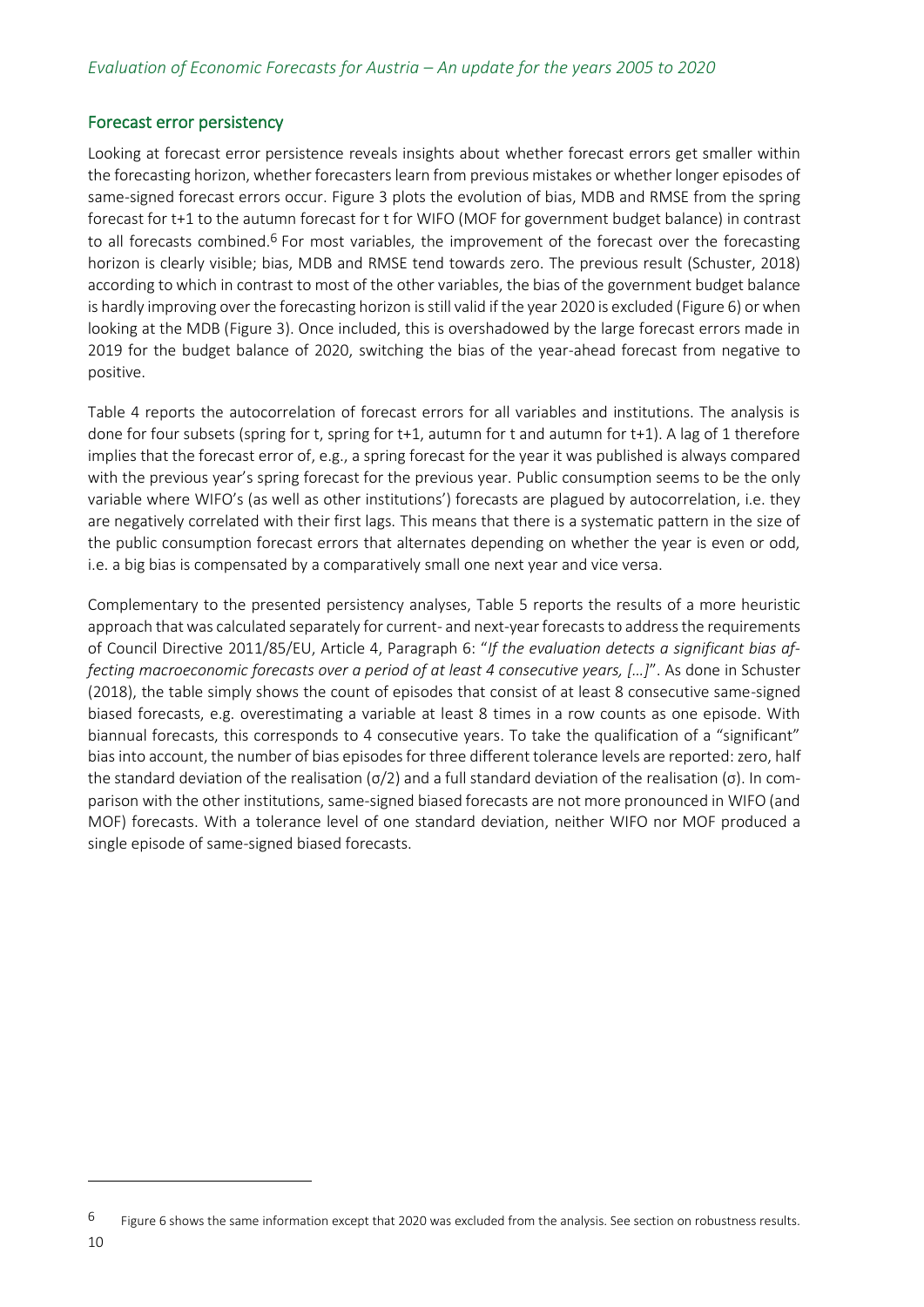## Forecast error persistency

Looking at forecast error persistence reveals insights about whether forecast errors get smaller within the forecasting horizon, whether forecasters learn from previous mistakes or whether longer episodes of same-signed forecast errors occur. Figure 3 plots the evolution of bias, MDB and RMSE from the spring forecast for t+1 to the autumn forecast for t for WIFO (MOF for government budget balance) in contrast to all forecasts combined.[6] For most variables, the improvement of the forecast over the forecasting horizon is clearly visible; bias, MDB and RMSE tend towards zero. The previous result (Schuster, 2018) according to which in contrast to most of the other variables, the bias of the government budget balance is hardly improving over the forecasting horizon is still valid if the year 2020 is excluded (Figure 6) or when looking at the MDB (Figure 3). Once included, this is overshadowed by the large forecast errors made in 2019 for the budget balance of 2020, switching the bias of the year-ahead forecast from negative to positive.

Table 4 reports the autocorrelation of forecast errors for all variables and institutions. The analysis is done for four subsets (spring for t, spring for t+1, autumn for t and autumn for t+1). A lag of 1 therefore implies that the forecast error of, e.g., a spring forecast for the year it was published is always compared with the previous year's spring forecast for the previous year. Public consumption seems to be the only variable where WIFO's (as well as other institutions') forecasts are plagued by autocorrelation, i.e. they are negatively correlated with their first lags. This means that there is a systematic pattern in the size of the public consumption forecast errors that alternates depending on whether the year is even or odd, i.e. a big bias is compensated by a comparatively small one next year and vice versa.

Complementary to the presented persistency analyses, Table 5 reports the results of a more heuristic approach that was calculated separately for current- and next-year forecasts to address the requirements of Council Directive 2011/85/EU, Article 4, Paragraph 6: "*If the evaluation detects a significant bias affecting macroeconomic forecasts over a period of at least 4 consecutive years, […]*". As done in Schuster (2018), the table simply shows the count of episodes that consist of at least 8 consecutive same-signed biased forecasts, e.g. overestimating a variable at least 8 times in a row counts as one episode. With biannual forecasts, this corresponds to 4 consecutive years. To take the qualification of a "significant" bias into account, the number of bias episodes for three different tolerance levels are reported: zero, half the standard deviation of the realisation ($\sigma/2$) and a full standard deviation of the realisation ($\sigma$). In comparison with the other institutions, same-signed biased forecasts are not more pronounced in WIFO (and MOF) forecasts. With a tolerance level of one standard deviation, neither WIFO nor MOF produced a single episode of same-signed biased forecasts.

[6] Figure 6 shows the same information except that 2020 was excluded from the analysis. See section on robustness results.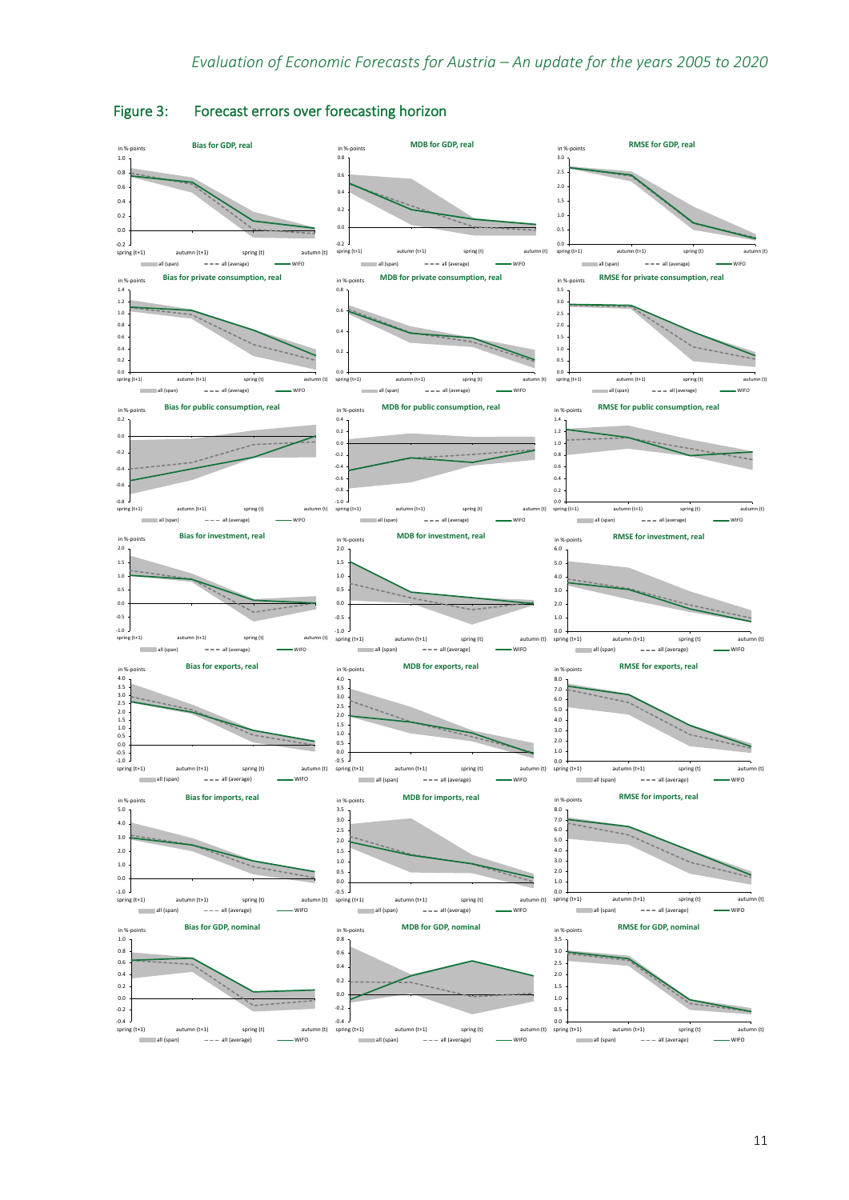## Figure 3: Forecast errors over forecasting horizon

**Bias for GDP, real**

in %-points

spring (t+1) — autumn (t+1) — spring (t) — autumn (t)

all (span) — all (average) — WIFO

**MDB for GDP, real**

**RMSE for GDP, real**

**Bias for private consumption, real**

**MDB for private consumption, real**

**RMSE for private consumption, real**

**Bias for public consumption, real**

**MDB for public consumption, real**

**RMSE for public consumption, real**

**Bias for investment, real**

**MDB for investment, real**

**RMSE for investment, real**

**Bias for exports, real**

**MDB for exports, real**

**RMSE for exports, real**

**Bias for imports, real**

**MDB for imports, real**

**RMSE for imports, real**

**Bias for GDP, nominal**

**MDB for GDP, nominal**

**RMSE for GDP, nominal**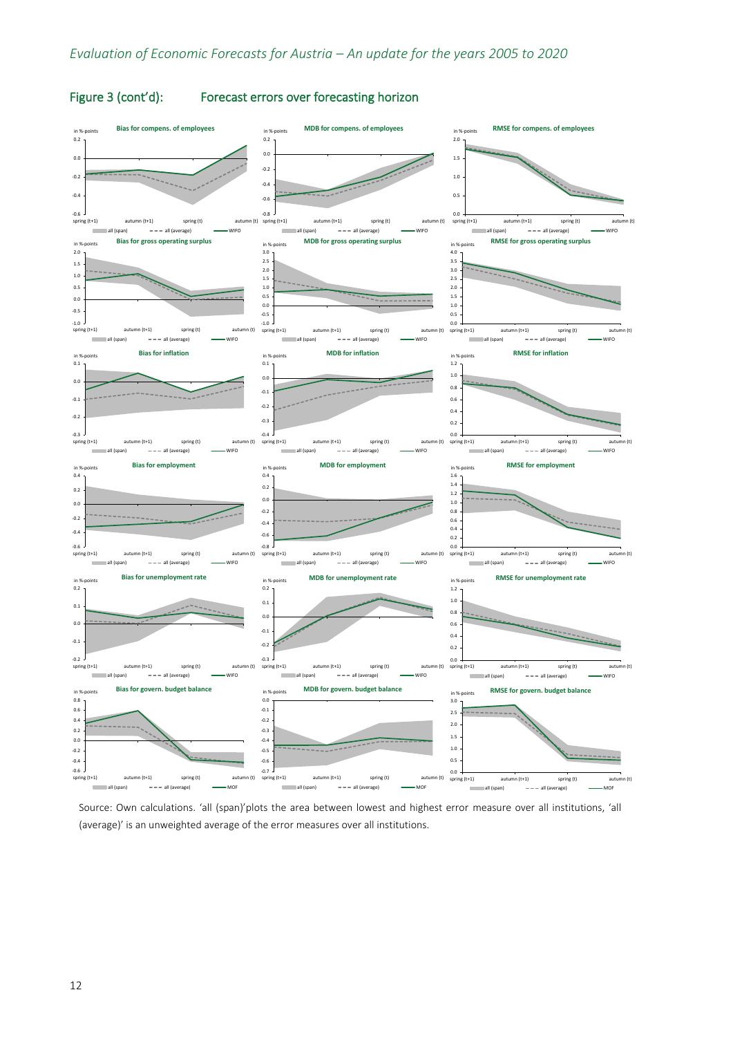## Figure 3 (cont'd): Forecast errors over forecasting horizon

Source: Own calculations. 'all (span)'plots the area between lowest and highest error measure over all institutions, 'all (average)' is an unweighted average of the error measures over all institutions.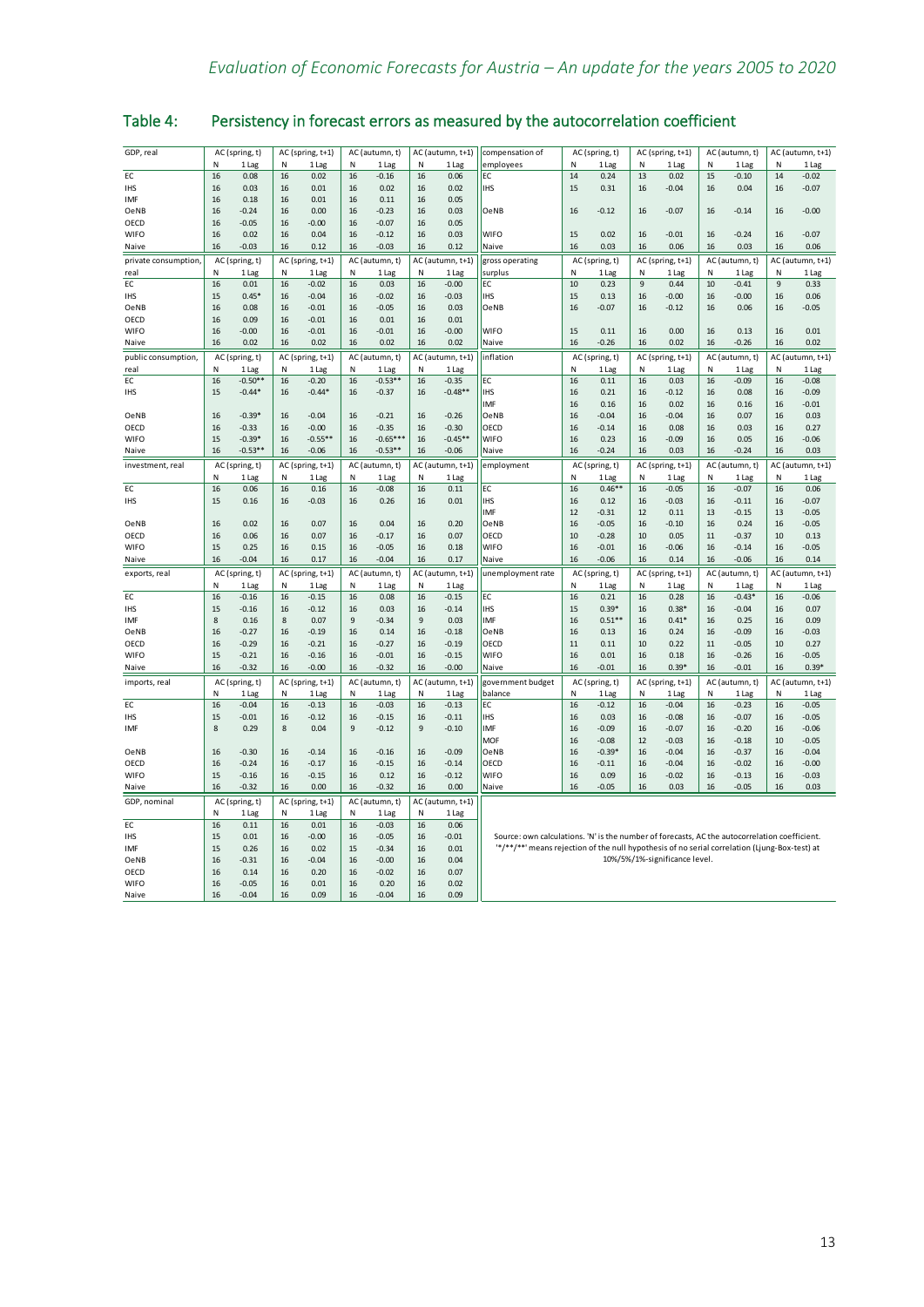## Table 4: Persistency in forecast errors as measured by the autocorrelation coefficient

| GDP, real | AC (spring, t) | | AC (spring, t+1) | | AC (autumn, t) | | AC (autumn, t+1) | |
|---|---|---|---|---|---|---|---|---|
| | N | 1 Lag | N | 1 Lag | N | 1 Lag | N | 1 Lag |
| EC | 16 | 0.08 | 16 | 0.02 | 16 | -0.16 | 16 | 0.06 |
| IHS | 16 | 0.03 | 16 | 0.01 | 16 | 0.02 | 16 | 0.02 |
| IMF | 16 | 0.18 | 16 | 0.01 | 16 | 0.11 | 16 | 0.05 |
| OeNB | 16 | -0.24 | 16 | 0.00 | 16 | -0.23 | 16 | 0.03 |
| OECD | 16 | -0.05 | 16 | -0.00 | 16 | -0.07 | 16 | 0.05 |
| WIFO | 16 | 0.02 | 16 | 0.04 | 16 | -0.12 | 16 | 0.03 |
| Naive | 16 | -0.03 | 16 | 0.12 | 16 | -0.03 | 16 | 0.12 |

| private consumption, real | AC (spring, t) | | AC (spring, t+1) | | AC (autumn, t) | | AC (autumn, t+1) | |
|---|---|---|---|---|---|---|---|---|
| | N | 1 Lag | N | 1 Lag | N | 1 Lag | N | 1 Lag |
| EC | 16 | 0.01 | 16 | -0.02 | 16 | 0.03 | 16 | -0.00 |
| IHS | 15 | 0.45* | 16 | -0.04 | 16 | -0.02 | 16 | -0.03 |
| OeNB | 16 | 0.08 | 16 | -0.01 | 16 | -0.05 | 16 | 0.03 |
| OECD | 16 | 0.09 | 16 | -0.01 | 16 | 0.01 | 16 | 0.01 |
| WIFO | 16 | -0.00 | 16 | -0.01 | 16 | -0.01 | 16 | -0.00 |
| Naive | 16 | 0.02 | 16 | 0.02 | 16 | 0.02 | 16 | 0.02 |

| public consumption, real | AC (spring, t) | | AC (spring, t+1) | | AC (autumn, t) | | AC (autumn, t+1) | |
|---|---|---|---|---|---|---|---|---|
| | N | 1 Lag | N | 1 Lag | N | 1 Lag | N | 1 Lag |
| EC | 16 | -0.50** | 16 | -0.20 | 16 | -0.53** | 16 | -0.35 |
| IHS | 15 | -0.44* | 16 | -0.44* | 16 | -0.37 | 16 | -0.48** |
| OeNB | 16 | -0.39* | 16 | -0.04 | 16 | -0.21 | 16 | -0.26 |
| OECD | 16 | -0.33 | 16 | -0.00 | 16 | -0.35 | 16 | -0.30 |
| WIFO | 15 | -0.39* | 16 | -0.55** | 16 | -0.65*** | 16 | -0.45** |
| Naive | 16 | -0.53** | 16 | -0.06 | 16 | -0.53** | 16 | -0.06 |

| investment, real | AC (spring, t) | | AC (spring, t+1) | | AC (autumn, t) | | AC (autumn, t+1) | |
|---|---|---|---|---|---|---|---|---|
| | N | 1 Lag | N | 1 Lag | N | 1 Lag | N | 1 Lag |
| EC | 16 | 0.06 | 16 | 0.16 | 16 | -0.08 | 16 | 0.11 |
| IHS | 15 | 0.16 | 16 | -0.03 | 16 | 0.26 | 16 | 0.01 |
| OeNB | 16 | 0.02 | 16 | 0.07 | 16 | 0.04 | 16 | 0.20 |
| OECD | 16 | 0.06 | 16 | 0.07 | 16 | -0.17 | 16 | 0.07 |
| WIFO | 15 | 0.25 | 16 | 0.15 | 16 | -0.05 | 16 | 0.18 |
| Naive | 16 | -0.04 | 16 | 0.17 | 16 | -0.04 | 16 | 0.17 |

| exports, real | AC (spring, t) | | AC (spring, t+1) | | AC (autumn, t) | | AC (autumn, t+1) | |
|---|---|---|---|---|---|---|---|---|
| | N | 1 Lag | N | 1 Lag | N | 1 Lag | N | 1 Lag |
| EC | 16 | -0.16 | 16 | -0.15 | 16 | 0.08 | 16 | -0.15 |
| IHS | 15 | -0.16 | 16 | -0.12 | 16 | 0.03 | 16 | -0.14 |
| IMF | 8 | 0.16 | 8 | 0.07 | 9 | -0.34 | 9 | 0.03 |
| OeNB | 16 | -0.27 | 16 | -0.19 | 16 | 0.14 | 16 | -0.18 |
| OECD | 16 | -0.29 | 16 | -0.21 | 16 | -0.27 | 16 | -0.19 |
| WIFO | 15 | -0.21 | 16 | -0.16 | 16 | -0.01 | 16 | -0.15 |
| Naive | 16 | -0.32 | 16 | -0.00 | 16 | -0.32 | 16 | -0.00 |

| imports, real | AC (spring, t) | | AC (spring, t+1) | | AC (autumn, t) | | AC (autumn, t+1) | |
|---|---|---|---|---|---|---|---|---|
| | N | 1 Lag | N | 1 Lag | N | 1 Lag | N | 1 Lag |
| EC | 16 | -0.04 | 16 | -0.13 | 16 | -0.03 | 16 | -0.13 |
| IHS | 15 | -0.01 | 16 | -0.12 | 16 | -0.15 | 16 | -0.11 |
| IMF | 8 | 0.29 | 8 | 0.04 | 9 | -0.12 | 9 | -0.10 |
| OeNB | 16 | -0.30 | 16 | -0.14 | 16 | -0.16 | 16 | -0.09 |
| OECD | 16 | -0.24 | 16 | -0.17 | 16 | -0.15 | 16 | -0.14 |
| WIFO | 15 | -0.16 | 16 | -0.15 | 16 | 0.12 | 16 | -0.12 |
| Naive | 16 | -0.32 | 16 | 0.00 | 16 | -0.32 | 16 | 0.00 |

| GDP, nominal | AC (spring, t) | | AC (spring, t+1) | | AC (autumn, t) | | AC (autumn, t+1) | |
|---|---|---|---|---|---|---|---|---|
| | N | 1 Lag | N | 1 Lag | N | 1 Lag | N | 1 Lag |
| EC | 16 | 0.11 | 16 | 0.01 | 16 | -0.03 | 16 | 0.06 |
| IHS | 15 | 0.01 | 16 | -0.00 | 16 | -0.05 | 16 | -0.01 |
| IMF | 15 | 0.26 | 16 | 0.02 | 15 | -0.34 | 16 | 0.01 |
| OeNB | 16 | -0.31 | 16 | -0.04 | 16 | -0.00 | 16 | 0.04 |
| OECD | 16 | 0.14 | 16 | 0.20 | 16 | -0.02 | 16 | 0.07 |
| WIFO | 16 | -0.05 | 16 | 0.01 | 16 | 0.20 | 16 | 0.02 |
| Naive | 16 | -0.04 | 16 | 0.09 | 16 | -0.04 | 16 | 0.09 |

| compensation of employees | AC (spring, t) | | AC (spring, t+1) | | AC (autumn, t) | | AC (autumn, t+1) | |
|---|---|---|---|---|---|---|---|---|
| | N | 1 Lag | N | 1 Lag | N | 1 Lag | N | 1 Lag |
| EC | 14 | 0.24 | 13 | 0.02 | 15 | -0.10 | 14 | -0.02 |
| IHS | 15 | 0.31 | 16 | -0.04 | 16 | 0.04 | 16 | -0.07 |
| OeNB | 16 | -0.12 | 16 | -0.07 | 16 | -0.14 | 16 | -0.00 |
| WIFO | 15 | 0.02 | 16 | -0.01 | 16 | -0.24 | 16 | -0.07 |
| Naive | 16 | 0.03 | 16 | 0.06 | 16 | 0.03 | 16 | 0.06 |

| gross operating surplus | AC (spring, t) | | AC (spring, t+1) | | AC (autumn, t) | | AC (autumn, t+1) | |
|---|---|---|---|---|---|---|---|---|
| | N | 1 Lag | N | 1 Lag | N | 1 Lag | N | 1 Lag |
| EC | 10 | 0.23 | 9 | 0.44 | 10 | -0.41 | 9 | 0.33 |
| IHS | 15 | 0.13 | 16 | -0.00 | 16 | -0.00 | 16 | 0.06 |
| OeNB | 16 | -0.07 | 16 | -0.12 | 16 | 0.06 | 16 | -0.05 |
| WIFO | 15 | 0.11 | 16 | 0.00 | 16 | 0.13 | 16 | 0.01 |
| Naive | 16 | -0.26 | 16 | 0.02 | 16 | -0.26 | 16 | 0.02 |

| inflation | AC (spring, t) | | AC (spring, t+1) | | AC (autumn, t) | | AC (autumn, t+1) | |
|---|---|---|---|---|---|---|---|---|
| | N | 1 Lag | N | 1 Lag | N | 1 Lag | N | 1 Lag |
| EC | 16 | 0.11 | 16 | 0.03 | 16 | -0.09 | 16 | -0.08 |
| IHS | 16 | 0.21 | 16 | -0.12 | 16 | 0.08 | 16 | -0.09 |
| IMF | 16 | 0.16 | 16 | 0.02 | 16 | 0.16 | 16 | -0.01 |
| OeNB | 16 | -0.04 | 16 | -0.04 | 16 | 0.07 | 16 | 0.03 |
| OECD | 16 | -0.14 | 16 | 0.08 | 16 | 0.03 | 16 | 0.27 |
| WIFO | 16 | 0.23 | 16 | -0.09 | 16 | 0.05 | 16 | -0.06 |
| Naive | 16 | -0.24 | 16 | 0.03 | 16 | -0.24 | 16 | 0.03 |

| employment | AC (spring, t) | | AC (spring, t+1) | | AC (autumn, t) | | AC (autumn, t+1) | |
|---|---|---|---|---|---|---|---|---|
| | N | 1 Lag | N | 1 Lag | N | 1 Lag | N | 1 Lag |
| EC | 16 | 0.46** | 16 | -0.05 | 16 | -0.07 | 16 | 0.06 |
| IHS | 16 | 0.12 | 16 | -0.03 | 16 | -0.11 | 16 | -0.07 |
| IMF | 12 | -0.31 | 12 | 0.11 | 13 | -0.15 | 13 | -0.05 |
| OeNB | 16 | -0.05 | 16 | -0.10 | 16 | 0.24 | 16 | -0.05 |
| OECD | 10 | -0.28 | 10 | 0.05 | 11 | -0.37 | 10 | 0.13 |
| WIFO | 16 | -0.01 | 16 | -0.06 | 16 | -0.14 | 16 | -0.05 |
| Naive | 16 | -0.06 | 16 | 0.14 | 16 | -0.06 | 16 | 0.14 |

| unemployment rate | AC (spring, t) | | AC (spring, t+1) | | AC (autumn, t) | | AC (autumn, t+1) | |
|---|---|---|---|---|---|---|---|---|
| | N | 1 Lag | N | 1 Lag | N | 1 Lag | N | 1 Lag |
| EC | 16 | 0.21 | 16 | 0.28 | 16 | -0.43* | 16 | -0.06 |
| IHS | 15 | 0.39* | 16 | 0.38* | 16 | -0.04 | 16 | 0.07 |
| IMF | 16 | 0.51** | 16 | 0.41* | 16 | 0.25 | 16 | 0.09 |
| OeNB | 16 | 0.13 | 16 | 0.24 | 16 | -0.09 | 16 | -0.03 |
| OECD | 11 | 0.11 | 10 | 0.22 | 11 | -0.05 | 10 | 0.27 |
| WIFO | 16 | 0.01 | 16 | 0.18 | 16 | -0.26 | 16 | -0.05 |
| Naive | 16 | -0.01 | 16 | 0.39* | 16 | -0.01 | 16 | 0.39* |

| government budget balance | AC (spring, t) | | AC (spring, t+1) | | AC (autumn, t) | | AC (autumn, t+1) | |
|---|---|---|---|---|---|---|---|---|
| | N | 1 Lag | N | 1 Lag | N | 1 Lag | N | 1 Lag |
| EC | 16 | -0.12 | 16 | -0.04 | 16 | -0.23 | 16 | -0.05 |
| IHS | 16 | 0.03 | 16 | -0.08 | 16 | -0.07 | 16 | -0.05 |
| IMF | 16 | -0.09 | 16 | -0.07 | 16 | -0.20 | 16 | -0.06 |
| MOF | 16 | -0.08 | 12 | -0.03 | 16 | -0.18 | 10 | -0.05 |
| OeNB | 16 | -0.39* | 16 | -0.04 | 16 | -0.37 | 16 | -0.04 |
| OECD | 16 | -0.11 | 16 | -0.04 | 16 | -0.02 | 16 | -0.00 |
| WIFO | 16 | 0.09 | 16 | -0.02 | 16 | -0.13 | 16 | -0.03 |
| Naive | 16 | -0.05 | 16 | 0.03 | 16 | -0.05 | 16 | 0.03 |

Source: own calculations. 'N' is the number of forecasts, AC the autocorrelation coefficient. '*/**/**' means rejection of the null hypothesis of no serial correlation (Ljung-Box-test) at 10%/5%/1%-significance level.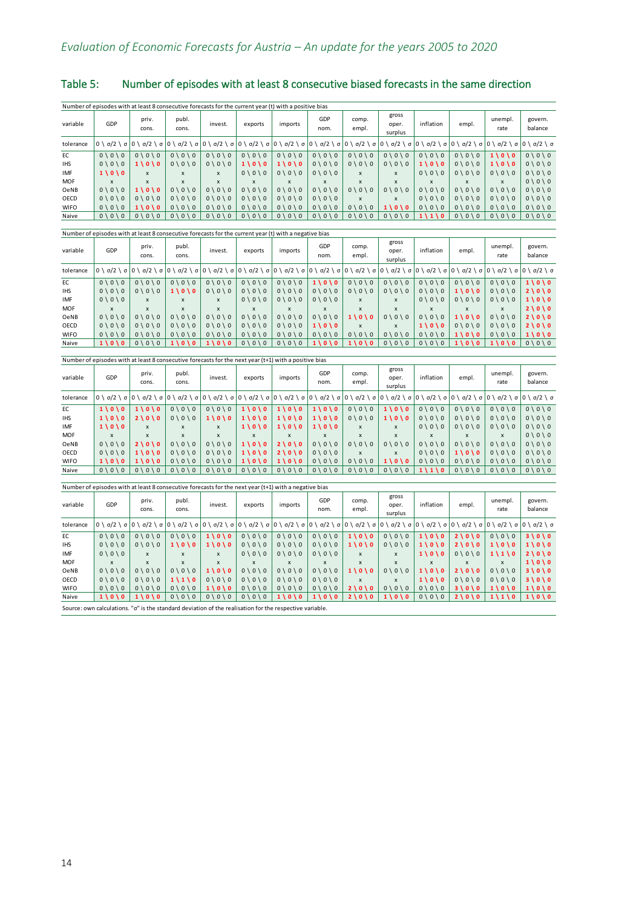## Table 5: Number of episodes with at least 8 consecutive biased forecasts in the same direction

Number of episodes with at least 8 consecutive forecasts for the current year (t) with a positive bias

| variable | GDP | priv. cons. | publ. cons. | invest. | exports | imports | GDP nom. | comp. empl. | gross oper. surplus | inflation | empl. | unempl. rate | govern. balance |
|---|---|---|---|---|---|---|---|---|---|---|---|---|---|
| tolerance | 0 \ σ/2 \ σ | 0 \ σ/2 \ σ | 0 \ σ/2 \ σ | 0 \ σ/2 \ σ | 0 \ σ/2 \ σ | 0 \ σ/2 \ σ | 0 \ σ/2 \ σ | 0 \ σ/2 \ σ | 0 \ σ/2 \ σ | 0 \ σ/2 \ σ | 0 \ σ/2 \ σ | 0 \ σ/2 \ σ | 0 \ σ/2 \ σ |
| EC | 0 \ 0 \ 0 | 0 \ 0 \ 0 | 0 \ 0 \ 0 | 0 \ 0 \ 0 | 0 \ 0 \ 0 | 0 \ 0 \ 0 | 0 \ 0 \ 0 | 0 \ 0 \ 0 | 0 \ 0 \ 0 | 0 \ 0 \ 0 | 0 \ 0 \ 0 | 1 \ 0 \ 0 | 0 \ 0 \ 0 |
| IHS | 0 \ 0 \ 0 | 1 \ 0 \ 0 | 0 \ 0 \ 0 | 0 \ 0 \ 0 | 1 \ 0 \ 0 | 1 \ 0 \ 0 | 0 \ 0 \ 0 | 0 \ 0 \ 0 | 0 \ 0 \ 0 | 1 \ 0 \ 0 | 0 \ 0 \ 0 | 1 \ 0 \ 0 | 0 \ 0 \ 0 |
| IMF | 1 \ 0 \ 0 | x | x | x | 0 \ 0 \ 0 | 0 \ 0 \ 0 | 0 \ 0 \ 0 | x | x | 0 \ 0 \ 0 | 0 \ 0 \ 0 | 0 \ 0 \ 0 | 0 \ 0 \ 0 |
| MOF | x | x | x | x | x | x | x | x | x | x | x | x | 0 \ 0 \ 0 |
| OeNB | 0 \ 0 \ 0 | 1 \ 0 \ 0 | 0 \ 0 \ 0 | 0 \ 0 \ 0 | 0 \ 0 \ 0 | 0 \ 0 \ 0 | 0 \ 0 \ 0 | 0 \ 0 \ 0 | 0 \ 0 \ 0 | 0 \ 0 \ 0 | 0 \ 0 \ 0 | 0 \ 0 \ 0 | 0 \ 0 \ 0 |
| OECD | 0 \ 0 \ 0 | 0 \ 0 \ 0 | 0 \ 0 \ 0 | 0 \ 0 \ 0 | 0 \ 0 \ 0 | 0 \ 0 \ 0 | 0 \ 0 \ 0 | x | x | 0 \ 0 \ 0 | 0 \ 0 \ 0 | 0 \ 0 \ 0 | 0 \ 0 \ 0 |
| WIFO | 0 \ 0 \ 0 | 1 \ 0 \ 0 | 0 \ 0 \ 0 | 0 \ 0 \ 0 | 0 \ 0 \ 0 | 0 \ 0 \ 0 | 0 \ 0 \ 0 | 0 \ 0 \ 0 | 1 \ 0 \ 0 | 0 \ 0 \ 0 | 0 \ 0 \ 0 | 0 \ 0 \ 0 | 0 \ 0 \ 0 |
| Naive | 0 \ 0 \ 0 | 0 \ 0 \ 0 | 0 \ 0 \ 0 | 0 \ 0 \ 0 | 0 \ 0 \ 0 | 0 \ 0 \ 0 | 0 \ 0 \ 0 | 0 \ 0 \ 0 | 0 \ 0 \ 0 | 1 \ 1 \ 0 | 0 \ 0 \ 0 | 0 \ 0 \ 0 | 0 \ 0 \ 0 |

Number of episodes with at least 8 consecutive forecasts for the current year (t) with a negative bias

| variable | GDP | priv. cons. | publ. cons. | invest. | exports | imports | GDP nom. | comp. empl. | gross oper. surplus | inflation | empl. | unempl. rate | govern. balance |
|---|---|---|---|---|---|---|---|---|---|---|---|---|---|
| tolerance | 0 \ σ/2 \ σ | 0 \ σ/2 \ σ | 0 \ σ/2 \ σ | 0 \ σ/2 \ σ | 0 \ σ/2 \ σ | 0 \ σ/2 \ σ | 0 \ σ/2 \ σ | 0 \ σ/2 \ σ | 0 \ σ/2 \ σ | 0 \ σ/2 \ σ | 0 \ σ/2 \ σ | 0 \ σ/2 \ σ | 0 \ σ/2 \ σ |
| EC | 0 \ 0 \ 0 | 0 \ 0 \ 0 | 0 \ 0 \ 0 | 0 \ 0 \ 0 | 0 \ 0 \ 0 | 0 \ 0 \ 0 | 1 \ 0 \ 0 | 0 \ 0 \ 0 | 0 \ 0 \ 0 | 0 \ 0 \ 0 | 0 \ 0 \ 0 | 0 \ 0 \ 0 | 1 \ 0 \ 0 |
| IHS | 0 \ 0 \ 0 | 0 \ 0 \ 0 | 1 \ 0 \ 0 | 0 \ 0 \ 0 | 0 \ 0 \ 0 | 0 \ 0 \ 0 | 0 \ 0 \ 0 | 0 \ 0 \ 0 | 0 \ 0 \ 0 | 0 \ 0 \ 0 | 1 \ 0 \ 0 | 0 \ 0 \ 0 | 2 \ 0 \ 0 |
| IMF | 0 \ 0 \ 0 | x | x | x | 0 \ 0 \ 0 | 0 \ 0 \ 0 | 0 \ 0 \ 0 | x | x | 0 \ 0 \ 0 | 0 \ 0 \ 0 | 0 \ 0 \ 0 | 1 \ 0 \ 0 |
| MOF | x | x | x | x | x | x | x | x | x | x | x | x | 2 \ 0 \ 0 |
| OeNB | 0 \ 0 \ 0 | 0 \ 0 \ 0 | 0 \ 0 \ 0 | 0 \ 0 \ 0 | 0 \ 0 \ 0 | 0 \ 0 \ 0 | 0 \ 0 \ 0 | 1 \ 0 \ 0 | 0 \ 0 \ 0 | 0 \ 0 \ 0 | 1 \ 0 \ 0 | 0 \ 0 \ 0 | 2 \ 0 \ 0 |
| OECD | 0 \ 0 \ 0 | 0 \ 0 \ 0 | 0 \ 0 \ 0 | 0 \ 0 \ 0 | 0 \ 0 \ 0 | 0 \ 0 \ 0 | 1 \ 0 \ 0 | x | x | 1 \ 0 \ 0 | 0 \ 0 \ 0 | 0 \ 0 \ 0 | 2 \ 0 \ 0 |
| WIFO | 0 \ 0 \ 0 | 0 \ 0 \ 0 | 0 \ 0 \ 0 | 0 \ 0 \ 0 | 0 \ 0 \ 0 | 0 \ 0 \ 0 | 0 \ 0 \ 0 | 0 \ 0 \ 0 | 0 \ 0 \ 0 | 0 \ 0 \ 0 | 1 \ 0 \ 0 | 0 \ 0 \ 0 | 1 \ 0 \ 0 |
| Naive | 1 \ 0 \ 0 | 0 \ 0 \ 0 | 1 \ 0 \ 0 | 1 \ 0 \ 0 | 0 \ 0 \ 0 | 0 \ 0 \ 0 | 1 \ 0 \ 0 | 1 \ 0 \ 0 | 0 \ 0 \ 0 | 0 \ 0 \ 0 | 1 \ 0 \ 0 | 1 \ 0 \ 0 | 0 \ 0 \ 0 |

Number of episodes with at least 8 consecutive forecasts for the next year (t+1) with a positive bias

| variable | GDP | priv. cons. | publ. cons. | invest. | exports | imports | GDP nom. | comp. empl. | gross oper. surplus | inflation | empl. | unempl. rate | govern. balance |
|---|---|---|---|---|---|---|---|---|---|---|---|---|---|
| tolerance | 0 \ σ/2 \ σ | 0 \ σ/2 \ σ | 0 \ σ/2 \ σ | 0 \ σ/2 \ σ | 0 \ σ/2 \ σ | 0 \ σ/2 \ σ | 0 \ σ/2 \ σ | 0 \ σ/2 \ σ | 0 \ σ/2 \ σ | 0 \ σ/2 \ σ | 0 \ σ/2 \ σ | 0 \ σ/2 \ σ | 0 \ σ/2 \ σ |
| EC | 1 \ 0 \ 0 | 1 \ 0 \ 0 | 0 \ 0 \ 0 | 0 \ 0 \ 0 | 1 \ 0 \ 0 | 1 \ 0 \ 0 | 1 \ 0 \ 0 | 0 \ 0 \ 0 | 1 \ 0 \ 0 | 0 \ 0 \ 0 | 0 \ 0 \ 0 | 0 \ 0 \ 0 | 0 \ 0 \ 0 |
| IHS | 1 \ 0 \ 0 | 2 \ 0 \ 0 | 0 \ 0 \ 0 | 1 \ 0 \ 0 | 1 \ 0 \ 0 | 1 \ 0 \ 0 | 1 \ 0 \ 0 | 0 \ 0 \ 0 | 1 \ 0 \ 0 | 0 \ 0 \ 0 | 0 \ 0 \ 0 | 0 \ 0 \ 0 | 0 \ 0 \ 0 |
| IMF | 1 \ 0 \ 0 | x | x | x | 1 \ 0 \ 0 | 1 \ 0 \ 0 | 1 \ 0 \ 0 | x | x | 0 \ 0 \ 0 | 0 \ 0 \ 0 | 0 \ 0 \ 0 | 0 \ 0 \ 0 |
| MOF | x | x | x | x | x | x | x | x | x | x | x | x | 0 \ 0 \ 0 |
| OeNB | 0 \ 0 \ 0 | 2 \ 0 \ 0 | 0 \ 0 \ 0 | 0 \ 0 \ 0 | 1 \ 0 \ 0 | 2 \ 0 \ 0 | 0 \ 0 \ 0 | 0 \ 0 \ 0 | 0 \ 0 \ 0 | 0 \ 0 \ 0 | 0 \ 0 \ 0 | 0 \ 0 \ 0 | 0 \ 0 \ 0 |
| OECD | 0 \ 0 \ 0 | 1 \ 0 \ 0 | 0 \ 0 \ 0 | 0 \ 0 \ 0 | 1 \ 0 \ 0 | 2 \ 0 \ 0 | 0 \ 0 \ 0 | x | x | 0 \ 0 \ 0 | 1 \ 0 \ 0 | 0 \ 0 \ 0 | 0 \ 0 \ 0 |
| WIFO | 1 \ 0 \ 0 | 1 \ 0 \ 0 | 0 \ 0 \ 0 | 0 \ 0 \ 0 | 1 \ 0 \ 0 | 1 \ 0 \ 0 | 0 \ 0 \ 0 | 0 \ 0 \ 0 | 1 \ 0 \ 0 | 0 \ 0 \ 0 | 0 \ 0 \ 0 | 0 \ 0 \ 0 | 0 \ 0 \ 0 |
| Naive | 0 \ 0 \ 0 | 0 \ 0 \ 0 | 0 \ 0 \ 0 | 0 \ 0 \ 0 | 0 \ 0 \ 0 | 0 \ 0 \ 0 | 0 \ 0 \ 0 | 0 \ 0 \ 0 | 0 \ 0 \ 0 | 1 \ 1 \ 0 | 0 \ 0 \ 0 | 0 \ 0 \ 0 | 0 \ 0 \ 0 |

Number of episodes with at least 8 consecutive forecasts for the next year (t+1) with a negative bias

| variable | GDP | priv. cons. | publ. cons. | invest. | exports | imports | GDP nom. | comp. empl. | gross oper. surplus | inflation | empl. | unempl. rate | govern. balance |
|---|---|---|---|---|---|---|---|---|---|---|---|---|---|
| tolerance | 0 \ σ/2 \ σ | 0 \ σ/2 \ σ | 0 \ σ/2 \ σ | 0 \ σ/2 \ σ | 0 \ σ/2 \ σ | 0 \ σ/2 \ σ | 0 \ σ/2 \ σ | 0 \ σ/2 \ σ | 0 \ σ/2 \ σ | 0 \ σ/2 \ σ | 0 \ σ/2 \ σ | 0 \ σ/2 \ σ | 0 \ σ/2 \ σ |
| EC | 0 \ 0 \ 0 | 0 \ 0 \ 0 | 0 \ 0 \ 0 | 1 \ 0 \ 0 | 0 \ 0 \ 0 | 0 \ 0 \ 0 | 0 \ 0 \ 0 | 1 \ 0 \ 0 | 0 \ 0 \ 0 | 1 \ 0 \ 0 | 2 \ 0 \ 0 | 0 \ 0 \ 0 | 3 \ 0 \ 0 |
| IHS | 0 \ 0 \ 0 | 0 \ 0 \ 0 | 1 \ 0 \ 0 | 1 \ 0 \ 0 | 0 \ 0 \ 0 | 0 \ 0 \ 0 | 0 \ 0 \ 0 | 1 \ 0 \ 0 | 0 \ 0 \ 0 | 1 \ 0 \ 0 | 2 \ 0 \ 0 | 1 \ 0 \ 0 | 1 \ 0 \ 0 |
| IMF | 0 \ 0 \ 0 | x | x | x | 0 \ 0 \ 0 | 0 \ 0 \ 0 | 0 \ 0 \ 0 | x | x | 1 \ 0 \ 0 | 0 \ 0 \ 0 | 1 \ 1 \ 0 | 2 \ 0 \ 0 |
| MOF | x | x | x | x | x | x | x | x | x | x | x | x | 1 \ 0 \ 0 |
| OeNB | 0 \ 0 \ 0 | 0 \ 0 \ 0 | 0 \ 0 \ 0 | 1 \ 0 \ 0 | 0 \ 0 \ 0 | 0 \ 0 \ 0 | 0 \ 0 \ 0 | 1 \ 0 \ 0 | 0 \ 0 \ 0 | 1 \ 0 \ 0 | 2 \ 0 \ 0 | 0 \ 0 \ 0 | 3 \ 0 \ 0 |
| OECD | 0 \ 0 \ 0 | 0 \ 0 \ 0 | 1 \ 1 \ 0 | 0 \ 0 \ 0 | 0 \ 0 \ 0 | 0 \ 0 \ 0 | 0 \ 0 \ 0 | x | x | 1 \ 0 \ 0 | 0 \ 0 \ 0 | 0 \ 0 \ 0 | 3 \ 0 \ 0 |
| WIFO | 0 \ 0 \ 0 | 0 \ 0 \ 0 | 0 \ 0 \ 0 | 1 \ 0 \ 0 | 0 \ 0 \ 0 | 0 \ 0 \ 0 | 0 \ 0 \ 0 | 2 \ 0 \ 0 | 0 \ 0 \ 0 | 0 \ 0 \ 0 | 3 \ 0 \ 0 | 1 \ 0 \ 0 | 1 \ 0 \ 0 |
| Naive | 1 \ 0 \ 0 | 1 \ 0 \ 0 | 0 \ 0 \ 0 | 0 \ 0 \ 0 | 0 \ 0 \ 0 | 1 \ 0 \ 0 | 1 \ 0 \ 0 | 2 \ 0 \ 0 | 1 \ 0 \ 0 | 0 \ 0 \ 0 | 2 \ 0 \ 0 | 1 \ 1 \ 0 | 1 \ 0 \ 0 |

Source: own calculations. "σ" is the standard deviation of the realisation for the respective variable.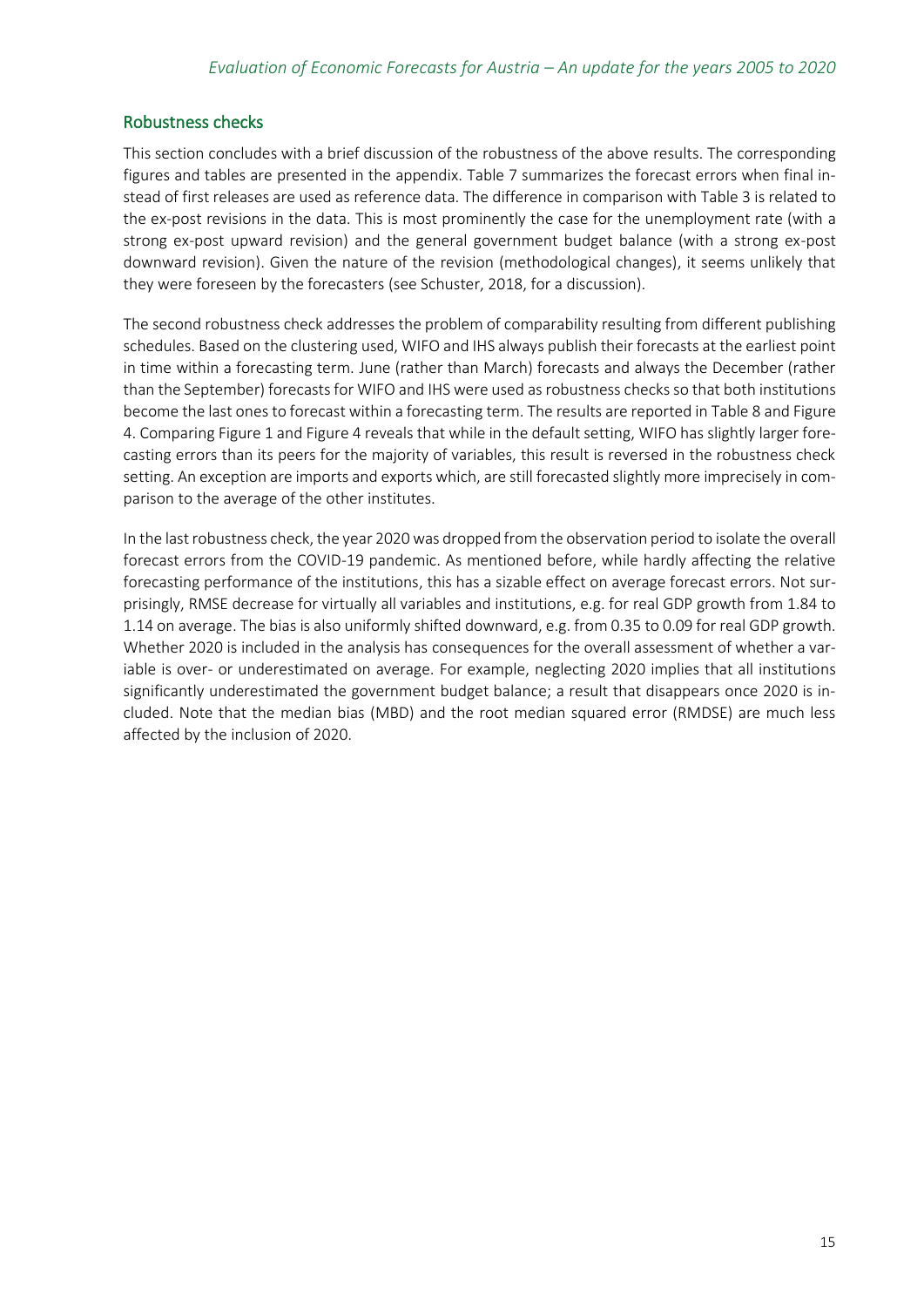## Robustness checks

This section concludes with a brief discussion of the robustness of the above results. The corresponding figures and tables are presented in the appendix. Table 7 summarizes the forecast errors when final instead of first releases are used as reference data. The difference in comparison with Table 3 is related to the ex-post revisions in the data. This is most prominently the case for the unemployment rate (with a strong ex-post upward revision) and the general government budget balance (with a strong ex-post downward revision). Given the nature of the revision (methodological changes), it seems unlikely that they were foreseen by the forecasters (see Schuster, 2018, for a discussion).

The second robustness check addresses the problem of comparability resulting from different publishing schedules. Based on the clustering used, WIFO and IHS always publish their forecasts at the earliest point in time within a forecasting term. June (rather than March) forecasts and always the December (rather than the September) forecasts for WIFO and IHS were used as robustness checks so that both institutions become the last ones to forecast within a forecasting term. The results are reported in Table 8 and Figure 4. Comparing Figure 1 and Figure 4 reveals that while in the default setting, WIFO has slightly larger forecasting errors than its peers for the majority of variables, this result is reversed in the robustness check setting. An exception are imports and exports which, are still forecasted slightly more imprecisely in comparison to the average of the other institutes.

In the last robustness check, the year 2020 was dropped from the observation period to isolate the overall forecast errors from the COVID-19 pandemic. As mentioned before, while hardly affecting the relative forecasting performance of the institutions, this has a sizable effect on average forecast errors. Not surprisingly, RMSE decrease for virtually all variables and institutions, e.g. for real GDP growth from 1.84 to 1.14 on average. The bias is also uniformly shifted downward, e.g. from 0.35 to 0.09 for real GDP growth. Whether 2020 is included in the analysis has consequences for the overall assessment of whether a variable is over- or underestimated on average. For example, neglecting 2020 implies that all institutions significantly underestimated the government budget balance; a result that disappears once 2020 is included. Note that the median bias (MBD) and the root median squared error (RMDSE) are much less affected by the inclusion of 2020.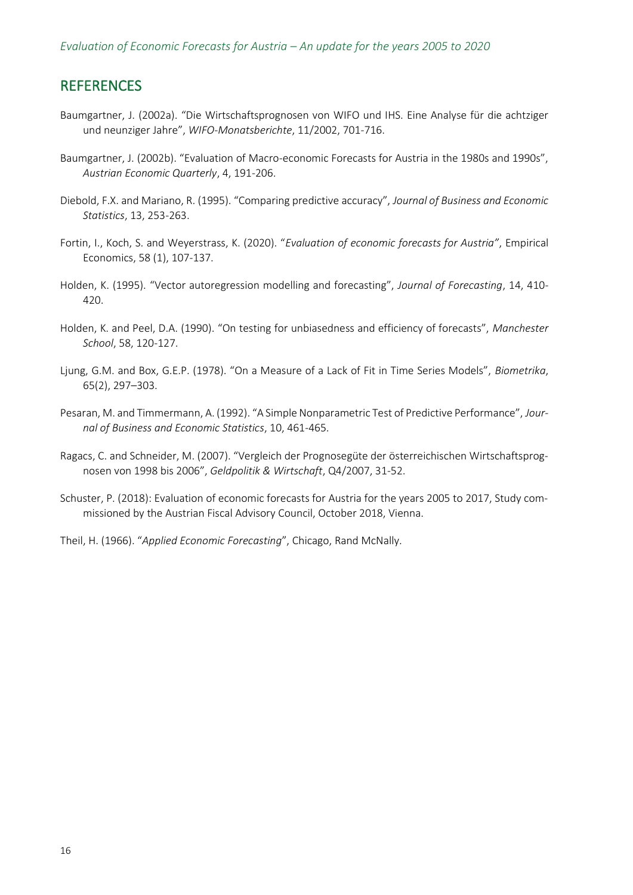## REFERENCES

Baumgartner, J. (2002a). "Die Wirtschaftsprognosen von WIFO und IHS. Eine Analyse für die achtziger und neunziger Jahre", *WIFO-Monatsberichte*, 11/2002, 701-716.

Baumgartner, J. (2002b). "Evaluation of Macro-economic Forecasts for Austria in the 1980s and 1990s", *Austrian Economic Quarterly*, 4, 191-206.

Diebold, F.X. and Mariano, R. (1995). "Comparing predictive accuracy", *Journal of Business and Economic Statistics*, 13, 253-263.

Fortin, I., Koch, S. and Weyerstrass, K. (2020). "*Evaluation of economic forecasts for Austria"*, Empirical Economics, 58 (1), 107-137.

Holden, K. (1995). "Vector autoregression modelling and forecasting", *Journal of Forecasting*, 14, 410-420.

Holden, K. and Peel, D.A. (1990). "On testing for unbiasedness and efficiency of forecasts", *Manchester School*, 58, 120-127.

Ljung, G.M. and Box, G.E.P. (1978). "On a Measure of a Lack of Fit in Time Series Models", *Biometrika*, 65(2), 297–303.

Pesaran, M. and Timmermann, A. (1992). "A Simple Nonparametric Test of Predictive Performance", *Journal of Business and Economic Statistics*, 10, 461-465.

Ragacs, C. and Schneider, M. (2007). "Vergleich der Prognosegüte der österreichischen Wirtschaftsprognosen von 1998 bis 2006", *Geldpolitik & Wirtschaft*, Q4/2007, 31-52.

Schuster, P. (2018): Evaluation of economic forecasts for Austria for the years 2005 to 2017, Study commissioned by the Austrian Fiscal Advisory Council, October 2018, Vienna.

Theil, H. (1966). "*Applied Economic Forecasting*", Chicago, Rand McNally.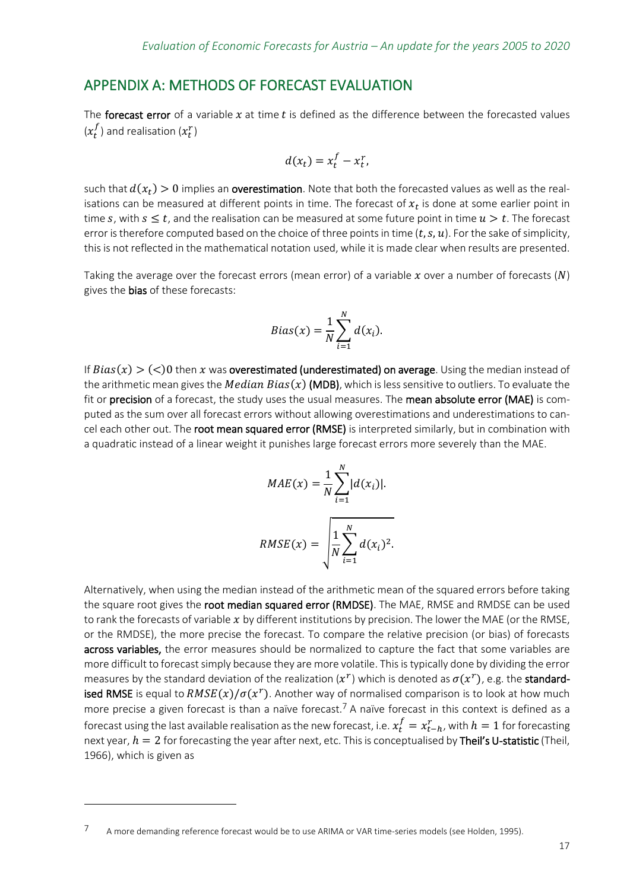## APPENDIX A: METHODS OF FORECAST EVALUATION

The **forecast error** of a variable $x$ at time $t$ is defined as the difference between the forecasted values ($x_t^f$) and realisation ($x_t^r$)

$$d(x_t) = x_t^f - x_t^r,$$

such that $d(x_t) > 0$ implies an **overestimation**. Note that both the forecasted values as well as the realisations can be measured at different points in time. The forecast of $x_t$ is done at some earlier point in time $s$, with $s \leq t$, and the realisation can be measured at some future point in time $u > t$. The forecast error is therefore computed based on the choice of three points in time $(t, s, u)$. For the sake of simplicity, this is not reflected in the mathematical notation used, while it is made clear when results are presented.

Taking the average over the forecast errors (mean error) of a variable $x$ over a number of forecasts ($N$) gives the **bias** of these forecasts:

$$Bias(x) = \frac{1}{N}\sum_{i=1}^{N} d(x_i).$$

If $Bias(x) > (<) 0$ then $x$ was **overestimated (underestimated) on average**. Using the median instead of the arithmetic mean gives the $Median\ Bias(x)$ **(MDB)**, which is less sensitive to outliers. To evaluate the fit or **precision** of a forecast, the study uses the usual measures. The **mean absolute error (MAE)** is computed as the sum over all forecast errors without allowing overestimations and underestimations to cancel each other out. The **root mean squared error (RMSE)** is interpreted similarly, but in combination with a quadratic instead of a linear weight it punishes large forecast errors more severely than the MAE.

$$MAE(x) = \frac{1}{N}\sum_{i=1}^{N} |d(x_i)|.$$

$$RMSE(x) = \sqrt{\frac{1}{N}\sum_{i=1}^{N} d(x_i)^2}.$$

Alternatively, when using the median instead of the arithmetic mean of the squared errors before taking the square root gives the **root median squared error (RMDSE)**. The MAE, RMSE and RMDSE can be used to rank the forecasts of variable $x$ by different institutions by precision. The lower the MAE (or the RMSE, or the RMDSE), the more precise the forecast. To compare the relative precision (or bias) of forecasts **across variables,** the error measures should be normalized to capture the fact that some variables are more difficult to forecast simply because they are more volatile. This is typically done by dividing the error measures by the standard deviation of the realization ($x^r$) which is denoted as $\sigma(x^r)$, e.g. the **standardised RMSE** is equal to $RMSE(x)/\sigma(x^r)$. Another way of normalised comparison is to look at how much more precise a given forecast is than a naïve forecast.[7] A naïve forecast in this context is defined as a forecast using the last available realisation as the new forecast, i.e. $x_t^f = x_{t-h}^r$, with $h = 1$ for forecasting next year, $h = 2$ for forecasting the year after next, etc. This is conceptualised by **Theil's U-statistic** (Theil, 1966), which is given as

[7] A more demanding reference forecast would be to use ARIMA or VAR time-series models (see Holden, 1995).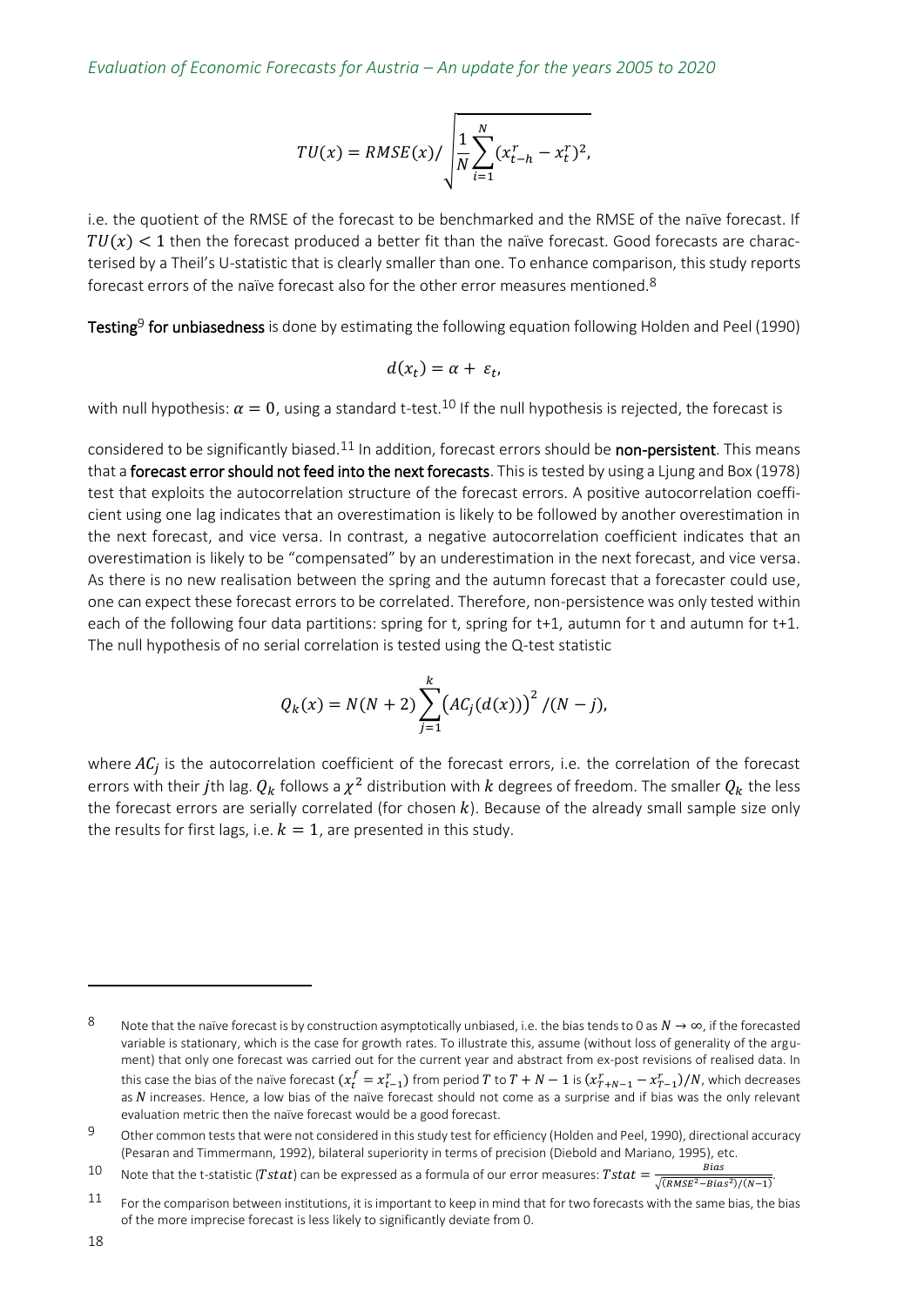$$TU(x) = RMSE(x) / \sqrt{\frac{1}{N}\sum_{i=1}^{N}(x_{t-h}^{r} - x_{t}^{r})^2},$$

i.e. the quotient of the RMSE of the forecast to be benchmarked and the RMSE of the naïve forecast. If $TU(x) < 1$ then the forecast produced a better fit than the naïve forecast. Good forecasts are characterised by a Theil's U-statistic that is clearly smaller than one. To enhance comparison, this study reports forecast errors of the naïve forecast also for the other error measures mentioned.[8]

**Testing**[9] **for unbiasedness** is done by estimating the following equation following Holden and Peel (1990)

$$d(x_t) = \alpha + \varepsilon_t,$$

with null hypothesis: $\alpha = 0$, using a standard t-test.[10] If the null hypothesis is rejected, the forecast is considered to be significantly biased.[11] In addition, forecast errors should be **non-persistent**. This means that a **forecast error should not feed into the next forecasts**. This is tested by using a Ljung and Box (1978) test that exploits the autocorrelation structure of the forecast errors. A positive autocorrelation coefficient using one lag indicates that an overestimation is likely to be followed by another overestimation in the next forecast, and vice versa. In contrast, a negative autocorrelation coefficient indicates that an overestimation is likely to be "compensated" by an underestimation in the next forecast, and vice versa. As there is no new realisation between the spring and the autumn forecast that a forecaster could use, one can expect these forecast errors to be correlated. Therefore, non-persistence was only tested within each of the following four data partitions: spring for t, spring for t+1, autumn for t and autumn for t+1. The null hypothesis of no serial correlation is tested using the Q-test statistic

$$Q_k(x) = N(N+2)\sum_{j=1}^{k}\left(AC_j(d(x))\right)^2 / (N-j),$$

where $AC_j$ is the autocorrelation coefficient of the forecast errors, i.e. the correlation of the forecast errors with their $j$th lag. $Q_k$ follows a $\chi^2$ distribution with $k$ degrees of freedom. The smaller $Q_k$ the less the forecast errors are serially correlated (for chosen $k$). Because of the already small sample size only the results for first lags, i.e. $k = 1$, are presented in this study.

---

[8] Note that the naïve forecast is by construction asymptotically unbiased, i.e. the bias tends to 0 as $N \to \infty$, if the forecasted variable is stationary, which is the case for growth rates. To illustrate this, assume (without loss of generality of the argument) that only one forecast was carried out for the current year and abstract from ex-post revisions of realised data. In this case the bias of the naïve forecast ($x_t^f = x_{t-1}^r$) from period $T$ to $T + N - 1$ is $(x_{T+N-1}^r - x_{T-1}^r)/N$, which decreases as $N$ increases. Hence, a low bias of the naïve forecast should not come as a surprise and if bias was the only relevant evaluation metric then the naïve forecast would be a good forecast.

[9] Other common tests that were not considered in this study test for efficiency (Holden and Peel, 1990), directional accuracy (Pesaran and Timmermann, 1992), bilateral superiority in terms of precision (Diebold and Mariano, 1995), etc.

[10] Note that the t-statistic ($Tstat$) can be expressed as a formula of our error measures: $Tstat = \frac{Bias}{\sqrt{(RMSE^2 - Bias^2)/(N-1)}}$.

[11] For the comparison between institutions, it is important to keep in mind that for two forecasts with the same bias, the bias of the more imprecise forecast is less likely to significantly deviate from 0.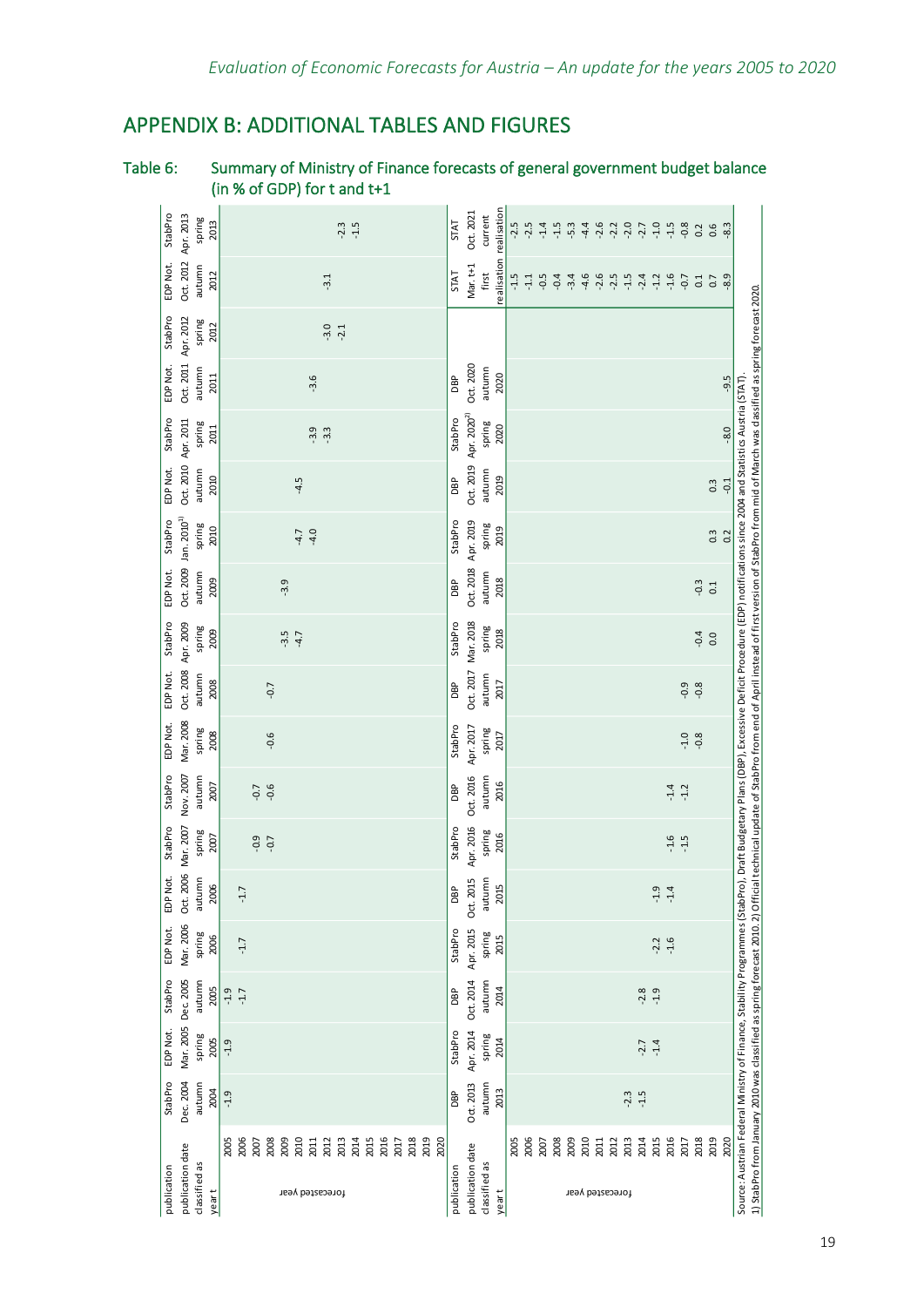## APPENDIX B: ADDITIONAL TABLES AND FIGURES

**Table 6: Summary of Ministry of Finance forecasts of general government budget balance (in % of GDP) for t and t+1**

| publication | StabPro | EDP Not. | StabPro | EDP Not. | EDP Not. | StabPro | StabPro | EDP Not. | EDP Not. | StabPro | EDP Not. | StabPro | EDP Not. | StabPro | EDP Not. | StabPro | EDP Not. | StabPro |
|---|---|---|---|---|---|---|---|---|---|---|---|---|---|---|---|---|---|---|
| publication date | Dec. 2004 | Mar. 2005 | Dec. 2005 | Mar. 2006 | Oct. 2006 | Mar. 2007 | Nov. 2007 | Mar. 2008 | Oct. 2008 | Apr. 2009 | Oct. 2009 | Jan. 2010[1] | Oct. 2010 | Apr. 2011 | Oct. 2011 | Apr. 2012 | Oct. 2012 | Apr. 2013 |
| classified as | autumn | spring | autumn | spring | autumn | spring | autumn | spring | autumn | spring | autumn | spring | autumn | spring | autumn | spring | autumn | spring |
| year t | 2004 | 2005 | 2005 | 2006 | 2006 | 2007 | 2007 | 2008 | 2008 | 2009 | 2009 | 2010 | 2010 | 2011 | 2011 | 2012 | 2012 | 2013 |
| **forecasted year** | | | | | | | | | | | | | | | | | | |
| 2005 | -1.9 | -1.9 | -1.9 | | | | | | | | | | | | | | | |
| 2006 | | | -1.7 | -1.7 | -1.7 | | | | | | | | | | | | | |
| 2007 | | | | | | -0.9 | -0.7 | | | | | | | | | | | |
| 2008 | | | | | | -0.7 | -0.6 | -0.6 | -0.7 | | | | | | | | | |
| 2009 | | | | | | | | | | -3.5 | -3.9 | | | | | | | |
| 2010 | | | | | | | | | | -4.7 | | -4.7 | -4.5 | | | | | |
| 2011 | | | | | | | | | | | | -4.0 | | -3.9 | -3.6 | | | |
| 2012 | | | | | | | | | | | | | | -3.3 | | -3.0 | -3.1 | |
| 2013 | | | | | | | | | | | | | | | | -2.1 | | -2.3 |
| 2014 | | | | | | | | | | | | | | | | | | -1.5 |
| 2015 | | | | | | | | | | | | | | | | | | |
| 2016 | | | | | | | | | | | | | | | | | | |
| 2017 | | | | | | | | | | | | | | | | | | |
| 2018 | | | | | | | | | | | | | | | | | | |
| 2019 | | | | | | | | | | | | | | | | | | |
| 2020 | | | | | | | | | | | | | | | | | | |

| publication | DBP | StabPro | DBP | StabPro | DBP | StabPro | DBP | StabPro | DBP | StabPro | DBP | StabPro | DBP | StabPro | DBP | STAT | STAT |
|---|---|---|---|---|---|---|---|---|---|---|---|---|---|---|---|---|---|
| publication date | Oct. 2013 | Apr. 2014 | Oct. 2014 | Apr. 2015 | Oct. 2015 | Apr. 2016 | Oct. 2016 | Apr. 2017 | Oct. 2017 | Mar. 2018 | Oct. 2018 | Apr. 2019 | Oct. 2019 | Apr. 2020[2] | Oct. 2020 | Mar. t+1 | Oct. 2021 |
| classified as | autumn | spring | autumn | spring | autumn | spring | autumn | spring | autumn | spring | autumn | spring | autumn | spring | autumn | first | current |
| year t | 2013 | 2014 | 2014 | 2015 | 2015 | 2016 | 2016 | 2017 | 2017 | 2018 | 2018 | 2019 | 2019 | 2020 | 2020 | realisation | realisation |
| **forecasted year** | | | | | | | | | | | | | | | | | |
| 2005 | | | | | | | | | | | | | | | | -1.5 | -2.5 |
| 2006 | | | | | | | | | | | | | | | | -1.1 | -2.5 |
| 2007 | | | | | | | | | | | | | | | | -0.5 | -1.4 |
| 2008 | | | | | | | | | | | | | | | | -0.4 | -1.5 |
| 2009 | | | | | | | | | | | | | | | | -3.4 | -5.3 |
| 2010 | | | | | | | | | | | | | | | | -4.6 | -4.4 |
| 2011 | | | | | | | | | | | | | | | | -2.6 | -2.6 |
| 2012 | | | | | | | | | | | | | | | | -2.5 | -2.2 |
| 2013 | -2.3 | | | | | | | | | | | | | | | -1.5 | -2.0 |
| 2014 | -1.5 | -2.7 | -2.8 | | | | | | | | | | | | | -2.4 | -2.7 |
| 2015 | | -1.4 | -1.9 | -2.2 | -1.9 | | | | | | | | | | | -1.2 | -1.0 |
| 2016 | | | | -1.6 | -1.4 | -1.6 | -1.4 | | | | | | | | | -1.6 | -1.5 |
| 2017 | | | | | | -1.5 | -1.2 | -1.0 | -0.9 | | | | | | | -0.7 | -0.8 |
| 2018 | | | | | | | | -0.8 | -0.8 | -0.4 | -0.3 | | | | | 0.1 | 0.2 |
| 2019 | | | | | | | | | | 0.0 | 0.1 | 0.3 | 0.3 | | | 0.7 | 0.6 |
| 2020 | | | | | | | | | | | | 0.2 | -0.1 | -8.0 | -9.5 | -8.9 | -8.3 |

Source: Austrian Federal Ministry of Finance, Stability Programmes (StabPro), Draft Budgetary Plans (DBP), Excessive Deficit Procedure (EDP) notifications since 2004 and Statistics Austria (STAT).
1) StabPro from January 2010 was classified as spring forecast 2010. 2) Official technical update of StabPro from end of April instead of first version of StabPro from mid of March was classified as spring forecast 2020.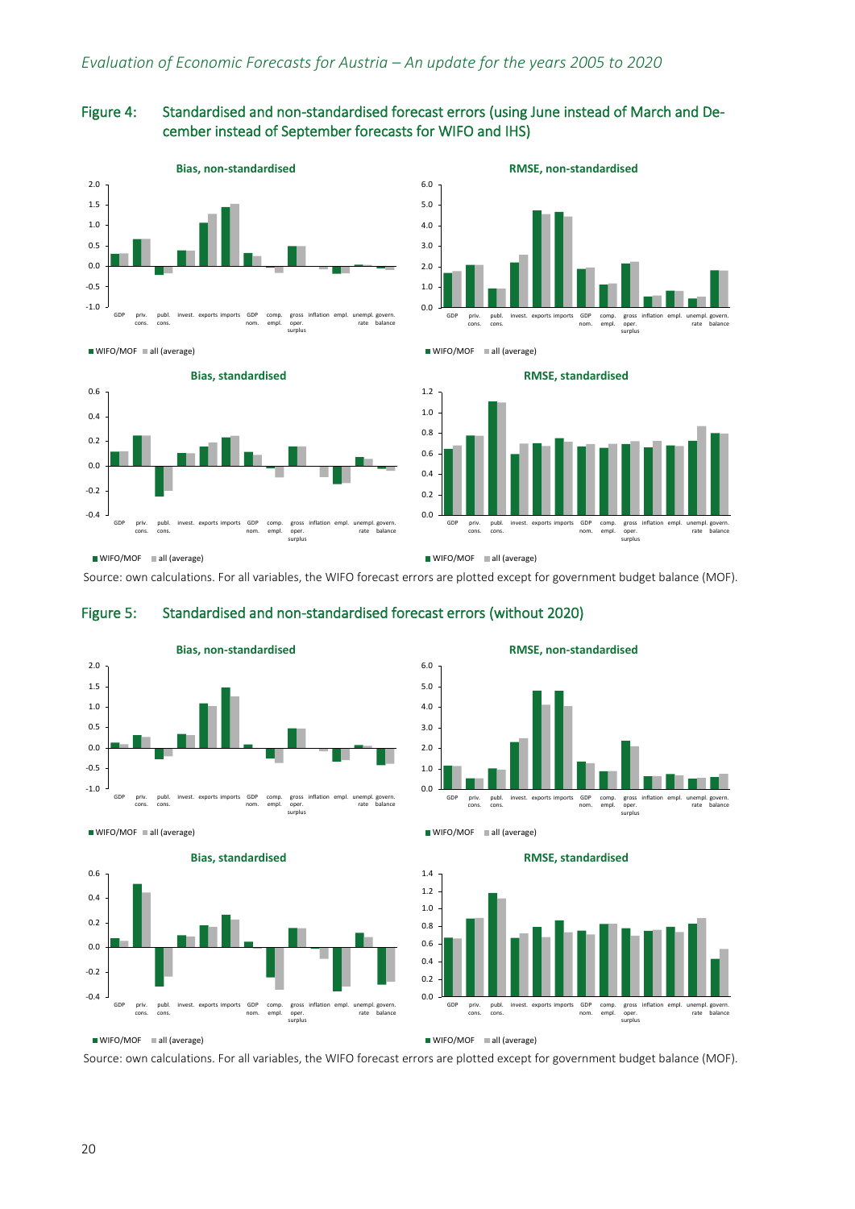## Figure 4: Standardised and non-standardised forecast errors (using June instead of March and December instead of September forecasts for WIFO and IHS)

Source: own calculations. For all variables, the WIFO forecast errors are plotted except for government budget balance (MOF).

## Figure 5: Standardised and non-standardised forecast errors (without 2020)

Source: own calculations. For all variables, the WIFO forecast errors are plotted except for government budget balance (MOF).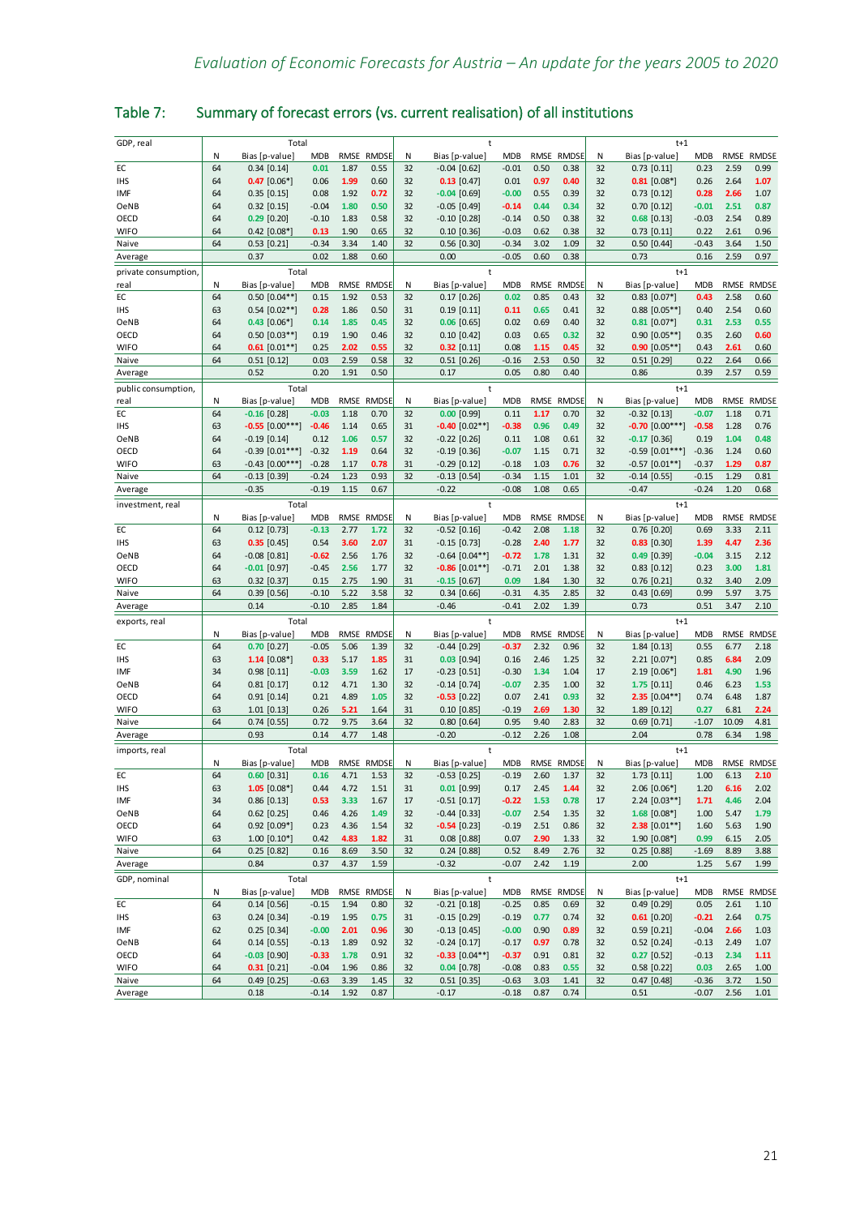## Table 7: Summary of forecast errors (vs. current realisation) of all institutions

| GDP, real | Total | | | | | t | | | | | t+1 | | | | |
|---|---|---|---|---|---|---|---|---|---|---|---|---|---|---|---|
| | N | Bias [p-value] | MDB | RMSE | RMDSE | N | Bias [p-value] | MDB | RMSE | RMDSE | N | Bias [p-value] | MDB | RMSE | RMDSE |
| EC | 64 | 0.34 [0.14] | 0.01 | 1.87 | 0.55 | 32 | -0.04 [0.62] | -0.01 | 0.50 | 0.38 | 32 | 0.73 [0.11] | 0.23 | 2.59 | 0.99 |
| IHS | 64 | 0.47 [0.06*] | 0.06 | 1.99 | 0.60 | 32 | 0.13 [0.47] | 0.01 | 0.97 | 0.40 | 32 | 0.81 [0.08*] | 0.26 | 2.64 | 1.07 |
| IMF | 64 | 0.35 [0.15] | 0.08 | 1.92 | 0.72 | 32 | -0.04 [0.69] | -0.00 | 0.55 | 0.39 | 32 | 0.73 [0.12] | 0.28 | 2.66 | 1.07 |
| OeNB | 64 | 0.32 [0.15] | -0.04 | 1.80 | 0.50 | 32 | -0.05 [0.49] | -0.14 | 0.44 | 0.34 | 32 | 0.70 [0.12] | -0.01 | 2.51 | 0.87 |
| OECD | 64 | 0.29 [0.20] | -0.10 | 1.83 | 0.58 | 32 | -0.10 [0.28] | -0.14 | 0.50 | 0.38 | 32 | 0.68 [0.13] | -0.03 | 2.54 | 0.89 |
| WIFO | 64 | 0.42 [0.08*] | 0.13 | 1.90 | 0.65 | 32 | 0.10 [0.36] | -0.03 | 0.62 | 0.38 | 32 | 0.73 [0.11] | 0.22 | 2.61 | 0.96 |
| Naive | 64 | 0.53 [0.21] | -0.34 | 3.34 | 1.40 | 32 | 0.56 [0.30] | -0.34 | 3.02 | 1.09 | 32 | 0.50 [0.44] | -0.43 | 3.64 | 1.50 |
| Average | | 0.37 | 0.02 | 1.88 | 0.60 | | 0.00 | -0.05 | 0.60 | 0.38 | | 0.73 | 0.16 | 2.59 | 0.97 |

| private consumption, real | Total | | | | | t | | | | | t+1 | | | | |
|---|---|---|---|---|---|---|---|---|---|---|---|---|---|---|---|
| | N | Bias [p-value] | MDB | RMSE | RMDSE | N | Bias [p-value] | MDB | RMSE | RMDSE | N | Bias [p-value] | MDB | RMSE | RMDSE |
| EC | 64 | 0.50 [0.04**] | 0.15 | 1.92 | 0.53 | 32 | 0.17 [0.26] | 0.02 | 0.85 | 0.43 | 32 | 0.83 [0.07*] | 0.43 | 2.58 | 0.60 |
| IHS | 63 | 0.54 [0.02**] | 0.28 | 1.86 | 0.50 | 31 | 0.19 [0.11] | 0.11 | 0.65 | 0.41 | 32 | 0.88 [0.05**] | 0.40 | 2.54 | 0.60 |
| OeNB | 64 | 0.43 [0.06*] | 0.14 | 1.85 | 0.45 | 32 | 0.06 [0.65] | 0.02 | 0.69 | 0.40 | 32 | 0.81 [0.07*] | 0.31 | 2.53 | 0.55 |
| OECD | 64 | 0.50 [0.03**] | 0.19 | 1.90 | 0.46 | 32 | 0.10 [0.42] | 0.03 | 0.65 | 0.32 | 32 | 0.90 [0.05**] | 0.35 | 2.60 | 0.60 |
| WIFO | 64 | 0.61 [0.01**] | 0.25 | 2.02 | 0.55 | 32 | 0.32 [0.11] | 0.08 | 1.15 | 0.45 | 32 | 0.90 [0.05**] | 0.43 | 2.61 | 0.60 |
| Naive | 64 | 0.51 [0.12] | 0.03 | 2.59 | 0.58 | 32 | 0.51 [0.26] | -0.16 | 2.53 | 0.50 | 32 | 0.51 [0.29] | 0.22 | 2.64 | 0.66 |
| Average | | 0.52 | 0.20 | 1.91 | 0.50 | | 0.17 | 0.05 | 0.80 | 0.40 | | 0.86 | 0.39 | 2.57 | 0.59 |

| public consumption, real | Total | | | | | t | | | | | t+1 | | | | |
|---|---|---|---|---|---|---|---|---|---|---|---|---|---|---|---|
| | N | Bias [p-value] | MDB | RMSE | RMDSE | N | Bias [p-value] | MDB | RMSE | RMDSE | N | Bias [p-value] | MDB | RMSE | RMDSE |
| EC | 64 | -0.16 [0.28] | -0.03 | 1.18 | 0.70 | 32 | 0.00 [0.99] | 0.11 | 1.17 | 0.70 | 32 | -0.32 [0.13] | -0.07 | 1.18 | 0.71 |
| IHS | 63 | -0.55 [0.00***] | -0.46 | 1.14 | 0.65 | 31 | -0.40 [0.02**] | -0.38 | 0.96 | 0.49 | 32 | -0.70 [0.00***] | -0.58 | 1.28 | 0.76 |
| OeNB | 64 | -0.19 [0.14] | 0.12 | 1.06 | 0.57 | 32 | -0.22 [0.26] | 0.11 | 1.08 | 0.61 | 32 | -0.17 [0.36] | 0.19 | 1.04 | 0.48 |
| OECD | 64 | -0.39 [0.01***] | -0.32 | 1.19 | 0.64 | 32 | -0.19 [0.36] | -0.07 | 1.15 | 0.71 | 32 | -0.59 [0.01***] | -0.36 | 1.24 | 0.60 |
| WIFO | 63 | -0.43 [0.00***] | -0.28 | 1.17 | 0.78 | 31 | -0.29 [0.12] | -0.18 | 1.03 | 0.76 | 32 | -0.57 [0.01**] | -0.37 | 1.29 | 0.87 |
| Naive | 64 | -0.13 [0.39] | -0.24 | 1.23 | 0.93 | 32 | -0.13 [0.54] | -0.34 | 1.15 | 1.01 | 32 | -0.14 [0.55] | -0.15 | 1.29 | 0.81 |
| Average | | -0.35 | -0.19 | 1.15 | 0.67 | | -0.22 | -0.08 | 1.08 | 0.65 | | -0.47 | -0.24 | 1.20 | 0.68 |

| investment, real | Total | | | | | t | | | | | t+1 | | | | |
|---|---|---|---|---|---|---|---|---|---|---|---|---|---|---|---|
| | N | Bias [p-value] | MDB | RMSE | RMDSE | N | Bias [p-value] | MDB | RMSE | RMDSE | N | Bias [p-value] | MDB | RMSE | RMDSE |
| EC | 64 | 0.12 [0.73] | -0.13 | 2.77 | 1.72 | 32 | -0.52 [0.16] | -0.42 | 2.08 | 1.18 | 32 | 0.76 [0.20] | 0.69 | 3.33 | 2.11 |
| IHS | 63 | 0.35 [0.45] | 0.54 | 3.60 | 2.07 | 31 | -0.15 [0.73] | -0.28 | 2.40 | 1.77 | 32 | 0.83 [0.30] | 1.39 | 4.47 | 2.36 |
| OeNB | 64 | -0.08 [0.81] | -0.62 | 2.56 | 1.76 | 32 | -0.64 [0.04**] | -0.72 | 1.78 | 1.31 | 32 | 0.49 [0.39] | -0.04 | 3.15 | 2.12 |
| OECD | 64 | -0.01 [0.97] | -0.45 | 2.56 | 1.77 | 32 | -0.86 [0.01**] | -0.71 | 2.01 | 1.38 | 32 | 0.83 [0.12] | 0.23 | 3.00 | 1.81 |
| WIFO | 63 | 0.32 [0.37] | 0.15 | 2.75 | 1.90 | 31 | -0.15 [0.67] | 0.09 | 1.84 | 1.30 | 32 | 0.76 [0.21] | 0.32 | 3.40 | 2.09 |
| Naive | 64 | 0.39 [0.56] | -0.10 | 5.22 | 3.58 | 32 | 0.34 [0.66] | -0.31 | 4.35 | 2.85 | 32 | 0.43 [0.69] | 0.99 | 5.97 | 3.75 |
| Average | | 0.14 | -0.10 | 2.85 | 1.84 | | -0.46 | -0.41 | 2.02 | 1.39 | | 0.73 | 0.51 | 3.47 | 2.10 |

| exports, real | Total | | | | | t | | | | | t+1 | | | | |
|---|---|---|---|---|---|---|---|---|---|---|---|---|---|---|---|
| | N | Bias [p-value] | MDB | RMSE | RMDSE | N | Bias [p-value] | MDB | RMSE | RMDSE | N | Bias [p-value] | MDB | RMSE | RMDSE |
| EC | 64 | 0.70 [0.27] | -0.05 | 5.06 | 1.39 | 32 | -0.44 [0.29] | -0.37 | 2.32 | 0.96 | 32 | 1.84 [0.13] | 0.55 | 6.77 | 2.18 |
| IHS | 63 | 1.14 [0.08*] | 0.33 | 5.17 | 1.85 | 31 | 0.03 [0.94] | 0.16 | 2.46 | 1.25 | 32 | 2.21 [0.07*] | 0.85 | 6.84 | 2.09 |
| IMF | 34 | 0.98 [0.11] | -0.03 | 3.59 | 1.62 | 17 | -0.23 [0.51] | -0.30 | 1.34 | 1.04 | 17 | 2.19 [0.06*] | 1.81 | 4.90 | 1.96 |
| OeNB | 64 | 0.81 [0.17] | 0.12 | 4.71 | 1.30 | 32 | -0.14 [0.74] | -0.07 | 2.35 | 1.00 | 32 | 1.75 [0.11] | 0.46 | 6.23 | 1.53 |
| OECD | 64 | 0.91 [0.14] | 0.21 | 4.89 | 1.05 | 32 | -0.53 [0.22] | 0.07 | 2.41 | 0.93 | 32 | 2.35 [0.04**] | 0.74 | 6.48 | 1.87 |
| WIFO | 63 | 1.01 [0.13] | 0.26 | 5.21 | 1.64 | 31 | 0.10 [0.85] | -0.19 | 2.69 | 1.30 | 32 | 1.89 [0.12] | 0.27 | 6.81 | 2.24 |
| Naive | 64 | 0.74 [0.55] | 0.72 | 9.75 | 3.64 | 32 | 0.80 [0.64] | 0.95 | 9.40 | 2.83 | 32 | 0.69 [0.71] | -1.07 | 10.09 | 4.81 |
| Average | | 0.93 | 0.14 | 4.77 | 1.48 | | -0.20 | -0.12 | 2.26 | 1.08 | | 2.04 | 0.78 | 6.34 | 1.98 |

| imports, real | Total | | | | | t | | | | | t+1 | | | | |
|---|---|---|---|---|---|---|---|---|---|---|---|---|---|---|---|
| | N | Bias [p-value] | MDB | RMSE | RMDSE | N | Bias [p-value] | MDB | RMSE | RMDSE | N | Bias [p-value] | MDB | RMSE | RMDSE |
| EC | 64 | 0.60 [0.31] | 0.16 | 4.71 | 1.53 | 32 | -0.53 [0.25] | -0.19 | 2.60 | 1.37 | 32 | 1.73 [0.11] | 1.00 | 6.13 | 2.10 |
| IHS | 63 | 1.05 [0.08*] | 0.44 | 4.72 | 1.51 | 31 | 0.01 [0.99] | 0.17 | 2.45 | 1.44 | 32 | 2.06 [0.06*] | 1.20 | 6.16 | 2.02 |
| IMF | 34 | 0.86 [0.13] | 0.53 | 3.33 | 1.67 | 17 | -0.51 [0.17] | -0.22 | 1.53 | 0.78 | 17 | 2.24 [0.03**] | 1.71 | 4.46 | 2.04 |
| OeNB | 64 | 0.62 [0.25] | 0.46 | 4.26 | 1.49 | 32 | -0.44 [0.33] | -0.07 | 2.54 | 1.35 | 32 | 1.68 [0.08*] | 1.00 | 5.47 | 1.79 |
| OECD | 64 | 0.92 [0.09*] | 0.23 | 4.36 | 1.54 | 32 | -0.54 [0.23] | -0.19 | 2.51 | 0.86 | 32 | 2.38 [0.01**] | 1.60 | 5.63 | 1.90 |
| WIFO | 63 | 1.00 [0.10*] | 0.42 | 4.83 | 1.82 | 31 | 0.08 [0.88] | 0.07 | 2.90 | 1.33 | 32 | 1.90 [0.08*] | 0.99 | 6.15 | 2.05 |
| Naive | 64 | 0.25 [0.82] | 0.16 | 8.69 | 3.50 | 32 | 0.24 [0.88] | 0.52 | 8.49 | 2.76 | 32 | 0.25 [0.88] | -1.69 | 8.89 | 3.88 |
| Average | | 0.84 | 0.37 | 4.37 | 1.59 | | -0.32 | -0.07 | 2.42 | 1.19 | | 2.00 | 1.25 | 5.67 | 1.99 |

| GDP, nominal | Total | | | | | t | | | | | t+1 | | | | |
|---|---|---|---|---|---|---|---|---|---|---|---|---|---|---|---|
| | N | Bias [p-value] | MDB | RMSE | RMDSE | N | Bias [p-value] | MDB | RMSE | RMDSE | N | Bias [p-value] | MDB | RMSE | RMDSE |
| EC | 64 | 0.14 [0.56] | -0.15 | 1.94 | 0.80 | 32 | -0.21 [0.18] | -0.25 | 0.85 | 0.69 | 32 | 0.49 [0.29] | 0.05 | 2.61 | 1.10 |
| IHS | 63 | 0.24 [0.34] | -0.19 | 1.95 | 0.75 | 31 | -0.15 [0.29] | -0.19 | 0.77 | 0.74 | 32 | 0.61 [0.20] | -0.21 | 2.64 | 0.75 |
| IMF | 62 | 0.25 [0.34] | -0.00 | 2.01 | 0.96 | 30 | -0.13 [0.45] | -0.00 | 0.90 | 0.89 | 32 | 0.59 [0.21] | -0.04 | 2.66 | 1.03 |
| OeNB | 64 | 0.14 [0.55] | -0.13 | 1.89 | 0.92 | 32 | -0.24 [0.17] | -0.17 | 0.97 | 0.78 | 32 | 0.52 [0.24] | -0.13 | 2.49 | 1.07 |
| OECD | 64 | -0.03 [0.90] | -0.33 | 1.78 | 0.91 | 32 | -0.33 [0.04**] | -0.37 | 0.91 | 0.81 | 32 | 0.27 [0.52] | -0.13 | 2.34 | 1.11 |
| WIFO | 64 | 0.31 [0.21] | -0.04 | 1.96 | 0.86 | 32 | 0.04 [0.78] | -0.08 | 0.83 | 0.55 | 32 | 0.58 [0.22] | 0.03 | 2.65 | 1.00 |
| Naive | 64 | 0.49 [0.25] | -0.63 | 3.39 | 1.45 | 32 | 0.51 [0.35] | -0.63 | 3.03 | 1.41 | 32 | 0.47 [0.48] | -0.36 | 3.72 | 1.50 |
| Average | | 0.18 | -0.14 | 1.92 | 0.87 | | -0.17 | -0.18 | 0.87 | 0.74 | | 0.51 | -0.07 | 2.56 | 1.01 |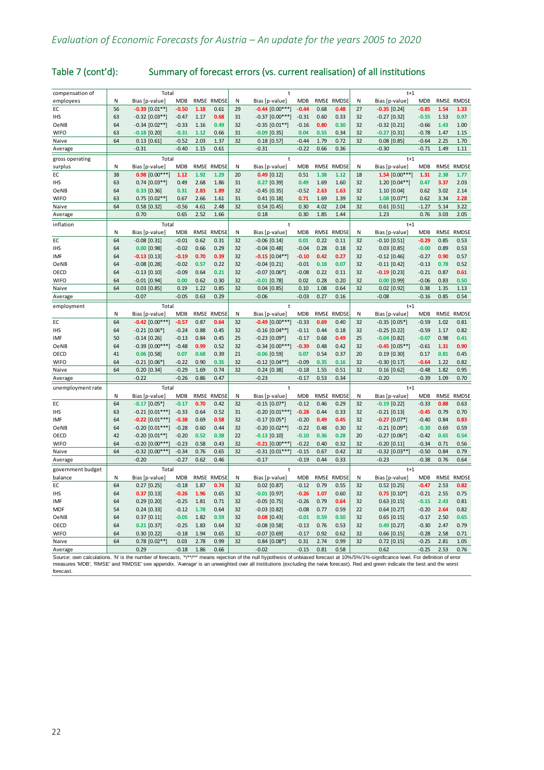## Table 7 (cont'd): Summary of forecast errors (vs. current realisation) of all institutions

| compensation of employees | Total | | | | | t | | | | | t+1 | | | | |
|---|---|---|---|---|---|---|---|---|---|---|---|---|---|---|---|
| | N | Bias [p-value] | MDB | RMSE | RMDSE | N | Bias [p-value] | MDB | RMSE | RMDSE | N | Bias [p-value] | MDB | RMSE | RMDSE |
| EC | 56 | -0.39 [0.01**] | -0.50 | 1.18 | 0.61 | 29 | -0.44 [0.00***] | -0.44 | 0.68 | 0.48 | 27 | -0.35 [0.24] | -0.85 | 1.54 | 1.33 |
| IHS | 63 | -0.32 [0.03**] | -0.47 | 1.17 | 0.68 | 31 | -0.37 [0.00***] | -0.31 | 0.60 | 0.33 | 32 | -0.27 [0.32] | -0.55 | 1.53 | 0.97 |
| OeNB | 64 | -0.34 [0.02**] | -0.33 | 1.16 | 0.49 | 32 | -0.35 [0.01**] | -0.16 | 0.80 | 0.30 | 32 | -0.32 [0.21] | -0.66 | 1.43 | 1.00 |
| WIFO | 63 | -0.18 [0.20] | -0.31 | 1.12 | 0.66 | 31 | -0.09 [0.35] | 0.04 | 0.55 | 0.34 | 32 | -0.27 [0.31] | -0.78 | 1.47 | 1.15 |
| Naive | 64 | 0.13 [0.61] | -0.52 | 2.03 | 1.37 | 32 | 0.18 [0.57] | -0.44 | 1.79 | 0.72 | 32 | 0.08 [0.85] | -0.64 | 2.25 | 1.70 |
| Average | | -0.31 | -0.40 | 1.15 | 0.61 | | -0.31 | -0.22 | 0.66 | 0.36 | | -0.30 | -0.71 | 1.49 | 1.11 |

| gross operating surplus | Total | | | | | t | | | | | t+1 | | | | |
|---|---|---|---|---|---|---|---|---|---|---|---|---|---|---|---|
| | N | Bias [p-value] | MDB | RMSE | RMDSE | N | Bias [p-value] | MDB | RMSE | RMDSE | N | Bias [p-value] | MDB | RMSE | RMDSE |
| EC | 38 | 0.98 [0.00***] | 1.12 | 1.92 | 1.29 | 20 | 0.49 [0.12] | 0.51 | 1.38 | 1.12 | 18 | 1.54 [0.00***] | 1.31 | 2.38 | 1.77 |
| IHS | 63 | 0.74 [0.03**] | 0.49 | 2.68 | 1.86 | 31 | 0.27 [0.39] | 0.49 | 1.69 | 1.60 | 32 | 1.20 [0.04**] | 0.47 | 3.37 | 2.03 |
| OeNB | 64 | 0.33 [0.36] | 0.31 | 2.83 | 1.89 | 32 | -0.45 [0.35] | -0.52 | 2.63 | 1.63 | 32 | 1.10 [0.04] | 0.62 | 3.02 | 2.14 |
| WIFO | 63 | 0.75 [0.02**] | 0.67 | 2.66 | 1.61 | 31 | 0.41 [0.18] | 0.71 | 1.69 | 1.39 | 32 | 1.08 [0.07*] | 0.62 | 3.34 | 2.28 |
| Naive | 64 | 0.58 [0.32] | -0.56 | 4.61 | 2.48 | 32 | 0.54 [0.45] | 0.30 | 4.02 | 2.04 | 32 | 0.61 [0.51] | -1.27 | 5.14 | 3.22 |
| Average | | 0.70 | 0.65 | 2.52 | 1.66 | | 0.18 | 0.30 | 1.85 | 1.44 | | 1.23 | 0.76 | 3.03 | 2.05 |

| inflation | Total | | | | | t | | | | | t+1 | | | | |
|---|---|---|---|---|---|---|---|---|---|---|---|---|---|---|---|
| | N | Bias [p-value] | MDB | RMSE | RMDSE | N | Bias [p-value] | MDB | RMSE | RMDSE | N | Bias [p-value] | MDB | RMSE | RMDSE |
| EC | 64 | -0.08 [0.31] | -0.01 | 0.62 | 0.31 | 32 | -0.06 [0.14] | 0.01 | 0.22 | 0.11 | 32 | -0.10 [0.51] | -0.29 | 0.85 | 0.53 |
| IHS | 64 | 0.00 [0.98] | -0.02 | 0.66 | 0.29 | 32 | -0.04 [0.48] | -0.04 | 0.28 | 0.18 | 32 | 0.03 [0.85] | -0.00 | 0.89 | 0.53 |
| IMF | 64 | -0.13 [0.13] | -0.19 | 0.70 | 0.39 | 32 | -0.15 [0.04**] | -0.10 | 0.42 | 0.27 | 32 | -0.12 [0.46] | -0.27 | 0.90 | 0.57 |
| OeNB | 64 | -0.08 [0.28] | -0.02 | 0.57 | 0.22 | 32 | -0.04 [0.21] | -0.01 | 0.18 | 0.07 | 32 | -0.11 [0.42] | -0.13 | 0.78 | 0.52 |
| OECD | 64 | -0.13 [0.10] | -0.09 | 0.64 | 0.21 | 32 | -0.07 [0.06*] | -0.08 | 0.22 | 0.11 | 32 | -0.19 [0.23] | -0.21 | 0.87 | 0.61 |
| WIFO | 64 | -0.01 [0.94] | 0.00 | 0.62 | 0.30 | 32 | -0.01 [0.78] | 0.02 | 0.28 | 0.20 | 32 | 0.00 [0.99] | -0.06 | 0.83 | 0.50 |
| Naive | 64 | 0.03 [0.85] | 0.19 | 1.22 | 0.85 | 32 | 0.04 [0.85] | 0.10 | 1.08 | 0.64 | 32 | 0.02 [0.92] | 0.38 | 1.35 | 1.13 |
| Average | | -0.07 | -0.05 | 0.63 | 0.29 | | -0.06 | -0.03 | 0.27 | 0.16 | | -0.08 | -0.16 | 0.85 | 0.54 |

| employment | Total | | | | | t | | | | | t+1 | | | | |
|---|---|---|---|---|---|---|---|---|---|---|---|---|---|---|---|
| | N | Bias [p-value] | MDB | RMSE | RMDSE | N | Bias [p-value] | MDB | RMSE | RMDSE | N | Bias [p-value] | MDB | RMSE | RMDSE |
| EC | 64 | -0.42 [0.00***] | -0.57 | 0.87 | 0.64 | 32 | -0.49 [0.00***] | -0.33 | 0.69 | 0.40 | 32 | -0.35 [0.05*] | -0.59 | 1.02 | 0.81 |
| IHS | 64 | -0.21 [0.06*] | -0.24 | 0.88 | 0.45 | 32 | -0.16 [0.04**] | -0.11 | 0.44 | 0.18 | 32 | -0.25 [0.22] | -0.59 | 1.17 | 0.82 |
| IMF | 50 | -0.14 [0.26] | -0.13 | 0.84 | 0.45 | 25 | -0.23 [0.09*] | -0.17 | 0.68 | 0.49 | 25 | -0.04 [0.82] | -0.07 | 0.98 | 0.41 |
| OeNB | 64 | -0.39 [0.00***] | -0.48 | 0.99 | 0.52 | 32 | -0.34 [0.00***] | -0.39 | 0.48 | 0.42 | 32 | -0.45 [0.05**] | -0.61 | 1.31 | 0.90 |
| OECD | 41 | 0.06 [0.58] | 0.07 | 0.68 | 0.39 | 21 | -0.06 [0.59] | 0.07 | 0.54 | 0.37 | 20 | 0.19 [0.30] | 0.17 | 0.81 | 0.45 |
| WIFO | 64 | -0.21 [0.06*] | -0.22 | 0.90 | 0.35 | 32 | -0.12 [0.04**] | -0.09 | 0.35 | 0.16 | 32 | -0.30 [0.17] | -0.64 | 1.22 | 0.82 |
| Naive | 64 | 0.20 [0.34] | -0.29 | 1.69 | 0.74 | 32 | 0.24 [0.38] | -0.18 | 1.55 | 0.51 | 32 | 0.16 [0.62] | -0.48 | 1.82 | 0.95 |
| Average | | -0.22 | -0.26 | 0.86 | 0.47 | | -0.23 | -0.17 | 0.53 | 0.34 | | -0.20 | -0.39 | 1.09 | 0.70 |

| unemployment rate | Total | | | | | t | | | | | t+1 | | | | |
|---|---|---|---|---|---|---|---|---|---|---|---|---|---|---|---|
| | N | Bias [p-value] | MDB | RMSE | RMDSE | N | Bias [p-value] | MDB | RMSE | RMDSE | N | Bias [p-value] | MDB | RMSE | RMDSE |
| EC | 64 | -0.17 [0.05*] | -0.17 | 0.70 | 0.42 | 32 | -0.15 [0.07*] | -0.12 | 0.46 | 0.29 | 32 | -0.19 [0.22] | -0.33 | 0.88 | 0.63 |
| IHS | 63 | -0.21 [0.01***] | -0.33 | 0.64 | 0.52 | 31 | -0.20 [0.01***] | -0.28 | 0.44 | 0.33 | 32 | -0.21 [0.13] | -0.45 | 0.79 | 0.70 |
| IMF | 64 | -0.22 [0.01***] | -0.38 | 0.69 | 0.58 | 32 | -0.17 [0.05*] | -0.20 | 0.49 | 0.45 | 32 | -0.27 [0.07*] | -0.40 | 0.84 | 0.83 |
| OeNB | 64 | -0.20 [0.01***] | -0.28 | 0.60 | 0.44 | 32 | -0.20 [0.02**] | -0.22 | 0.48 | 0.30 | 32 | -0.21 [0.09*] | -0.30 | 0.69 | 0.59 |
| OECD | 42 | -0.20 [0.01**] | -0.20 | 0.52 | 0.38 | 22 | -0.13 [0.10] | -0.10 | 0.36 | 0.28 | 20 | -0.27 [0.06*] | -0.42 | 0.65 | 0.54 |
| WIFO | 64 | -0.20 [0.00***] | -0.23 | 0.58 | 0.43 | 32 | -0.21 [0.00***] | -0.22 | 0.40 | 0.32 | 32 | -0.20 [0.11] | -0.34 | 0.71 | 0.56 |
| Naive | 64 | -0.32 [0.00***] | -0.34 | 0.76 | 0.65 | 32 | -0.31 [0.01***] | -0.15 | 0.67 | 0.42 | 32 | -0.32 [0.03**] | -0.50 | 0.84 | 0.79 |
| Average | | -0.20 | -0.27 | 0.62 | 0.46 | | -0.17 | -0.19 | 0.44 | 0.33 | | -0.23 | -0.38 | 0.76 | 0.64 |

| government budget balance | Total | | | | | t | | | | | t+1 | | | | |
|---|---|---|---|---|---|---|---|---|---|---|---|---|---|---|---|
| | N | Bias [p-value] | MDB | RMSE | RMDSE | N | Bias [p-value] | MDB | RMSE | RMDSE | N | Bias [p-value] | MDB | RMSE | RMDSE |
| EC | 64 | 0.27 [0.25] | -0.18 | 1.87 | 0.74 | 32 | 0.02 [0.87] | -0.12 | 0.79 | 0.55 | 32 | 0.52 [0.25] | -0.47 | 2.53 | 0.82 |
| IHS | 64 | 0.37 [0.13] | -0.26 | 1.96 | 0.65 | 32 | -0.01 [0.97] | -0.26 | 1.07 | 0.60 | 32 | 0.75 [0.10*] | -0.21 | 2.55 | 0.75 |
| IMF | 64 | 0.29 [0.20] | -0.25 | 1.81 | 0.71 | 32 | -0.05 [0.75] | -0.26 | 0.79 | 0.64 | 32 | 0.63 [0.15] | -0.15 | 2.43 | 0.81 |
| MOF | 54 | 0.24 [0.33] | -0.12 | 1.78 | 0.64 | 32 | -0.03 [0.82] | -0.08 | 0.77 | 0.59 | 22 | 0.64 [0.27] | -0.20 | 2.64 | 0.82 |
| OeNB | 64 | 0.37 [0.11] | -0.05 | 1.82 | 0.59 | 32 | 0.08 [0.43] | -0.01 | 0.59 | 0.50 | 32 | 0.65 [0.15] | -0.17 | 2.50 | 0.65 |
| OECD | 64 | 0.21 [0.37] | -0.25 | 1.83 | 0.64 | 32 | -0.08 [0.58] | -0.13 | 0.76 | 0.53 | 32 | 0.49 [0.27] | -0.30 | 2.47 | 0.79 |
| WIFO | 64 | 0.30 [0.22] | -0.18 | 1.94 | 0.65 | 32 | -0.07 [0.69] | -0.17 | 0.92 | 0.62 | 32 | 0.66 [0.15] | -0.28 | 2.58 | 0.71 |
| Naive | 64 | 0.78 [0.02**] | 0.03 | 2.78 | 0.99 | 32 | 0.84 [0.08*] | 0.31 | 2.74 | 0.99 | 32 | 0.72 [0.15] | -0.25 | 2.81 | 1.05 |
| Average | | 0.29 | -0.18 | 1.86 | 0.66 | | -0.02 | -0.15 | 0.81 | 0.58 | | 0.62 | -0.25 | 2.53 | 0.76 |

Source: own calculations. 'N' is the number of forecasts, '*/**/***' means rejection of the null hypothesis of unbiased forecast at 10%/5%/1%-significance level. For definition of error measures 'MDB', 'RMSE' and 'RMDSE' see appendix. 'Average' is an unweighted over all institutions (excluding the naive forecast). Red and green indicate the best and the worst forecast.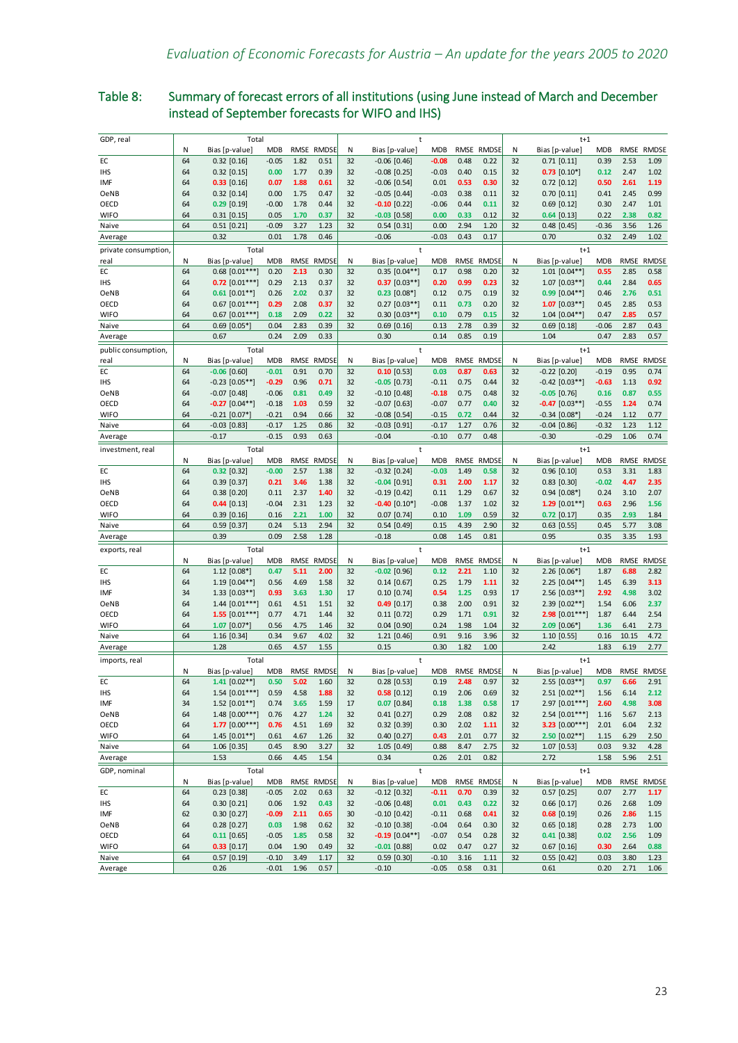## Table 8: Summary of forecast errors of all institutions (using June instead of March and December instead of September forecasts for WIFO and IHS)

| GDP, real | Total | | | | | t | | | | | t+1 | | | | |
|---|---|---|---|---|---|---|---|---|---|---|---|---|---|---|---|
| | N | Bias [p-value] | MDB | RMSE | RMDSE | N | Bias [p-value] | MDB | RMSE | RMDSE | N | Bias [p-value] | MDB | RMSE | RMDSE |
| EC | 64 | 0.32 [0.16] | -0.05 | 1.82 | 0.51 | 32 | -0.06 [0.46] | -0.08 | 0.48 | 0.22 | 32 | 0.71 [0.11] | 0.39 | 2.53 | 1.09 |
| IHS | 64 | 0.32 [0.15] | 0.00 | 1.77 | 0.39 | 32 | -0.08 [0.25] | -0.03 | 0.40 | 0.15 | 32 | 0.73 [0.10*] | 0.12 | 2.47 | 1.02 |
| IMF | 64 | 0.33 [0.16] | 0.07 | 1.88 | 0.61 | 32 | -0.06 [0.54] | 0.01 | 0.53 | 0.30 | 32 | 0.72 [0.12] | 0.50 | 2.61 | 1.19 |
| OeNB | 64 | 0.32 [0.14] | 0.00 | 1.75 | 0.47 | 32 | -0.05 [0.44] | -0.03 | 0.38 | 0.11 | 32 | 0.70 [0.11] | 0.41 | 2.45 | 0.99 |
| OECD | 64 | 0.29 [0.19] | -0.00 | 1.78 | 0.44 | 32 | -0.10 [0.22] | -0.06 | 0.44 | 0.11 | 32 | 0.69 [0.12] | 0.30 | 2.47 | 1.01 |
| WIFO | 64 | 0.31 [0.15] | 0.05 | 1.70 | 0.37 | 32 | -0.03 [0.58] | 0.00 | 0.33 | 0.12 | 32 | 0.64 [0.13] | 0.22 | 2.38 | 0.82 |
| Naive | 64 | 0.51 [0.21] | -0.09 | 3.27 | 1.23 | 32 | 0.54 [0.31] | 0.00 | 2.94 | 1.20 | 32 | 0.48 [0.45] | -0.36 | 3.56 | 1.26 |
| Average | | 0.32 | 0.01 | 1.78 | 0.46 | | -0.06 | -0.03 | 0.43 | 0.17 | | 0.70 | 0.32 | 2.49 | 1.02 |

| private consumption, real | Total | | | | | t | | | | | t+1 | | | | |
|---|---|---|---|---|---|---|---|---|---|---|---|---|---|---|---|
| | N | Bias [p-value] | MDB | RMSE | RMDSE | N | Bias [p-value] | MDB | RMSE | RMDSE | N | Bias [p-value] | MDB | RMSE | RMDSE |
| EC | 64 | 0.68 [0.01***] | 0.20 | 2.13 | 0.30 | 32 | 0.35 [0.04**] | 0.17 | 0.98 | 0.20 | 32 | 1.01 [0.04**] | 0.55 | 2.85 | 0.58 |
| IHS | 64 | 0.72 [0.01***] | 0.29 | 2.13 | 0.37 | 32 | 0.37 [0.03**] | 0.20 | 0.99 | 0.23 | 32 | 1.07 [0.03**] | 0.44 | 2.84 | 0.65 |
| OeNB | 64 | 0.61 [0.01**] | 0.26 | 2.02 | 0.37 | 32 | 0.23 [0.08*] | 0.12 | 0.75 | 0.19 | 32 | 0.99 [0.04**] | 0.46 | 2.76 | 0.51 |
| OECD | 64 | 0.67 [0.01***] | 0.29 | 2.08 | 0.37 | 32 | 0.27 [0.03**] | 0.11 | 0.73 | 0.20 | 32 | 1.07 [0.03**] | 0.45 | 2.85 | 0.53 |
| WIFO | 64 | 0.67 [0.01***] | 0.18 | 2.09 | 0.22 | 32 | 0.30 [0.03**] | 0.10 | 0.79 | 0.15 | 32 | 1.04 [0.04**] | 0.47 | 2.85 | 0.57 |
| Naive | 64 | 0.69 [0.05*] | 0.04 | 2.83 | 0.39 | 32 | 0.69 [0.16] | 0.13 | 2.78 | 0.39 | 32 | 0.69 [0.18] | -0.06 | 2.87 | 0.43 |
| Average | | 0.67 | 0.24 | 2.09 | 0.33 | | 0.30 | 0.14 | 0.85 | 0.19 | | 1.04 | 0.47 | 2.83 | 0.57 |

| public consumption, real | Total | | | | | t | | | | | t+1 | | | | |
|---|---|---|---|---|---|---|---|---|---|---|---|---|---|---|---|
| | N | Bias [p-value] | MDB | RMSE | RMDSE | N | Bias [p-value] | MDB | RMSE | RMDSE | N | Bias [p-value] | MDB | RMSE | RMDSE |
| EC | 64 | -0.06 [0.60] | -0.01 | 0.91 | 0.70 | 32 | 0.10 [0.53] | 0.03 | 0.87 | 0.63 | 32 | -0.22 [0.20] | -0.19 | 0.95 | 0.74 |
| IHS | 64 | -0.23 [0.05**] | -0.29 | 0.96 | 0.71 | 32 | -0.05 [0.73] | -0.11 | 0.75 | 0.44 | 32 | -0.42 [0.03**] | -0.63 | 1.13 | 0.92 |
| OeNB | 64 | -0.07 [0.48] | -0.06 | 0.81 | 0.49 | 32 | -0.10 [0.48] | -0.18 | 0.75 | 0.48 | 32 | -0.05 [0.76] | 0.16 | 0.87 | 0.55 |
| OECD | 64 | -0.27 [0.04**] | -0.18 | 1.03 | 0.59 | 32 | -0.07 [0.63] | -0.07 | 0.77 | 0.40 | 32 | -0.47 [0.03**] | -0.55 | 1.24 | 0.74 |
| WIFO | 64 | -0.21 [0.07*] | -0.21 | 0.94 | 0.66 | 32 | -0.08 [0.54] | -0.15 | 0.72 | 0.44 | 32 | -0.34 [0.08*] | -0.24 | 1.12 | 0.77 |
| Naive | 64 | -0.03 [0.83] | -0.17 | 1.25 | 0.86 | 32 | -0.03 [0.91] | -0.17 | 1.27 | 0.76 | 32 | -0.04 [0.86] | -0.32 | 1.23 | 1.12 |
| Average | | -0.17 | -0.15 | 0.93 | 0.63 | | -0.04 | -0.10 | 0.77 | 0.48 | | -0.30 | -0.29 | 1.06 | 0.74 |

| investment, real | Total | | | | | t | | | | | t+1 | | | | |
|---|---|---|---|---|---|---|---|---|---|---|---|---|---|---|---|
| | N | Bias [p-value] | MDB | RMSE | RMDSE | N | Bias [p-value] | MDB | RMSE | RMDSE | N | Bias [p-value] | MDB | RMSE | RMDSE |
| EC | 64 | 0.32 [0.32] | -0.00 | 2.57 | 1.38 | 32 | -0.32 [0.24] | -0.03 | 1.49 | 0.58 | 32 | 0.96 [0.10] | 0.53 | 3.31 | 1.83 |
| IHS | 64 | 0.39 [0.37] | 0.21 | 3.46 | 1.38 | 32 | -0.04 [0.91] | 0.31 | 2.00 | 1.17 | 32 | 0.83 [0.30] | -0.02 | 4.47 | 2.35 |
| OeNB | 64 | 0.38 [0.20] | 0.11 | 2.37 | 1.40 | 32 | -0.19 [0.48] | 0.11 | 1.29 | 0.67 | 32 | 0.94 [0.08*] | 0.24 | 3.10 | 2.07 |
| OECD | 64 | 0.44 [0.13] | -0.04 | 2.31 | 1.23 | 32 | -0.40 [0.10*] | -0.08 | 1.37 | 1.02 | 32 | 1.29 [0.01**] | 0.63 | 2.96 | 1.56 |
| WIFO | 64 | 0.39 [0.16] | 0.16 | 2.21 | 1.00 | 32 | 0.07 [0.74] | 0.10 | 1.09 | 0.59 | 32 | 0.72 [0.17] | 0.35 | 2.93 | 1.84 |
| Naive | 64 | 0.59 [0.37] | 0.24 | 5.13 | 2.94 | 32 | 0.54 [0.49] | 0.15 | 4.39 | 2.90 | 32 | 0.63 [0.55] | 0.45 | 5.77 | 3.08 |
| Average | | 0.39 | 0.09 | 2.58 | 1.28 | | -0.18 | 0.08 | 1.45 | 0.81 | | 0.95 | 0.35 | 3.35 | 1.93 |

| exports, real | Total | | | | | t | | | | | t+1 | | | | |
|---|---|---|---|---|---|---|---|---|---|---|---|---|---|---|---|
| | N | Bias [p-value] | MDB | RMSE | RMDSE | N | Bias [p-value] | MDB | RMSE | RMDSE | N | Bias [p-value] | MDB | RMSE | RMDSE |
| EC | 64 | 1.12 [0.08*] | 0.47 | 5.11 | 2.00 | 32 | -0.02 [0.96] | 0.12 | 2.21 | 1.10 | 32 | 2.26 [0.06*] | 1.87 | 6.88 | 2.82 |
| IHS | 64 | 1.19 [0.04**] | 0.56 | 4.69 | 1.58 | 32 | 0.14 [0.67] | 0.25 | 1.79 | 1.11 | 32 | 2.25 [0.04**] | 1.45 | 6.39 | 3.13 |
| IMF | 34 | 1.33 [0.03**] | 0.93 | 3.63 | 1.30 | 17 | 0.10 [0.74] | 0.54 | 1.25 | 0.93 | 17 | 2.56 [0.03**] | 2.92 | 4.98 | 3.02 |
| OeNB | 64 | 1.44 [0.01***] | 0.61 | 4.51 | 1.51 | 32 | 0.49 [0.17] | 0.38 | 2.00 | 0.91 | 32 | 2.39 [0.02**] | 1.54 | 6.06 | 2.37 |
| OECD | 64 | 1.55 [0.01***] | 0.77 | 4.71 | 1.44 | 32 | 0.11 [0.72] | 0.29 | 1.71 | 0.91 | 32 | 2.98 [0.01***] | 1.87 | 6.44 | 2.54 |
| WIFO | 64 | 1.07 [0.07*] | 0.56 | 4.75 | 1.46 | 32 | 0.04 [0.90] | 0.24 | 1.98 | 1.04 | 32 | 2.09 [0.06*] | 1.36 | 6.41 | 2.73 |
| Naive | 64 | 1.16 [0.34] | 0.34 | 9.67 | 4.02 | 32 | 1.21 [0.46] | 0.91 | 9.16 | 3.96 | 32 | 1.10 [0.55] | 0.16 | 10.15 | 4.72 |
| Average | | 1.28 | 0.65 | 4.57 | 1.55 | | 0.15 | 0.30 | 1.82 | 1.00 | | 2.42 | 1.83 | 6.19 | 2.77 |

| imports, real | Total | | | | | t | | | | | t+1 | | | | |
|---|---|---|---|---|---|---|---|---|---|---|---|---|---|---|---|
| | N | Bias [p-value] | MDB | RMSE | RMDSE | N | Bias [p-value] | MDB | RMSE | RMDSE | N | Bias [p-value] | MDB | RMSE | RMDSE |
| EC | 64 | 1.41 [0.02**] | 0.50 | 5.02 | 1.60 | 32 | 0.28 [0.53] | 0.19 | 2.48 | 0.97 | 32 | 2.55 [0.03**] | 0.97 | 6.66 | 2.91 |
| IHS | 64 | 1.54 [0.01***] | 0.59 | 4.58 | 1.88 | 32 | 0.58 [0.12] | 0.19 | 2.06 | 0.69 | 32 | 2.51 [0.02**] | 1.56 | 6.14 | 2.12 |
| IMF | 34 | 1.52 [0.01**] | 0.74 | 3.65 | 1.59 | 17 | 0.07 [0.84] | 0.18 | 1.38 | 0.58 | 17 | 2.97 [0.01***] | 2.60 | 4.98 | 3.08 |
| OeNB | 64 | 1.48 [0.00***] | 0.76 | 4.27 | 1.24 | 32 | 0.41 [0.27] | 0.29 | 2.08 | 0.82 | 32 | 2.54 [0.01***] | 1.16 | 5.67 | 2.13 |
| OECD | 64 | 1.77 [0.00***] | 0.76 | 4.51 | 1.69 | 32 | 0.32 [0.39] | 0.30 | 2.02 | 1.11 | 32 | 3.23 [0.00***] | 2.01 | 6.04 | 2.32 |
| WIFO | 64 | 1.45 [0.01**] | 0.61 | 4.67 | 1.26 | 32 | 0.40 [0.27] | 0.43 | 2.01 | 0.77 | 32 | 2.50 [0.02**] | 1.15 | 6.29 | 2.50 |
| Naive | 64 | 1.06 [0.35] | 0.45 | 8.90 | 3.27 | 32 | 1.05 [0.49] | 0.88 | 8.47 | 2.75 | 32 | 1.07 [0.53] | 0.03 | 9.32 | 4.28 |
| Average | | 1.53 | 0.66 | 4.45 | 1.54 | | 0.34 | 0.26 | 2.01 | 0.82 | | 2.72 | 1.58 | 5.96 | 2.51 |

| GDP, nominal | Total | | | | | t | | | | | t+1 | | | | |
|---|---|---|---|---|---|---|---|---|---|---|---|---|---|---|---|
| | N | Bias [p-value] | MDB | RMSE | RMDSE | N | Bias [p-value] | MDB | RMSE | RMDSE | N | Bias [p-value] | MDB | RMSE | RMDSE |
| EC | 64 | 0.23 [0.38] | -0.05 | 2.02 | 0.63 | 32 | -0.12 [0.32] | -0.11 | 0.70 | 0.39 | 32 | 0.57 [0.25] | 0.07 | 2.77 | 1.17 |
| IHS | 64 | 0.30 [0.21] | 0.06 | 1.92 | 0.43 | 32 | -0.06 [0.48] | 0.01 | 0.43 | 0.22 | 32 | 0.66 [0.17] | 0.26 | 2.68 | 1.09 |
| IMF | 62 | 0.30 [0.27] | -0.09 | 2.11 | 0.65 | 30 | -0.10 [0.42] | -0.11 | 0.68 | 0.41 | 32 | 0.68 [0.19] | 0.26 | 2.86 | 1.15 |
| OeNB | 64 | 0.28 [0.27] | 0.03 | 1.98 | 0.62 | 32 | -0.10 [0.38] | -0.04 | 0.64 | 0.30 | 32 | 0.65 [0.18] | 0.28 | 2.73 | 1.00 |
| OECD | 64 | 0.11 [0.65] | -0.05 | 1.85 | 0.58 | 32 | -0.19 [0.04**] | -0.07 | 0.54 | 0.28 | 32 | 0.41 [0.38] | 0.02 | 2.56 | 1.09 |
| WIFO | 64 | 0.33 [0.17] | 0.04 | 1.90 | 0.49 | 32 | -0.01 [0.88] | 0.02 | 0.47 | 0.27 | 32 | 0.67 [0.16] | 0.30 | 2.64 | 0.88 |
| Naive | 64 | 0.57 [0.19] | -0.10 | 3.49 | 1.17 | 32 | 0.59 [0.30] | -0.10 | 3.16 | 1.11 | 32 | 0.55 [0.42] | 0.03 | 3.80 | 1.23 |
| Average | | 0.26 | -0.01 | 1.96 | 0.57 | | -0.10 | -0.05 | 0.58 | 0.31 | | 0.61 | 0.20 | 2.71 | 1.06 |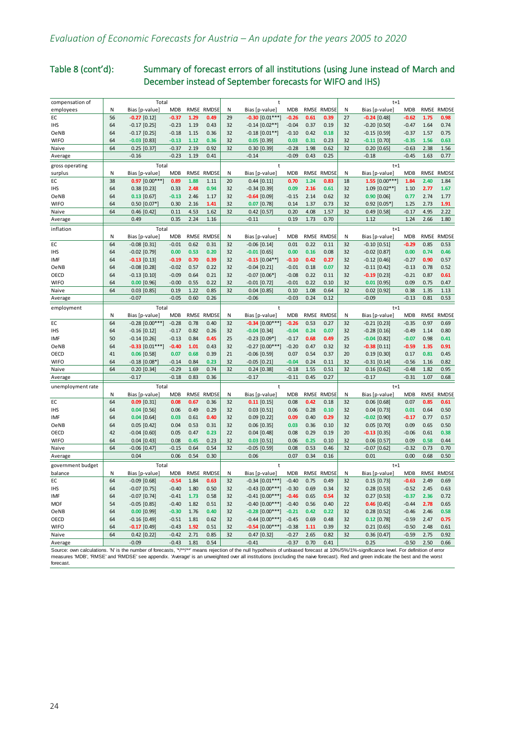## Table 8 (cont'd): Summary of forecast errors of all institutions (using June instead of March and December instead of September forecasts for WIFO and IHS)

| compensation of employees | Total | | | | | t | | | | | t+1 | | | | |
|---|---|---|---|---|---|---|---|---|---|---|---|---|---|---|---|
| | N | Bias [p-value] | MDB | RMSE | RMDSE | N | Bias [p-value] | MDB | RMSE | RMDSE | N | Bias [p-value] | MDB | RMSE | RMDSE |
| EC | 56 | -0.27 [0.12] | -0.37 | 1.29 | 0.49 | 29 | -0.30 [0.01***] | -0.26 | 0.61 | 0.39 | 27 | -0.24 [0.48] | -0.62 | 1.75 | 0.98 |
| IHS | 64 | -0.17 [0.25] | -0.23 | 1.19 | 0.43 | 32 | -0.14 [0.02**] | -0.04 | 0.37 | 0.19 | 32 | -0.20 [0.50] | -0.47 | 1.64 | 0.74 |
| OeNB | 64 | -0.17 [0.25] | -0.18 | 1.15 | 0.36 | 32 | -0.18 [0.01**] | -0.10 | 0.42 | 0.18 | 32 | -0.15 [0.59] | -0.37 | 1.57 | 0.75 |
| WIFO | 64 | -0.03 [0.83] | -0.13 | 1.12 | 0.36 | 32 | 0.05 [0.39] | 0.03 | 0.31 | 0.23 | 32 | -0.11 [0.70] | -0.35 | 1.56 | 0.63 |
| Naive | 64 | 0.25 [0.37] | -0.37 | 2.19 | 0.92 | 32 | 0.30 [0.39] | -0.28 | 1.98 | 0.62 | 32 | 0.20 [0.65] | -0.63 | 2.38 | 1.56 |
| Average | | -0.16 | -0.23 | 1.19 | 0.41 | | -0.14 | -0.09 | 0.43 | 0.25 | | -0.18 | -0.45 | 1.63 | 0.77 |
| **gross operating surplus** | **Total** | | | | | **t** | | | | | **t+1** | | | | |
| | N | Bias [p-value] | MDB | RMSE | RMDSE | N | Bias [p-value] | MDB | RMSE | RMDSE | N | Bias [p-value] | MDB | RMSE | RMDSE |
| EC | 38 | 0.97 [0.00***] | 0.89 | 1.88 | 1.11 | 20 | 0.44 [0.11] | 0.70 | 1.24 | 0.83 | 18 | 1.55 [0.00***] | 1.84 | 2.40 | 1.84 |
| IHS | 64 | 0.38 [0.23] | 0.33 | 2.48 | 0.94 | 32 | -0.34 [0.39] | 0.09 | 2.16 | 0.61 | 32 | 1.09 [0.02**] | 1.10 | 2.77 | 1.67 |
| OeNB | 64 | 0.13 [0.67] | -0.13 | 2.46 | 1.17 | 32 | -0.64 [0.09] | -0.15 | 2.14 | 0.62 | 32 | 0.90 [0.06] | 0.77 | 2.74 | 1.77 |
| WIFO | 64 | 0.50 [0.07*] | 0.30 | 2.16 | 1.41 | 32 | 0.07 [0.78] | 0.14 | 1.37 | 0.73 | 32 | 0.92 [0.05*] | 1.25 | 2.73 | 1.91 |
| Naive | 64 | 0.46 [0.42] | 0.11 | 4.53 | 1.62 | 32 | 0.42 [0.57] | 0.20 | 4.08 | 1.57 | 32 | 0.49 [0.58] | -0.17 | 4.95 | 2.22 |
| Average | | 0.49 | 0.35 | 2.24 | 1.16 | | -0.11 | 0.19 | 1.73 | 0.70 | | 1.12 | 1.24 | 2.66 | 1.80 |
| **inflation** | **Total** | | | | | **t** | | | | | **t+1** | | | | |
| | N | Bias [p-value] | MDB | RMSE | RMDSE | N | Bias [p-value] | MDB | RMSE | RMDSE | N | Bias [p-value] | MDB | RMSE | RMDSE |
| EC | 64 | -0.08 [0.31] | -0.01 | 0.62 | 0.31 | 32 | -0.06 [0.14] | 0.01 | 0.22 | 0.11 | 32 | -0.10 [0.51] | -0.29 | 0.85 | 0.53 |
| IHS | 64 | -0.02 [0.79] | 0.00 | 0.53 | 0.20 | 32 | -0.01 [0.65] | 0.00 | 0.16 | 0.08 | 32 | -0.02 [0.87] | 0.00 | 0.74 | 0.46 |
| IMF | 64 | -0.13 [0.13] | -0.19 | 0.70 | 0.39 | 32 | -0.15 [0.04**] | -0.10 | 0.42 | 0.27 | 32 | -0.12 [0.46] | -0.27 | 0.90 | 0.57 |
| OeNB | 64 | -0.08 [0.28] | -0.02 | 0.57 | 0.22 | 32 | -0.04 [0.21] | -0.01 | 0.18 | 0.07 | 32 | -0.11 [0.42] | -0.13 | 0.78 | 0.52 |
| OECD | 64 | -0.13 [0.10] | -0.09 | 0.64 | 0.21 | 32 | -0.07 [0.06*] | -0.08 | 0.22 | 0.11 | 32 | -0.19 [0.23] | -0.21 | 0.87 | 0.61 |
| WIFO | 64 | 0.00 [0.96] | -0.00 | 0.55 | 0.22 | 32 | -0.01 [0.72] | -0.01 | 0.22 | 0.10 | 32 | 0.01 [0.95] | 0.09 | 0.75 | 0.47 |
| Naive | 64 | 0.03 [0.85] | 0.19 | 1.22 | 0.85 | 32 | 0.04 [0.85] | 0.10 | 1.08 | 0.64 | 32 | 0.02 [0.92] | 0.38 | 1.35 | 1.13 |
| Average | | -0.07 | -0.05 | 0.60 | 0.26 | | -0.06 | -0.03 | 0.24 | 0.12 | | -0.09 | -0.13 | 0.81 | 0.53 |
| **employment** | **Total** | | | | | **t** | | | | | **t+1** | | | | |
| | N | Bias [p-value] | MDB | RMSE | RMDSE | N | Bias [p-value] | MDB | RMSE | RMDSE | N | Bias [p-value] | MDB | RMSE | RMDSE |
| EC | 64 | -0.28 [0.00***] | -0.28 | 0.78 | 0.40 | 32 | -0.34 [0.00***] | -0.26 | 0.53 | 0.27 | 32 | -0.21 [0.23] | -0.35 | 0.97 | 0.69 |
| IHS | 64 | -0.16 [0.12] | -0.17 | 0.82 | 0.26 | 32 | -0.04 [0.34] | -0.04 | 0.24 | 0.07 | 32 | -0.28 [0.16] | -0.49 | 1.14 | 0.80 |
| IMF | 50 | -0.14 [0.26] | -0.13 | 0.84 | 0.45 | 25 | -0.23 [0.09*] | -0.17 | 0.68 | 0.49 | 25 | -0.04 [0.82] | -0.07 | 0.98 | 0.41 |
| OeNB | 64 | -0.33 [0.01***] | -0.40 | 1.01 | 0.43 | 32 | -0.27 [0.00***] | -0.20 | 0.47 | 0.32 | 32 | -0.38 [0.11] | -0.59 | 1.35 | 0.91 |
| OECD | 41 | 0.06 [0.58] | 0.07 | 0.68 | 0.39 | 21 | -0.06 [0.59] | 0.07 | 0.54 | 0.37 | 20 | 0.19 [0.30] | 0.17 | 0.81 | 0.45 |
| WIFO | 64 | -0.18 [0.08*] | -0.14 | 0.84 | 0.23 | 32 | -0.05 [0.21] | -0.04 | 0.24 | 0.11 | 32 | -0.31 [0.14] | -0.56 | 1.16 | 0.82 |
| Naive | 64 | 0.20 [0.34] | -0.29 | 1.69 | 0.74 | 32 | 0.24 [0.38] | -0.18 | 1.55 | 0.51 | 32 | 0.16 [0.62] | -0.48 | 1.82 | 0.95 |
| Average | | -0.17 | -0.18 | 0.83 | 0.36 | | -0.17 | -0.11 | 0.45 | 0.27 | | -0.17 | -0.31 | 1.07 | 0.68 |
| **unemployment rate** | **Total** | | | | | **t** | | | | | **t+1** | | | | |
| | N | Bias [p-value] | MDB | RMSE | RMDSE | N | Bias [p-value] | MDB | RMSE | RMDSE | N | Bias [p-value] | MDB | RMSE | RMDSE |
| EC | 64 | 0.09 [0.31] | 0.08 | 0.67 | 0.36 | 32 | 0.11 [0.15] | 0.08 | 0.42 | 0.18 | 32 | 0.06 [0.68] | 0.07 | 0.85 | 0.61 |
| IHS | 64 | 0.04 [0.56] | 0.06 | 0.49 | 0.29 | 32 | 0.03 [0.51] | 0.06 | 0.28 | 0.10 | 32 | 0.04 [0.73] | 0.01 | 0.64 | 0.50 |
| IMF | 64 | 0.04 [0.64] | 0.03 | 0.61 | 0.40 | 32 | 0.09 [0.22] | 0.09 | 0.40 | 0.29 | 32 | -0.02 [0.90] | -0.17 | 0.77 | 0.57 |
| OeNB | 64 | 0.05 [0.42] | 0.04 | 0.53 | 0.31 | 32 | 0.06 [0.35] | 0.03 | 0.36 | 0.10 | 32 | 0.05 [0.70] | 0.09 | 0.65 | 0.50 |
| OECD | 42 | -0.04 [0.60] | 0.05 | 0.47 | 0.23 | 22 | 0.04 [0.48] | 0.08 | 0.29 | 0.19 | 20 | -0.13 [0.35] | -0.06 | 0.61 | 0.38 |
| WIFO | 64 | 0.04 [0.43] | 0.08 | 0.45 | 0.23 | 32 | 0.03 [0.51] | 0.06 | 0.25 | 0.10 | 32 | 0.06 [0.57] | 0.09 | 0.58 | 0.44 |
| Naive | 64 | -0.06 [0.47] | -0.15 | 0.64 | 0.54 | 32 | -0.05 [0.59] | 0.08 | 0.53 | 0.46 | 32 | -0.07 [0.62] | -0.32 | 0.73 | 0.70 |
| Average | | 0.04 | 0.06 | 0.54 | 0.30 | | 0.06 | 0.07 | 0.34 | 0.16 | | 0.01 | 0.00 | 0.68 | 0.50 |
| **government budget balance** | **Total** | | | | | **t** | | | | | **t+1** | | | | |
| | N | Bias [p-value] | MDB | RMSE | RMDSE | N | Bias [p-value] | MDB | RMSE | RMDSE | N | Bias [p-value] | MDB | RMSE | RMDSE |
| EC | 64 | -0.09 [0.68] | -0.54 | 1.84 | 0.63 | 32 | -0.34 [0.01***] | -0.40 | 0.75 | 0.49 | 32 | 0.15 [0.73] | -0.63 | 2.49 | 0.69 |
| IHS | 64 | -0.07 [0.75] | -0.40 | 1.80 | 0.50 | 32 | -0.43 [0.00***] | -0.30 | 0.69 | 0.34 | 32 | 0.28 [0.53] | -0.52 | 2.45 | 0.63 |
| IMF | 64 | -0.07 [0.74] | -0.41 | 1.73 | 0.58 | 32 | -0.41 [0.00***] | -0.46 | 0.65 | 0.54 | 32 | 0.27 [0.53] | -0.37 | 2.36 | 0.72 |
| MOF | 54 | -0.05 [0.85] | -0.40 | 1.82 | 0.51 | 32 | -0.40 [0.00***] | -0.40 | 0.56 | 0.40 | 22 | 0.46 [0.45] | -0.44 | 2.78 | 0.65 |
| OeNB | 64 | 0.00 [0.99] | -0.30 | 1.76 | 0.40 | 32 | -0.28 [0.00***] | -0.21 | 0.42 | 0.22 | 32 | 0.28 [0.52] | -0.46 | 2.46 | 0.58 |
| OECD | 64 | -0.16 [0.49] | -0.51 | 1.81 | 0.62 | 32 | -0.44 [0.00***] | -0.45 | 0.69 | 0.48 | 32 | 0.12 [0.78] | -0.59 | 2.47 | 0.75 |
| WIFO | 64 | -0.17 [0.49] | -0.43 | 1.92 | 0.51 | 32 | -0.54 [0.00***] | -0.38 | 1.11 | 0.39 | 32 | 0.21 [0.65] | -0.50 | 2.48 | 0.61 |
| Naive | 64 | 0.42 [0.22] | -0.42 | 2.71 | 0.85 | 32 | 0.47 [0.32] | -0.27 | 2.65 | 0.82 | 32 | 0.36 [0.47] | -0.59 | 2.75 | 0.92 |
| Average | | -0.09 | -0.43 | 1.81 | 0.54 | | -0.41 | -0.37 | 0.70 | 0.41 | | 0.25 | -0.50 | 2.50 | 0.66 |

Source: own calculations. 'N' is the number of forecasts, '*/**/**' means rejection of the null hypothesis of unbiased forecast at 10%/5%/1%-significance level. For definition of error measures 'MDB', 'RMSE' and 'RMDSE' see appendix. 'Average' is an unweighted over all institutions (excluding the naive forecast). Red and green indicate the best and the worst forecast.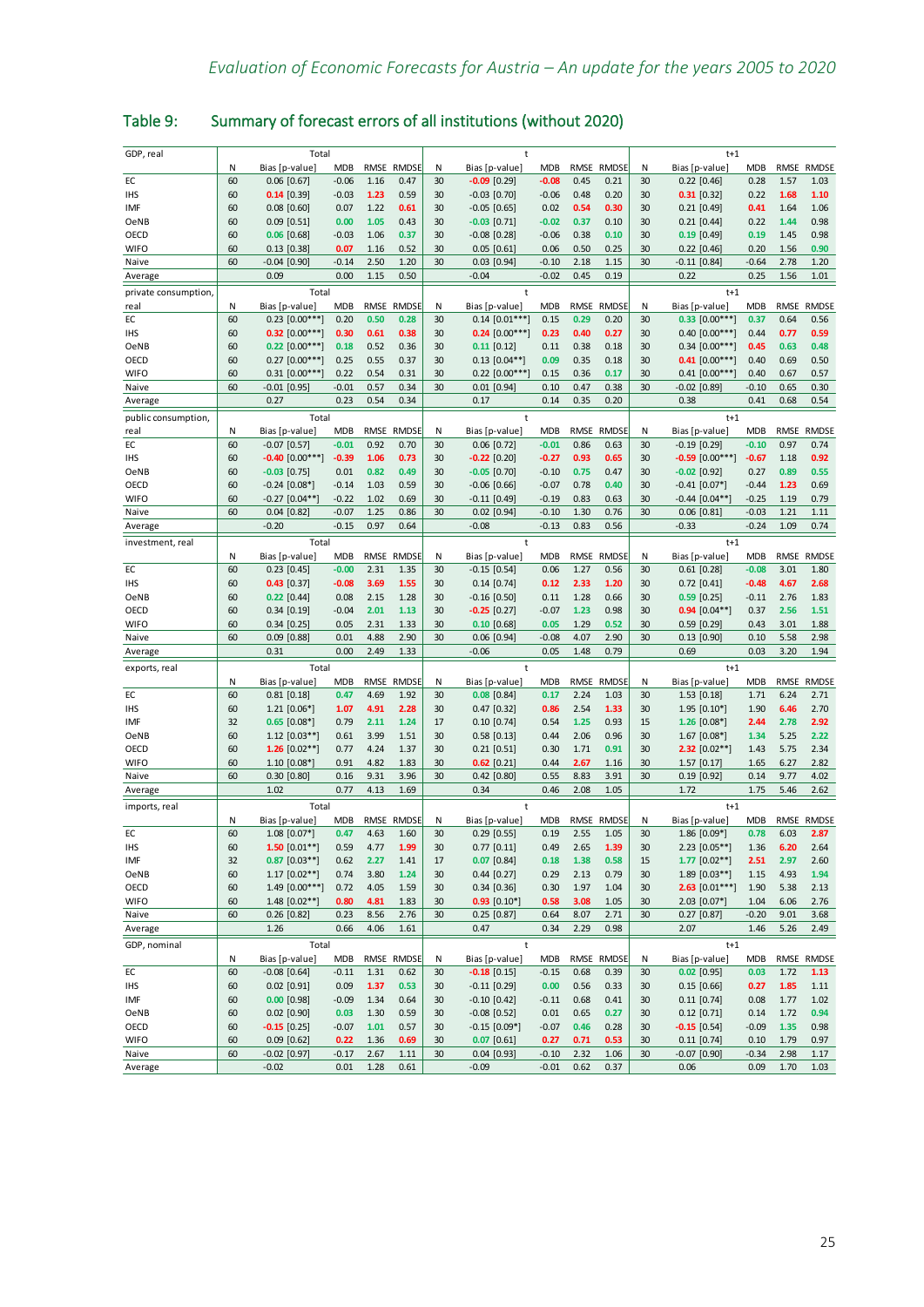## Table 9: Summary of forecast errors of all institutions (without 2020)

| GDP, real | Total | | | | | t | | | | | t+1 | | | | |
|---|---|---|---|---|---|---|---|---|---|---|---|---|---|---|---|
| | N | Bias [p-value] | MDB | RMSE | RMDSE | N | Bias [p-value] | MDB | RMSE | RMDSE | N | Bias [p-value] | MDB | RMSE | RMDSE |
| EC | 60 | 0.06 [0.67] | -0.06 | 1.16 | 0.47 | 30 | -0.09 [0.29] | -0.08 | 0.45 | 0.21 | 30 | 0.22 [0.46] | 0.28 | 1.57 | 1.03 |
| IHS | 60 | 0.14 [0.39] | -0.03 | 1.23 | 0.59 | 30 | -0.03 [0.70] | -0.06 | 0.48 | 0.20 | 30 | 0.31 [0.32] | 0.22 | 1.68 | 1.10 |
| IMF | 60 | 0.08 [0.60] | 0.07 | 1.22 | 0.61 | 30 | -0.05 [0.65] | 0.02 | 0.54 | 0.30 | 30 | 0.21 [0.49] | 0.41 | 1.64 | 1.06 |
| OeNB | 60 | 0.09 [0.51] | 0.00 | 1.05 | 0.43 | 30 | -0.03 [0.71] | -0.02 | 0.37 | 0.10 | 30 | 0.21 [0.44] | 0.22 | 1.44 | 0.98 |
| OECD | 60 | 0.06 [0.68] | -0.03 | 1.06 | 0.37 | 30 | -0.08 [0.28] | -0.06 | 0.38 | 0.10 | 30 | 0.19 [0.49] | 0.19 | 1.45 | 0.98 |
| WIFO | 60 | 0.13 [0.38] | 0.07 | 1.16 | 0.52 | 30 | 0.05 [0.61] | 0.06 | 0.50 | 0.25 | 30 | 0.22 [0.46] | 0.20 | 1.56 | 0.90 |
| Naive | 60 | -0.04 [0.90] | -0.14 | 2.50 | 1.20 | 30 | 0.03 [0.94] | -0.10 | 2.18 | 1.15 | 30 | -0.11 [0.84] | -0.64 | 2.78 | 1.20 |
| Average | | 0.09 | 0.00 | 1.15 | 0.50 | | -0.04 | -0.02 | 0.45 | 0.19 | | 0.22 | 0.25 | 1.56 | 1.01 |

| private consumption, real | Total | | | | | t | | | | | t+1 | | | | |
|---|---|---|---|---|---|---|---|---|---|---|---|---|---|---|---|
| | N | Bias [p-value] | MDB | RMSE | RMDSE | N | Bias [p-value] | MDB | RMSE | RMDSE | N | Bias [p-value] | MDB | RMSE | RMDSE |
| EC | 60 | 0.23 [0.00***] | 0.20 | 0.50 | 0.28 | 30 | 0.14 [0.01***] | 0.15 | 0.29 | 0.20 | 30 | 0.33 [0.00***] | 0.37 | 0.64 | 0.56 |
| IHS | 60 | 0.32 [0.00***] | 0.30 | 0.61 | 0.38 | 30 | 0.24 [0.00***] | 0.23 | 0.40 | 0.27 | 30 | 0.40 [0.00***] | 0.44 | 0.77 | 0.59 |
| OeNB | 60 | 0.22 [0.00***] | 0.18 | 0.52 | 0.36 | 30 | 0.11 [0.12] | 0.11 | 0.38 | 0.18 | 30 | 0.34 [0.00***] | 0.45 | 0.63 | 0.48 |
| OECD | 60 | 0.27 [0.00***] | 0.25 | 0.55 | 0.37 | 30 | 0.13 [0.04**] | 0.09 | 0.35 | 0.18 | 30 | 0.41 [0.00***] | 0.40 | 0.69 | 0.50 |
| WIFO | 60 | 0.31 [0.00***] | 0.22 | 0.54 | 0.31 | 30 | 0.22 [0.00***] | 0.15 | 0.36 | 0.17 | 30 | 0.41 [0.00***] | 0.40 | 0.67 | 0.57 |
| Naive | 60 | -0.01 [0.95] | -0.01 | 0.57 | 0.34 | 30 | 0.01 [0.94] | 0.10 | 0.47 | 0.38 | 30 | -0.02 [0.89] | -0.10 | 0.65 | 0.30 |
| Average | | 0.27 | 0.23 | 0.54 | 0.34 | | 0.17 | 0.14 | 0.35 | 0.20 | | 0.38 | 0.41 | 0.68 | 0.54 |

| public consumption, real | Total | | | | | t | | | | | t+1 | | | | |
|---|---|---|---|---|---|---|---|---|---|---|---|---|---|---|---|
| | N | Bias [p-value] | MDB | RMSE | RMDSE | N | Bias [p-value] | MDB | RMSE | RMDSE | N | Bias [p-value] | MDB | RMSE | RMDSE |
| EC | 60 | -0.07 [0.57] | -0.01 | 0.92 | 0.70 | 30 | 0.06 [0.72] | -0.01 | 0.86 | 0.63 | 30 | -0.19 [0.29] | -0.10 | 0.97 | 0.74 |
| IHS | 60 | -0.40 [0.00***] | -0.39 | 1.06 | 0.73 | 30 | -0.22 [0.20] | -0.27 | 0.93 | 0.65 | 30 | -0.59 [0.00***] | -0.67 | 1.18 | 0.92 |
| OeNB | 60 | -0.03 [0.75] | 0.01 | 0.82 | 0.49 | 30 | -0.05 [0.70] | -0.10 | 0.75 | 0.47 | 30 | -0.02 [0.92] | 0.27 | 0.89 | 0.55 |
| OECD | 60 | -0.24 [0.08*] | -0.14 | 1.03 | 0.59 | 30 | -0.06 [0.66] | -0.07 | 0.78 | 0.40 | 30 | -0.41 [0.07*] | -0.44 | 1.23 | 0.69 |
| WIFO | 60 | -0.27 [0.04**] | -0.22 | 1.02 | 0.69 | 30 | -0.11 [0.49] | -0.19 | 0.83 | 0.63 | 30 | -0.44 [0.04**] | -0.25 | 1.19 | 0.79 |
| Naive | 60 | 0.04 [0.82] | -0.07 | 1.25 | 0.86 | 30 | 0.02 [0.94] | -0.10 | 1.30 | 0.76 | 30 | 0.06 [0.81] | -0.03 | 1.21 | 1.11 |
| Average | | -0.20 | -0.15 | 0.97 | 0.64 | | -0.08 | -0.13 | 0.83 | 0.56 | | -0.33 | -0.24 | 1.09 | 0.74 |

| investment, real | Total | | | | | t | | | | | t+1 | | | | |
|---|---|---|---|---|---|---|---|---|---|---|---|---|---|---|---|
| | N | Bias [p-value] | MDB | RMSE | RMDSE | N | Bias [p-value] | MDB | RMSE | RMDSE | N | Bias [p-value] | MDB | RMSE | RMDSE |
| EC | 60 | 0.23 [0.45] | -0.00 | 2.31 | 1.35 | 30 | -0.15 [0.54] | 0.06 | 1.27 | 0.56 | 30 | 0.61 [0.28] | -0.08 | 3.01 | 1.80 |
| IHS | 60 | 0.43 [0.37] | -0.08 | 3.69 | 1.55 | 30 | 0.14 [0.74] | 0.12 | 2.33 | 1.20 | 30 | 0.72 [0.41] | -0.48 | 4.67 | 2.68 |
| OeNB | 60 | 0.22 [0.44] | 0.08 | 2.15 | 1.28 | 30 | -0.16 [0.50] | 0.11 | 1.28 | 0.66 | 30 | 0.59 [0.25] | -0.11 | 2.76 | 1.83 |
| OECD | 60 | 0.34 [0.19] | -0.04 | 2.01 | 1.13 | 30 | -0.25 [0.27] | -0.07 | 1.23 | 0.98 | 30 | 0.94 [0.04**] | 0.37 | 2.56 | 1.51 |
| WIFO | 60 | 0.34 [0.25] | 0.05 | 2.31 | 1.33 | 30 | 0.10 [0.68] | 0.05 | 1.29 | 0.52 | 30 | 0.59 [0.29] | 0.43 | 3.01 | 1.88 |
| Naive | 60 | 0.09 [0.88] | 0.01 | 4.88 | 2.90 | 30 | 0.06 [0.94] | -0.08 | 4.07 | 2.90 | 30 | 0.13 [0.90] | 0.10 | 5.58 | 2.98 |
| Average | | 0.31 | 0.00 | 2.49 | 1.33 | | -0.06 | 0.05 | 1.48 | 0.79 | | 0.69 | 0.03 | 3.20 | 1.94 |

| exports, real | Total | | | | | t | | | | | t+1 | | | | |
|---|---|---|---|---|---|---|---|---|---|---|---|---|---|---|---|
| | N | Bias [p-value] | MDB | RMSE | RMDSE | N | Bias [p-value] | MDB | RMSE | RMDSE | N | Bias [p-value] | MDB | RMSE | RMDSE |
| EC | 60 | 0.81 [0.18] | 0.47 | 4.69 | 1.92 | 30 | 0.08 [0.84] | 0.17 | 2.24 | 1.03 | 30 | 1.53 [0.18] | 1.71 | 6.24 | 2.71 |
| IHS | 60 | 1.21 [0.06*] | 1.07 | 4.91 | 2.28 | 30 | 0.47 [0.32] | 0.86 | 2.54 | 1.33 | 30 | 1.95 [0.10*] | 1.90 | 6.46 | 2.70 |
| IMF | 32 | 0.65 [0.08*] | 0.79 | 2.11 | 1.24 | 17 | 0.10 [0.74] | 0.54 | 1.25 | 0.93 | 15 | 1.26 [0.08*] | 2.44 | 2.78 | 2.92 |
| OeNB | 60 | 1.12 [0.03**] | 0.61 | 3.99 | 1.51 | 30 | 0.58 [0.13] | 0.44 | 2.06 | 0.96 | 30 | 1.67 [0.08*] | 1.34 | 5.25 | 2.22 |
| OECD | 60 | 1.26 [0.02**] | 0.77 | 4.24 | 1.37 | 30 | 0.21 [0.51] | 0.30 | 1.71 | 0.91 | 30 | 2.32 [0.02**] | 1.43 | 5.75 | 2.34 |
| WIFO | 60 | 1.10 [0.08*] | 0.91 | 4.82 | 1.83 | 30 | 0.62 [0.21] | 0.44 | 2.67 | 1.16 | 30 | 1.57 [0.17] | 1.65 | 6.27 | 2.82 |
| Naive | 60 | 0.30 [0.80] | 0.16 | 9.31 | 3.96 | 30 | 0.42 [0.80] | 0.55 | 8.83 | 3.91 | 30 | 0.19 [0.92] | 0.14 | 9.77 | 4.02 |
| Average | | 1.02 | 0.77 | 4.13 | 1.69 | | 0.34 | 0.46 | 2.08 | 1.05 | | 1.72 | 1.75 | 5.46 | 2.62 |

| imports, real | Total | | | | | t | | | | | t+1 | | | | |
|---|---|---|---|---|---|---|---|---|---|---|---|---|---|---|---|
| | N | Bias [p-value] | MDB | RMSE | RMDSE | N | Bias [p-value] | MDB | RMSE | RMDSE | N | Bias [p-value] | MDB | RMSE | RMDSE |
| EC | 60 | 1.08 [0.07*] | 0.47 | 4.63 | 1.60 | 30 | 0.29 [0.55] | 0.19 | 2.55 | 1.05 | 30 | 1.86 [0.09*] | 0.78 | 6.03 | 2.87 |
| IHS | 60 | 1.50 [0.01**] | 0.59 | 4.77 | 1.99 | 30 | 0.77 [0.11] | 0.49 | 2.65 | 1.39 | 30 | 2.23 [0.05**] | 1.36 | 6.20 | 2.64 |
| IMF | 32 | 0.87 [0.03**] | 0.62 | 2.27 | 1.41 | 17 | 0.07 [0.84] | 0.18 | 1.38 | 0.58 | 15 | 1.77 [0.02**] | 2.51 | 2.97 | 2.60 |
| OeNB | 60 | 1.17 [0.02**] | 0.74 | 3.80 | 1.24 | 30 | 0.44 [0.27] | 0.29 | 2.13 | 0.79 | 30 | 1.89 [0.03**] | 1.15 | 4.93 | 1.94 |
| OECD | 60 | 1.49 [0.00***] | 0.72 | 4.05 | 1.59 | 30 | 0.34 [0.36] | 0.30 | 1.97 | 1.04 | 30 | 2.63 [0.01***] | 1.90 | 5.38 | 2.13 |
| WIFO | 60 | 1.48 [0.02**] | 0.80 | 4.81 | 1.83 | 30 | 0.93 [0.10*] | 0.58 | 3.08 | 1.05 | 30 | 2.03 [0.07*] | 1.04 | 6.06 | 2.76 |
| Naive | 60 | 0.26 [0.82] | 0.23 | 8.56 | 2.76 | 30 | 0.25 [0.87] | 0.64 | 8.07 | 2.71 | 30 | 0.27 [0.87] | -0.20 | 9.01 | 3.68 |
| Average | | 1.26 | 0.66 | 4.06 | 1.61 | | 0.47 | 0.34 | 2.29 | 0.98 | | 2.07 | 1.46 | 5.26 | 2.49 |

| GDP, nominal | Total | | | | | t | | | | | t+1 | | | | |
|---|---|---|---|---|---|---|---|---|---|---|---|---|---|---|---|
| | N | Bias [p-value] | MDB | RMSE | RMDSE | N | Bias [p-value] | MDB | RMSE | RMDSE | N | Bias [p-value] | MDB | RMSE | RMDSE |
| EC | 60 | -0.08 [0.64] | -0.11 | 1.31 | 0.62 | 30 | -0.18 [0.15] | -0.15 | 0.68 | 0.39 | 30 | 0.02 [0.95] | 0.03 | 1.72 | 1.13 |
| IHS | 60 | 0.02 [0.91] | 0.09 | 1.37 | 0.53 | 30 | -0.11 [0.29] | 0.00 | 0.56 | 0.33 | 30 | 0.15 [0.66] | 0.27 | 1.85 | 1.11 |
| IMF | 60 | 0.00 [0.98] | -0.09 | 1.34 | 0.64 | 30 | -0.10 [0.42] | -0.11 | 0.68 | 0.41 | 30 | 0.11 [0.74] | 0.08 | 1.77 | 1.02 |
| OeNB | 60 | 0.02 [0.90] | 0.03 | 1.30 | 0.59 | 30 | -0.08 [0.52] | 0.01 | 0.65 | 0.27 | 30 | 0.12 [0.71] | 0.14 | 1.72 | 0.94 |
| OECD | 60 | -0.15 [0.25] | -0.07 | 1.01 | 0.57 | 30 | -0.15 [0.09*] | -0.07 | 0.46 | 0.28 | 30 | -0.15 [0.54] | -0.09 | 1.35 | 0.98 |
| WIFO | 60 | 0.09 [0.62] | 0.22 | 1.36 | 0.69 | 30 | 0.07 [0.61] | 0.27 | 0.71 | 0.53 | 30 | 0.11 [0.74] | 0.10 | 1.79 | 0.97 |
| Naive | 60 | -0.02 [0.97] | -0.17 | 2.67 | 1.11 | 30 | 0.04 [0.93] | -0.10 | 2.32 | 1.06 | 30 | -0.07 [0.90] | -0.34 | 2.98 | 1.17 |
| Average | | -0.02 | 0.01 | 1.28 | 0.61 | | -0.09 | -0.01 | 0.62 | 0.37 | | 0.06 | 0.09 | 1.70 | 1.03 |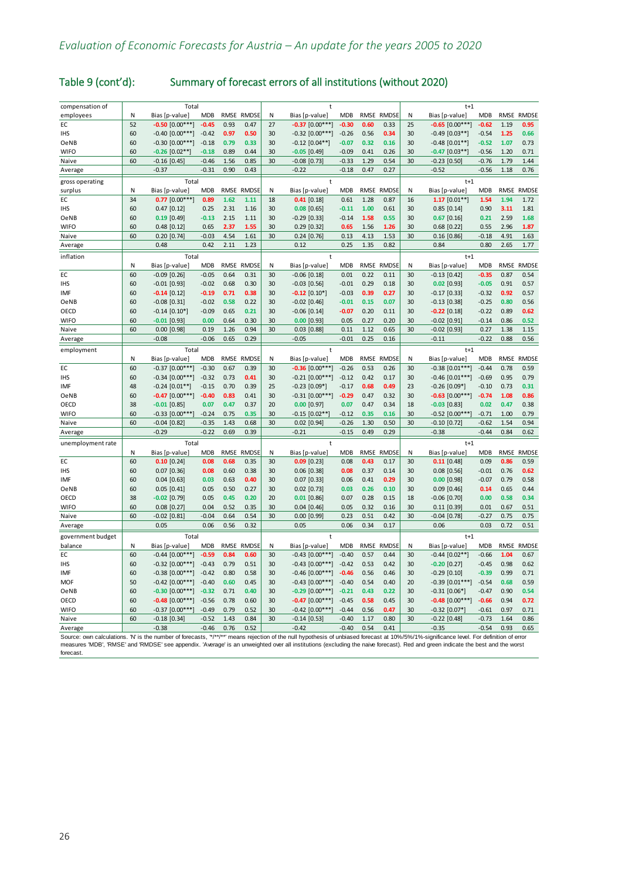## Table 9 (cont'd): Summary of forecast errors of all institutions (without 2020)

| compensation of employees | Total | | | | | t | | | | | t+1 | | | | |
|---|---|---|---|---|---|---|---|---|---|---|---|---|---|---|---|
| | N | Bias [p-value] | MDB | RMSE | RMDSE | N | Bias [p-value] | MDB | RMSE | RMDSE | N | Bias [p-value] | MDB | RMSE | RMDSE |
| EC | 52 | -0.50 [0.00***] | -0.45 | 0.93 | 0.47 | 27 | -0.37 [0.00***] | -0.30 | 0.60 | 0.33 | 25 | -0.65 [0.00***] | -0.62 | 1.19 | 0.95 |
| IHS | 60 | -0.40 [0.00***] | -0.42 | 0.97 | 0.50 | 30 | -0.32 [0.00***] | -0.26 | 0.56 | 0.34 | 30 | -0.49 [0.03**] | -0.54 | 1.25 | 0.66 |
| OeNB | 60 | -0.30 [0.00***] | -0.18 | 0.79 | 0.33 | 30 | -0.12 [0.04**] | -0.07 | 0.32 | 0.16 | 30 | -0.48 [0.01**] | -0.52 | 1.07 | 0.73 |
| WIFO | 60 | -0.26 [0.02**] | -0.18 | 0.89 | 0.44 | 30 | -0.05 [0.49] | -0.09 | 0.41 | 0.26 | 30 | -0.47 [0.03**] | -0.56 | 1.20 | 0.71 |
| Naive | 60 | -0.16 [0.45] | -0.46 | 1.56 | 0.85 | 30 | -0.08 [0.73] | -0.33 | 1.29 | 0.54 | 30 | -0.23 [0.50] | -0.76 | 1.79 | 1.44 |
| Average | | -0.37 | -0.31 | 0.90 | 0.43 | | -0.22 | -0.18 | 0.47 | 0.27 | | -0.52 | -0.56 | 1.18 | 0.76 |

| gross operating surplus | Total | | | | | t | | | | | t+1 | | | | |
|---|---|---|---|---|---|---|---|---|---|---|---|---|---|---|---|
| | N | Bias [p-value] | MDB | RMSE | RMDSE | N | Bias [p-value] | MDB | RMSE | RMDSE | N | Bias [p-value] | MDB | RMSE | RMDSE |
| EC | 34 | 0.77 [0.00***] | 0.89 | 1.62 | 1.11 | 18 | 0.41 [0.18] | 0.61 | 1.28 | 0.87 | 16 | 1.17 [0.01**] | 1.54 | 1.94 | 1.72 |
| IHS | 60 | 0.47 [0.12] | 0.25 | 2.31 | 1.16 | 30 | 0.08 [0.65] | -0.11 | 1.00 | 0.61 | 30 | 0.85 [0.14] | 0.90 | 3.11 | 1.81 |
| OeNB | 60 | 0.19 [0.49] | -0.13 | 2.15 | 1.11 | 30 | -0.29 [0.33] | -0.14 | 1.58 | 0.55 | 30 | 0.67 [0.16] | 0.21 | 2.59 | 1.68 |
| WIFO | 60 | 0.48 [0.12] | 0.65 | 2.37 | 1.55 | 30 | 0.29 [0.32] | 0.65 | 1.56 | 1.26 | 30 | 0.68 [0.22] | 0.55 | 2.96 | 1.87 |
| Naive | 60 | 0.20 [0.74] | -0.03 | 4.54 | 1.61 | 30 | 0.24 [0.76] | 0.13 | 4.13 | 1.53 | 30 | 0.16 [0.86] | -0.18 | 4.91 | 1.63 |
| Average | | 0.48 | 0.42 | 2.11 | 1.23 | | 0.12 | 0.25 | 1.35 | 0.82 | | 0.84 | 0.80 | 2.65 | 1.77 |

| inflation | Total | | | | | t | | | | | t+1 | | | | |
|---|---|---|---|---|---|---|---|---|---|---|---|---|---|---|---|
| | N | Bias [p-value] | MDB | RMSE | RMDSE | N | Bias [p-value] | MDB | RMSE | RMDSE | N | Bias [p-value] | MDB | RMSE | RMDSE |
| EC | 60 | -0.09 [0.26] | -0.05 | 0.64 | 0.31 | 30 | -0.06 [0.18] | 0.01 | 0.22 | 0.11 | 30 | -0.13 [0.42] | -0.35 | 0.87 | 0.54 |
| IHS | 60 | -0.01 [0.93] | -0.02 | 0.68 | 0.30 | 30 | -0.03 [0.56] | -0.01 | 0.29 | 0.18 | 30 | 0.02 [0.93] | -0.05 | 0.91 | 0.57 |
| IMF | 60 | -0.14 [0.12] | -0.19 | 0.71 | 0.38 | 30 | -0.12 [0.10*] | -0.03 | 0.39 | 0.27 | 30 | -0.17 [0.33] | -0.32 | 0.92 | 0.57 |
| OeNB | 60 | -0.08 [0.31] | -0.02 | 0.58 | 0.22 | 30 | -0.02 [0.46] | -0.01 | 0.15 | 0.07 | 30 | -0.13 [0.38] | -0.25 | 0.80 | 0.56 |
| OECD | 60 | -0.14 [0.10*] | -0.09 | 0.65 | 0.21 | 30 | -0.06 [0.14] | -0.07 | 0.20 | 0.11 | 30 | -0.22 [0.18] | -0.22 | 0.89 | 0.62 |
| WIFO | 60 | -0.01 [0.93] | 0.00 | 0.64 | 0.30 | 30 | 0.00 [0.93] | 0.05 | 0.27 | 0.20 | 30 | -0.02 [0.91] | -0.14 | 0.86 | 0.52 |
| Naive | 60 | 0.00 [0.98] | 0.19 | 1.26 | 0.94 | 30 | 0.03 [0.88] | 0.11 | 1.12 | 0.65 | 30 | -0.02 [0.93] | 0.27 | 1.38 | 1.15 |
| Average | | -0.08 | -0.06 | 0.65 | 0.29 | | -0.05 | -0.01 | 0.25 | 0.16 | | -0.11 | -0.22 | 0.88 | 0.56 |

| employment | Total | | | | | t | | | | | t+1 | | | | |
|---|---|---|---|---|---|---|---|---|---|---|---|---|---|---|---|
| | N | Bias [p-value] | MDB | RMSE | RMDSE | N | Bias [p-value] | MDB | RMSE | RMDSE | N | Bias [p-value] | MDB | RMSE | RMDSE |
| EC | 60 | -0.37 [0.00***] | -0.30 | 0.67 | 0.39 | 30 | -0.36 [0.00***] | -0.26 | 0.53 | 0.26 | 30 | -0.38 [0.01***] | -0.44 | 0.78 | 0.59 |
| IHS | 60 | -0.34 [0.00***] | -0.32 | 0.73 | 0.41 | 30 | -0.21 [0.00***] | -0.12 | 0.42 | 0.17 | 30 | -0.46 [0.01***] | -0.69 | 0.95 | 0.79 |
| IMF | 48 | -0.24 [0.01**] | -0.15 | 0.70 | 0.39 | 25 | -0.23 [0.09*] | -0.17 | 0.68 | 0.49 | 23 | -0.26 [0.09*] | -0.10 | 0.73 | 0.31 |
| OeNB | 60 | -0.47 [0.00***] | -0.40 | 0.83 | 0.41 | 30 | -0.31 [0.00***] | -0.29 | 0.47 | 0.32 | 30 | -0.63 [0.00***] | -0.74 | 1.08 | 0.86 |
| OECD | 38 | -0.01 [0.85] | 0.07 | 0.47 | 0.37 | 20 | 0.00 [0.97] | 0.07 | 0.47 | 0.34 | 18 | -0.03 [0.83] | 0.02 | 0.47 | 0.38 |
| WIFO | 60 | -0.33 [0.00***] | -0.24 | 0.75 | 0.35 | 30 | -0.15 [0.02**] | -0.12 | 0.35 | 0.16 | 30 | -0.52 [0.00***] | -0.71 | 1.00 | 0.79 |
| Naive | 60 | -0.04 [0.82] | -0.35 | 1.43 | 0.68 | 30 | 0.02 [0.94] | -0.26 | 1.30 | 0.50 | 30 | -0.10 [0.72] | -0.62 | 1.54 | 0.94 |
| Average | | -0.29 | -0.22 | 0.69 | 0.39 | | -0.21 | -0.15 | 0.49 | 0.29 | | -0.38 | -0.44 | 0.84 | 0.62 |

| unemployment rate | Total | | | | | t | | | | | t+1 | | | | |
|---|---|---|---|---|---|---|---|---|---|---|---|---|---|---|---|
| | N | Bias [p-value] | MDB | RMSE | RMDSE | N | Bias [p-value] | MDB | RMSE | RMDSE | N | Bias [p-value] | MDB | RMSE | RMDSE |
| EC | 60 | 0.10 [0.24] | 0.08 | 0.68 | 0.35 | 30 | 0.09 [0.23] | 0.08 | 0.43 | 0.17 | 30 | 0.11 [0.48] | 0.09 | 0.86 | 0.59 |
| IHS | 60 | 0.07 [0.36] | 0.08 | 0.60 | 0.38 | 30 | 0.06 [0.38] | 0.08 | 0.37 | 0.14 | 30 | 0.08 [0.56] | -0.01 | 0.76 | 0.62 |
| IMF | 60 | 0.04 [0.63] | 0.03 | 0.63 | 0.40 | 30 | 0.07 [0.33] | 0.06 | 0.41 | 0.29 | 30 | 0.00 [0.98] | -0.07 | 0.79 | 0.58 |
| OeNB | 60 | 0.05 [0.41] | 0.05 | 0.50 | 0.27 | 30 | 0.02 [0.73] | 0.03 | 0.26 | 0.10 | 30 | 0.09 [0.46] | 0.14 | 0.65 | 0.44 |
| OECD | 38 | -0.02 [0.79] | 0.05 | 0.45 | 0.20 | 20 | 0.01 [0.86] | 0.07 | 0.28 | 0.15 | 18 | -0.06 [0.70] | 0.00 | 0.58 | 0.34 |
| WIFO | 60 | 0.08 [0.27] | 0.04 | 0.52 | 0.35 | 30 | 0.04 [0.46] | 0.05 | 0.32 | 0.16 | 30 | 0.11 [0.39] | 0.01 | 0.67 | 0.51 |
| Naive | 60 | -0.02 [0.81] | -0.04 | 0.64 | 0.54 | 30 | 0.00 [0.99] | 0.23 | 0.51 | 0.42 | 30 | -0.04 [0.78] | -0.27 | 0.75 | 0.75 |
| Average | | 0.05 | 0.06 | 0.56 | 0.32 | | 0.05 | 0.06 | 0.34 | 0.17 | | 0.06 | 0.03 | 0.72 | 0.51 |

| government budget balance | Total | | | | | t | | | | | t+1 | | | | |
|---|---|---|---|---|---|---|---|---|---|---|---|---|---|---|---|
| | N | Bias [p-value] | MDB | RMSE | RMDSE | N | Bias [p-value] | MDB | RMSE | RMDSE | N | Bias [p-value] | MDB | RMSE | RMDSE |
| EC | 60 | -0.44 [0.00***] | -0.59 | 0.84 | 0.60 | 30 | -0.43 [0.00***] | -0.40 | 0.57 | 0.44 | 30 | -0.44 [0.02**] | -0.66 | 1.04 | 0.67 |
| IHS | 60 | -0.32 [0.00***] | -0.43 | 0.79 | 0.51 | 30 | -0.43 [0.00***] | -0.42 | 0.53 | 0.42 | 30 | -0.20 [0.27] | -0.45 | 0.98 | 0.62 |
| IMF | 60 | -0.38 [0.00***] | -0.42 | 0.80 | 0.58 | 30 | -0.46 [0.00***] | -0.46 | 0.56 | 0.46 | 30 | -0.29 [0.10] | -0.39 | 0.99 | 0.71 |
| MOF | 50 | -0.42 [0.00***] | -0.40 | 0.60 | 0.45 | 30 | -0.43 [0.00***] | -0.40 | 0.54 | 0.40 | 20 | -0.39 [0.01***] | -0.54 | 0.68 | 0.59 |
| OeNB | 60 | -0.30 [0.00***] | -0.32 | 0.71 | 0.40 | 30 | -0.29 [0.00***] | -0.21 | 0.43 | 0.22 | 30 | -0.31 [0.06*] | -0.47 | 0.90 | 0.54 |
| OECD | 60 | -0.48 [0.00***] | -0.56 | 0.78 | 0.60 | 30 | -0.47 [0.00***] | -0.45 | 0.58 | 0.45 | 30 | -0.48 [0.00***] | -0.66 | 0.94 | 0.72 |
| WIFO | 60 | -0.37 [0.00***] | -0.49 | 0.79 | 0.52 | 30 | -0.42 [0.00***] | -0.44 | 0.56 | 0.47 | 30 | -0.32 [0.07*] | -0.61 | 0.97 | 0.71 |
| Naive | 60 | -0.18 [0.34] | -0.52 | 1.43 | 0.84 | 30 | -0.14 [0.53] | -0.40 | 1.17 | 0.80 | 30 | -0.22 [0.48] | -0.73 | 1.64 | 0.86 |
| Average | | -0.38 | -0.46 | 0.76 | 0.52 | | -0.42 | -0.40 | 0.54 | 0.41 | | -0.35 | -0.54 | 0.93 | 0.65 |

Source: own calculations. 'N' is the number of forecasts, '*/**/***' means rejection of the null hypothesis of unbiased forecast at 10%/5%/1%-significance level. For definition of error measures 'MDB', 'RMSE' and 'RMDSE' see appendix. 'Average' is an unweighted over all institutions (excluding the naive forecast). Red and green indicate the best and the worst forecast.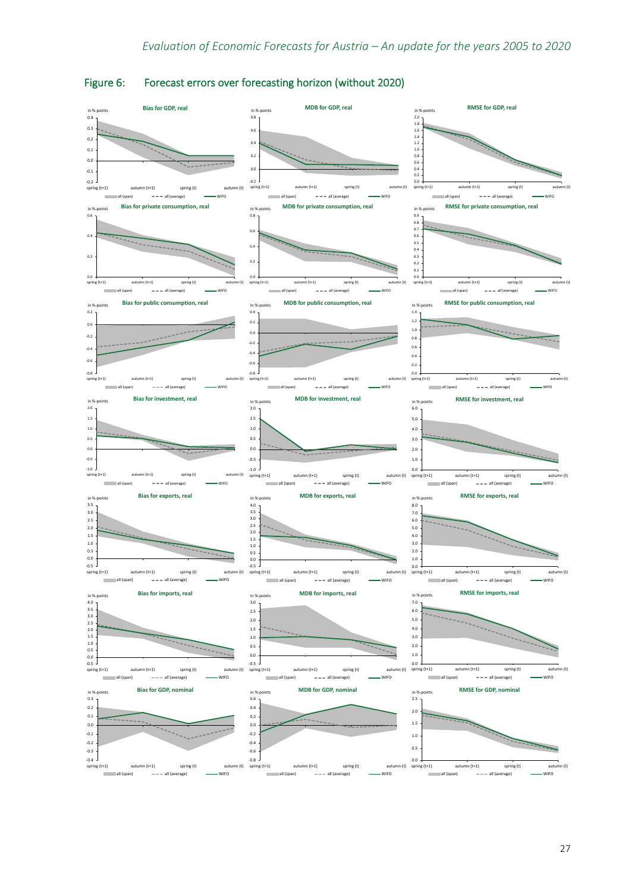## Figure 6: Forecast errors over forecasting horizon (without 2020)

**Bias for GDP, real** — in %-points; x-axis: spring (t+1), autumn (t+1), spring (t), autumn (t); legend: all (span), all (average), WIFO

**MDB for GDP, real** — in %-points; x-axis: spring (t+1), autumn (t+1), spring (t), autumn (t); legend: all (span), all (average), WIFO

**RMSE for GDP, real** — in %-points; x-axis: spring (t+1), autumn (t+1), spring (t), autumn (t); legend: all (span), all (average), WIFO

**Bias for private consumption, real** — in %-points; x-axis: spring (t+1), autumn (t+1), spring (t), autumn (t); legend: all (span), all (average), WIFO

**MDB for private consumption, real** — in %-points; x-axis: spring (t+1), autumn (t+1), spring (t), autumn (t); legend: all (span), all (average), WIFO

**RMSE for private consumption, real** — in %-points; x-axis: spring (t+1), autumn (t+1), spring (t), autumn (t); legend: all (span), all (average), WIFO

**Bias for public consumption, real** — in %-points; x-axis: spring (t+1), autumn (t+1), spring (t), autumn (t); legend: all (span), all (average), WIFO

**MDB for public consumption, real** — in %-points; x-axis: spring (t+1), autumn (t+1), spring (t), autumn (t); legend: all (span), all (average), WIFO

**RMSE for public consumption, real** — in %-points; x-axis: spring (t+1), autumn (t+1), spring (t), autumn (t); legend: all (span), all (average), WIFO

**Bias for investment, real** — in %-points; x-axis: spring (t+1), autumn (t+1), spring (t), autumn (t); legend: all (span), all (average), WIFO

**MDB for investment, real** — in %-points; x-axis: spring (t+1), autumn (t+1), spring (t), autumn (t); legend: all (span), all (average), WIFO

**RMSE for investment, real** — in %-points; x-axis: spring (t+1), autumn (t+1), spring (t), autumn (t); legend: all (span), all (average), WIFO

**Bias for exports, real** — in %-points; x-axis: spring (t+1), autumn (t+1), spring (t), autumn (t); legend: all (span), all (average), WIFO

**MDB for exports, real** — in %-points; x-axis: spring (t+1), autumn (t+1), spring (t), autumn (t); legend: all (span), all (average), WIFO

**RMSE for exports, real** — in %-points; x-axis: spring (t+1), autumn (t+1), spring (t), autumn (t); legend: all (span), all (average), WIFO

**Bias for imports, real** — in %-points; x-axis: spring (t+1), autumn (t+1), spring (t), autumn (t); legend: all (span), all (average), WIFO

**MDB for imports, real** — in %-points; x-axis: spring (t+1), autumn (t+1), spring (t), autumn (t); legend: all (span), all (average), WIFO

**RMSE for imports, real** — in %-points; x-axis: spring (t+1), autumn (t+1), spring (t), autumn (t); legend: all (span), all (average), WIFO

**Bias for GDP, nominal** — in %-points; x-axis: spring (t+1), autumn (t+1), spring (t), autumn (t); legend: all (span), all (average), WIFO

**MDB for GDP, nominal** — in %-points; x-axis: spring (t+1), autumn (t+1), spring (t), autumn (t); legend: all (span), all (average), WIFO

**RMSE for GDP, nominal** — in %-points; x-axis: spring (t+1), autumn (t+1), spring (t), autumn (t); legend: all (span), all (average), WIFO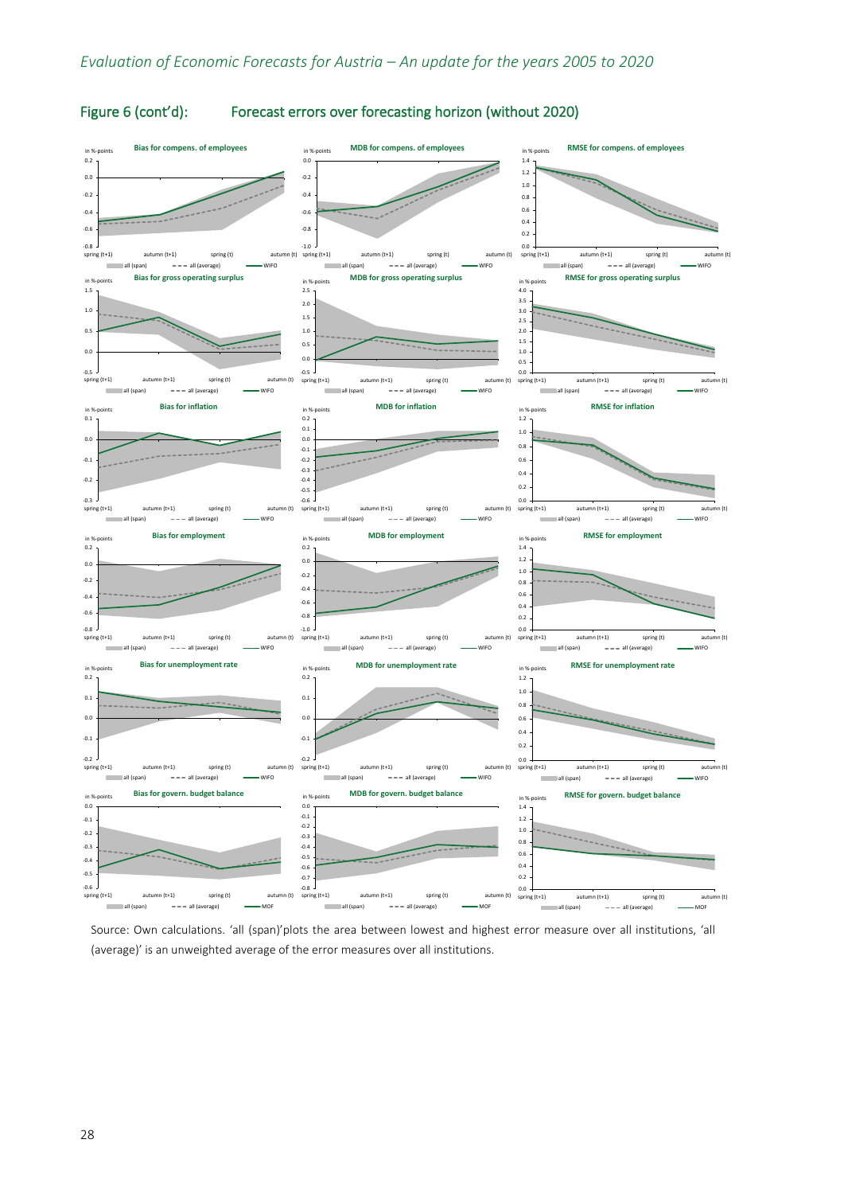## Figure 6 (cont'd): Forecast errors over forecasting horizon (without 2020)

**Bias for compens. of employees**
in %-points
0.2, 0.0, -0.2, -0.4, -0.6, -0.8
spring (t+1), autumn (t+1), spring (t), autumn (t)
all (span), all (average), WIFO

**MDB for compens. of employees**
in %-points
0.0, -0.2, -0.4, -0.6, -0.8, -1.0
spring (t+1), autumn (t+1), spring (t), autumn (t)
all (span), all (average), WIFO

**RMSE for compens. of employees**
in %-points
1.4, 1.2, 1.0, 0.8, 0.6, 0.4, 0.2, 0.0
spring (t+1), autumn (t+1), spring (t), autumn (t)
all (span), all (average), WIFO

**Bias for gross operating surplus**
in %-points
1.5, 1.0, 0.5, 0.0, -0.5
spring (t+1), autumn (t+1), spring (t), autumn (t)
all (span), all (average), WIFO

**MDB for gross operating surplus**
in %-points
2.5, 2.0, 1.5, 1.0, 0.5, 0.0, -0.5
spring (t+1), autumn (t+1), spring (t), autumn (t)
all (span), all (average), WIFO

**RMSE for gross operating surplus**
in %-points
4.0, 3.5, 3.0, 2.5, 2.0, 1.5, 1.0, 0.5, 0.0
spring (t+1), autumn (t+1), spring (t), autumn (t)
all (span), all (average), WIFO

**Bias for inflation**
in %-points
0.1, 0.0, -0.1, -0.2, -0.3
spring (t+1), autumn (t+1), spring (t), autumn (t)
all (span), all (average), WIFO

**MDB for inflation**
in %-points
0.2, 0.1, 0.0, -0.1, -0.2, -0.3, -0.4, -0.5, -0.6
spring (t+1), autumn (t+1), spring (t), autumn (t)
all (span), all (average), WIFO

**RMSE for inflation**
in %-points
1.2, 1.0, 0.8, 0.6, 0.4, 0.2, 0.0
spring (t+1), autumn (t+1), spring (t), autumn (t)
all (span), all (average), WIFO

**Bias for employment**
in %-points
0.2, 0.0, -0.2, -0.4, -0.6, -0.8
spring (t+1), autumn (t+1), spring (t), autumn (t)
all (span), all (average), WIFO

**MDB for employment**
in %-points
0.2, 0.0, -0.2, -0.4, -0.6, -0.8, -1.0
spring (t+1), autumn (t+1), spring (t), autumn (t)
all (span), all (average), WIFO

**RMSE for employment**
in %-points
1.4, 1.2, 1.0, 0.8, 0.6, 0.4, 0.2, 0.0
spring (t+1), autumn (t+1), spring (t), autumn (t)
all (span), all (average), WIFO

**Bias for unemployment rate**
in %-points
0.2, 0.1, 0.0, -0.1, -0.2
spring (t+1), autumn (t+1), spring (t), autumn (t)
all (span), all (average), WIFO

**MDB for unemployment rate**
in %-points
0.2, 0.1, 0.0, -0.1, -0.2
spring (t+1), autumn (t+1), spring (t), autumn (t)
all (span), all (average), WIFO

**RMSE for unemployment rate**
in %-points
1.2, 1.0, 0.8, 0.6, 0.4, 0.2, 0.0
spring (t+1), autumn (t+1), spring (t), autumn (t)
all (span), all (average), WIFO

**Bias for govern. budget balance**
in %-points
0.0, -0.1, -0.2, -0.3, -0.4, -0.5, -0.6
spring (t+1), autumn (t+1), spring (t), autumn (t)
all (span), all (average), MOF

**MDB for govern. budget balance**
in %-points
0.0, -0.1, -0.2, -0.3, -0.4, -0.5, -0.6, -0.7, -0.8
spring (t+1), autumn (t+1), spring (t), autumn (t)
all (span), all (average), MOF

**RMSE for govern. budget balance**
in %-points
1.4, 1.2, 1.0, 0.8, 0.6, 0.4, 0.2, 0.0
spring (t+1), autumn (t+1), spring (t), autumn (t)
all (span), all (average), MOF

Source: Own calculations. 'all (span)'plots the area between lowest and highest error measure over all institutions, 'all (average)' is an unweighted average of the error measures over all institutions.